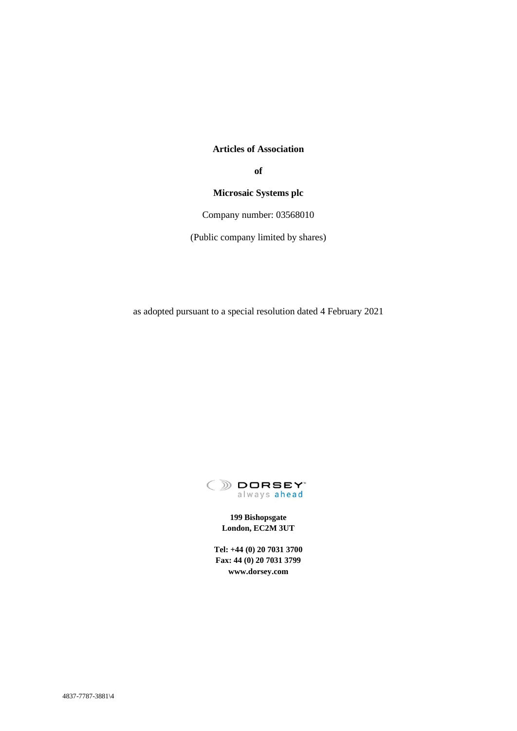**Articles of Association**

**of**

**Microsaic Systems plc**

Company number: 03568010

(Public company limited by shares)

as adopted pursuant to a special resolution dated 4 February 2021

DORSEY

always ahead

**199 Bishopsgate**
**London, EC2M 3UT**

**Tel: +44 (0) 20 7031 3700**
**Fax: 44 (0) 20 7031 3799**
**www.dorsey.com**

4837-7787-3881\4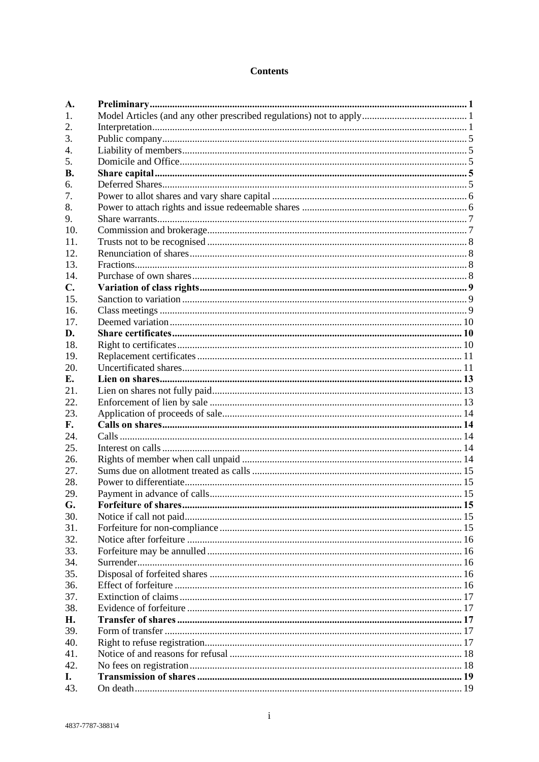# Contents

| | | |
|---|---|---|
| **A.** | **Preliminary** | **1** |
| 1. | Model Articles (and any other prescribed regulations) not to apply | 1 |
| 2. | Interpretation | 1 |
| 3. | Public company | 5 |
| 4. | Liability of members | 5 |
| 5. | Domicile and Office | 5 |
| **B.** | **Share capital** | **5** |
| 6. | Deferred Shares | 5 |
| 7. | Power to allot shares and vary share capital | 6 |
| 8. | Power to attach rights and issue redeemable shares | 6 |
| 9. | Share warrants | 7 |
| 10. | Commission and brokerage | 7 |
| 11. | Trusts not to be recognised | 8 |
| 12. | Renunciation of shares | 8 |
| 13. | Fractions | 8 |
| 14. | Purchase of own shares | 8 |
| **C.** | **Variation of class rights** | **9** |
| 15. | Sanction to variation | 9 |
| 16. | Class meetings | 9 |
| 17. | Deemed variation | 10 |
| **D.** | **Share certificates** | **10** |
| 18. | Right to certificates | 10 |
| 19. | Replacement certificates | 11 |
| 20. | Uncertificated shares | 11 |
| **E.** | **Lien on shares** | **13** |
| 21. | Lien on shares not fully paid | 13 |
| 22. | Enforcement of lien by sale | 13 |
| 23. | Application of proceeds of sale | 14 |
| **F.** | **Calls on shares** | **14** |
| 24. | Calls | 14 |
| 25. | Interest on calls | 14 |
| 26. | Rights of member when call unpaid | 14 |
| 27. | Sums due on allotment treated as calls | 15 |
| 28. | Power to differentiate | 15 |
| 29. | Payment in advance of calls | 15 |
| **G.** | **Forfeiture of shares** | **15** |
| 30. | Notice if call not paid | 15 |
| 31. | Forfeiture for non-compliance | 15 |
| 32. | Notice after forfeiture | 16 |
| 33. | Forfeiture may be annulled | 16 |
| 34. | Surrender | 16 |
| 35. | Disposal of forfeited shares | 16 |
| 36. | Effect of forfeiture | 16 |
| 37. | Extinction of claims | 17 |
| 38. | Evidence of forfeiture | 17 |
| **H.** | **Transfer of shares** | **17** |
| 39. | Form of transfer | 17 |
| 40. | Right to refuse registration | 17 |
| 41. | Notice of and reasons for refusal | 18 |
| 42. | No fees on registration | 18 |
| **I.** | **Transmission of shares** | **19** |
| 43. | On death | 19 |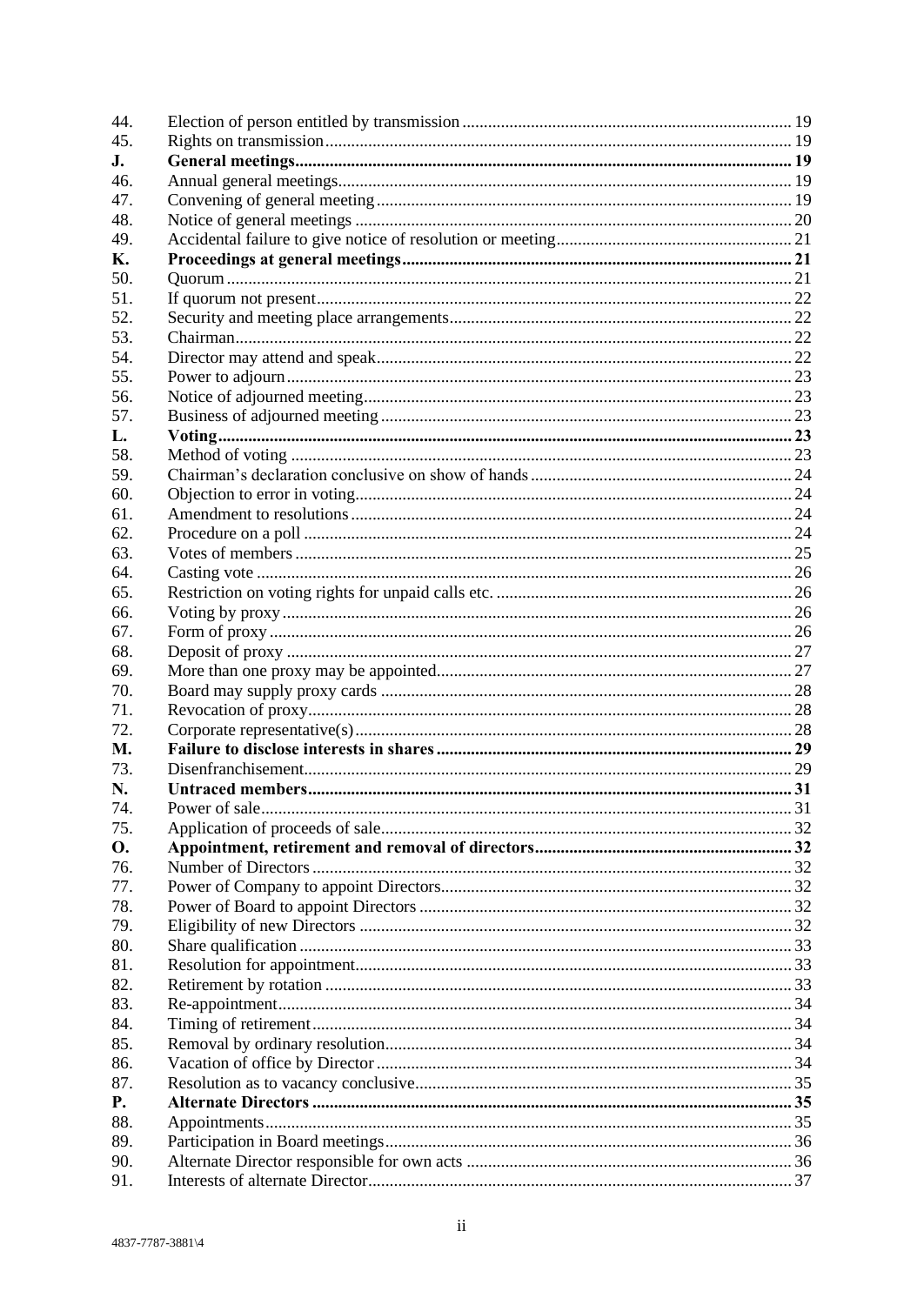| | | |
|---|---|---|
| 44. | Election of person entitled by transmission | 19 |
| 45. | Rights on transmission | 19 |
| **J.** | **General meetings** | **19** |
| 46. | Annual general meetings | 19 |
| 47. | Convening of general meeting | 19 |
| 48. | Notice of general meetings | 20 |
| 49. | Accidental failure to give notice of resolution or meeting | 21 |
| **K.** | **Proceedings at general meetings** | **21** |
| 50. | Quorum | 21 |
| 51. | If quorum not present | 22 |
| 52. | Security and meeting place arrangements | 22 |
| 53. | Chairman | 22 |
| 54. | Director may attend and speak | 22 |
| 55. | Power to adjourn | 23 |
| 56. | Notice of adjourned meeting | 23 |
| 57. | Business of adjourned meeting | 23 |
| **L.** | **Voting** | **23** |
| 58. | Method of voting | 23 |
| 59. | Chairman's declaration conclusive on show of hands | 24 |
| 60. | Objection to error in voting | 24 |
| 61. | Amendment to resolutions | 24 |
| 62. | Procedure on a poll | 24 |
| 63. | Votes of members | 25 |
| 64. | Casting vote | 26 |
| 65. | Restriction on voting rights for unpaid calls etc. | 26 |
| 66. | Voting by proxy | 26 |
| 67. | Form of proxy | 26 |
| 68. | Deposit of proxy | 27 |
| 69. | More than one proxy may be appointed | 27 |
| 70. | Board may supply proxy cards | 28 |
| 71. | Revocation of proxy | 28 |
| 72. | Corporate representative(s) | 28 |
| **M.** | **Failure to disclose interests in shares** | **29** |
| 73. | Disenfranchisement | 29 |
| **N.** | **Untraced members** | **31** |
| 74. | Power of sale | 31 |
| 75. | Application of proceeds of sale | 32 |
| **O.** | **Appointment, retirement and removal of directors** | **32** |
| 76. | Number of Directors | 32 |
| 77. | Power of Company to appoint Directors | 32 |
| 78. | Power of Board to appoint Directors | 32 |
| 79. | Eligibility of new Directors | 32 |
| 80. | Share qualification | 33 |
| 81. | Resolution for appointment | 33 |
| 82. | Retirement by rotation | 33 |
| 83. | Re-appointment | 34 |
| 84. | Timing of retirement | 34 |
| 85. | Removal by ordinary resolution | 34 |
| 86. | Vacation of office by Director | 34 |
| 87. | Resolution as to vacancy conclusive | 35 |
| **P.** | **Alternate Directors** | **35** |
| 88. | Appointments | 35 |
| 89. | Participation in Board meetings | 36 |
| 90. | Alternate Director responsible for own acts | 36 |
| 91. | Interests of alternate Director | 37 |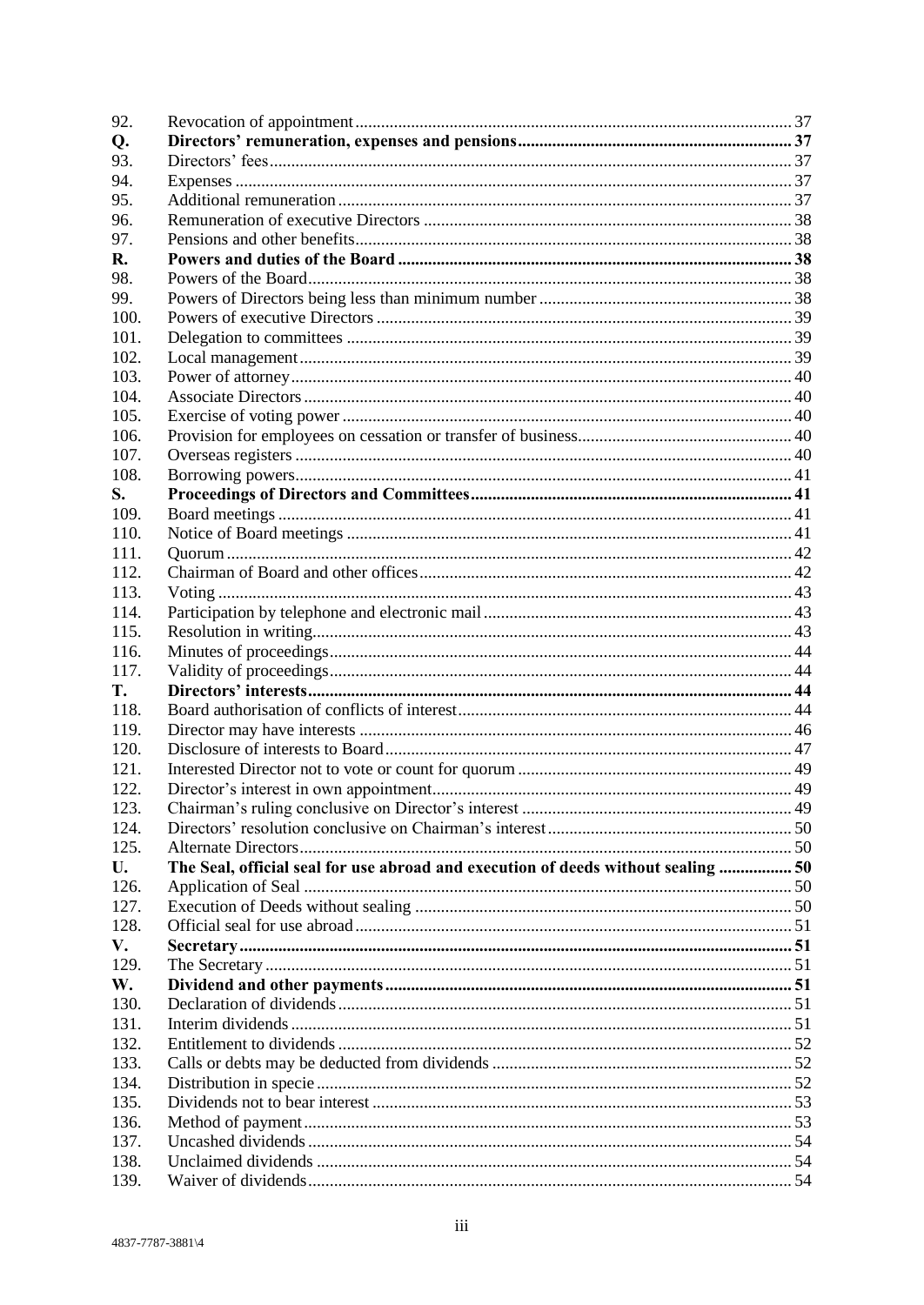| | | |
|---|---|---|
| 92. | Revocation of appointment | 37 |
| **Q.** | **Directors' remuneration, expenses and pensions** | **37** |
| 93. | Directors' fees | 37 |
| 94. | Expenses | 37 |
| 95. | Additional remuneration | 37 |
| 96. | Remuneration of executive Directors | 38 |
| 97. | Pensions and other benefits | 38 |
| **R.** | **Powers and duties of the Board** | **38** |
| 98. | Powers of the Board | 38 |
| 99. | Powers of Directors being less than minimum number | 38 |
| 100. | Powers of executive Directors | 39 |
| 101. | Delegation to committees | 39 |
| 102. | Local management | 39 |
| 103. | Power of attorney | 40 |
| 104. | Associate Directors | 40 |
| 105. | Exercise of voting power | 40 |
| 106. | Provision for employees on cessation or transfer of business | 40 |
| 107. | Overseas registers | 40 |
| 108. | Borrowing powers | 41 |
| **S.** | **Proceedings of Directors and Committees** | **41** |
| 109. | Board meetings | 41 |
| 110. | Notice of Board meetings | 41 |
| 111. | Quorum | 42 |
| 112. | Chairman of Board and other offices | 42 |
| 113. | Voting | 43 |
| 114. | Participation by telephone and electronic mail | 43 |
| 115. | Resolution in writing | 43 |
| 116. | Minutes of proceedings | 44 |
| 117. | Validity of proceedings | 44 |
| **T.** | **Directors' interests** | **44** |
| 118. | Board authorisation of conflicts of interest | 44 |
| 119. | Director may have interests | 46 |
| 120. | Disclosure of interests to Board | 47 |
| 121. | Interested Director not to vote or count for quorum | 49 |
| 122. | Director's interest in own appointment | 49 |
| 123. | Chairman's ruling conclusive on Director's interest | 49 |
| 124. | Directors' resolution conclusive on Chairman's interest | 50 |
| 125. | Alternate Directors | 50 |
| **U.** | **The Seal, official seal for use abroad and execution of deeds without sealing** | **50** |
| 126. | Application of Seal | 50 |
| 127. | Execution of Deeds without sealing | 50 |
| 128. | Official seal for use abroad | 51 |
| **V.** | **Secretary** | **51** |
| 129. | The Secretary | 51 |
| **W.** | **Dividend and other payments** | **51** |
| 130. | Declaration of dividends | 51 |
| 131. | Interim dividends | 51 |
| 132. | Entitlement to dividends | 52 |
| 133. | Calls or debts may be deducted from dividends | 52 |
| 134. | Distribution in specie | 52 |
| 135. | Dividends not to bear interest | 53 |
| 136. | Method of payment | 53 |
| 137. | Uncashed dividends | 54 |
| 138. | Unclaimed dividends | 54 |
| 139. | Waiver of dividends | 54 |

4837-7787-3881\4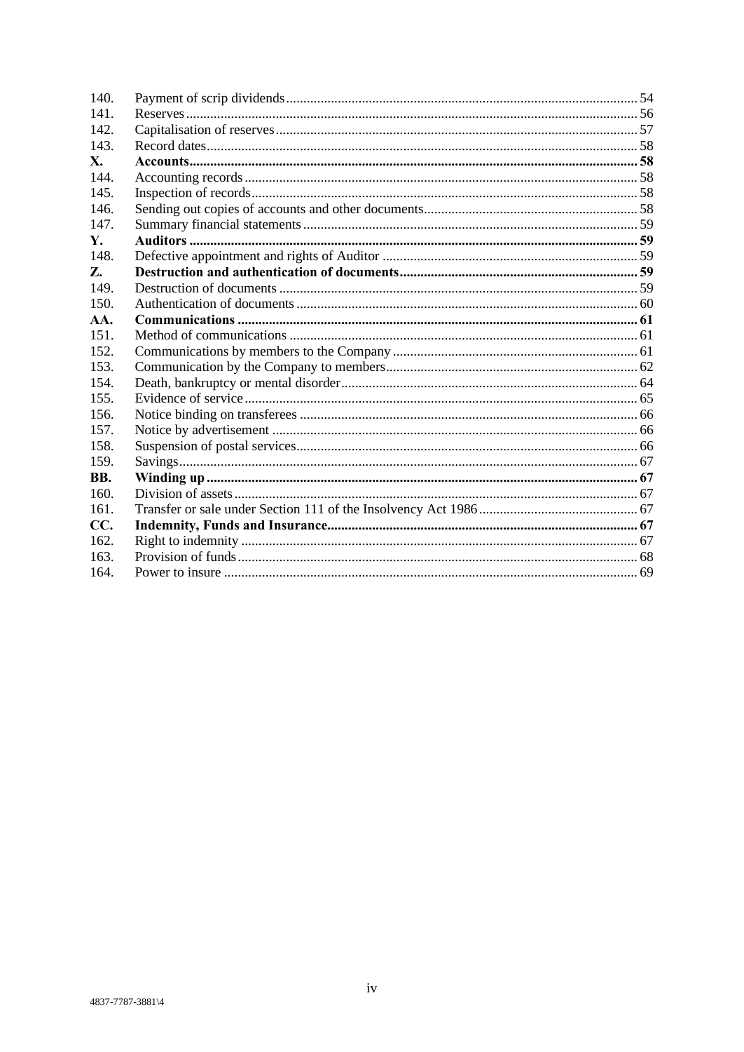| | | |
|---|---|---|
| 140. | Payment of scrip dividends | 54 |
| 141. | Reserves | 56 |
| 142. | Capitalisation of reserves | 57 |
| 143. | Record dates | 58 |
| **X.** | **Accounts** | **58** |
| 144. | Accounting records | 58 |
| 145. | Inspection of records | 58 |
| 146. | Sending out copies of accounts and other documents | 58 |
| 147. | Summary financial statements | 59 |
| **Y.** | **Auditors** | **59** |
| 148. | Defective appointment and rights of Auditor | 59 |
| **Z.** | **Destruction and authentication of documents** | **59** |
| 149. | Destruction of documents | 59 |
| 150. | Authentication of documents | 60 |
| **AA.** | **Communications** | **61** |
| 151. | Method of communications | 61 |
| 152. | Communications by members to the Company | 61 |
| 153. | Communication by the Company to members | 62 |
| 154. | Death, bankruptcy or mental disorder | 64 |
| 155. | Evidence of service | 65 |
| 156. | Notice binding on transferees | 66 |
| 157. | Notice by advertisement | 66 |
| 158. | Suspension of postal services | 66 |
| 159. | Savings | 67 |
| **BB.** | **Winding up** | **67** |
| 160. | Division of assets | 67 |
| 161. | Transfer or sale under Section 111 of the Insolvency Act 1986 | 67 |
| **CC.** | **Indemnity, Funds and Insurance** | **67** |
| 162. | Right to indemnity | 67 |
| 163. | Provision of funds | 68 |
| 164. | Power to insure | 69 |

4837-7787-3881\4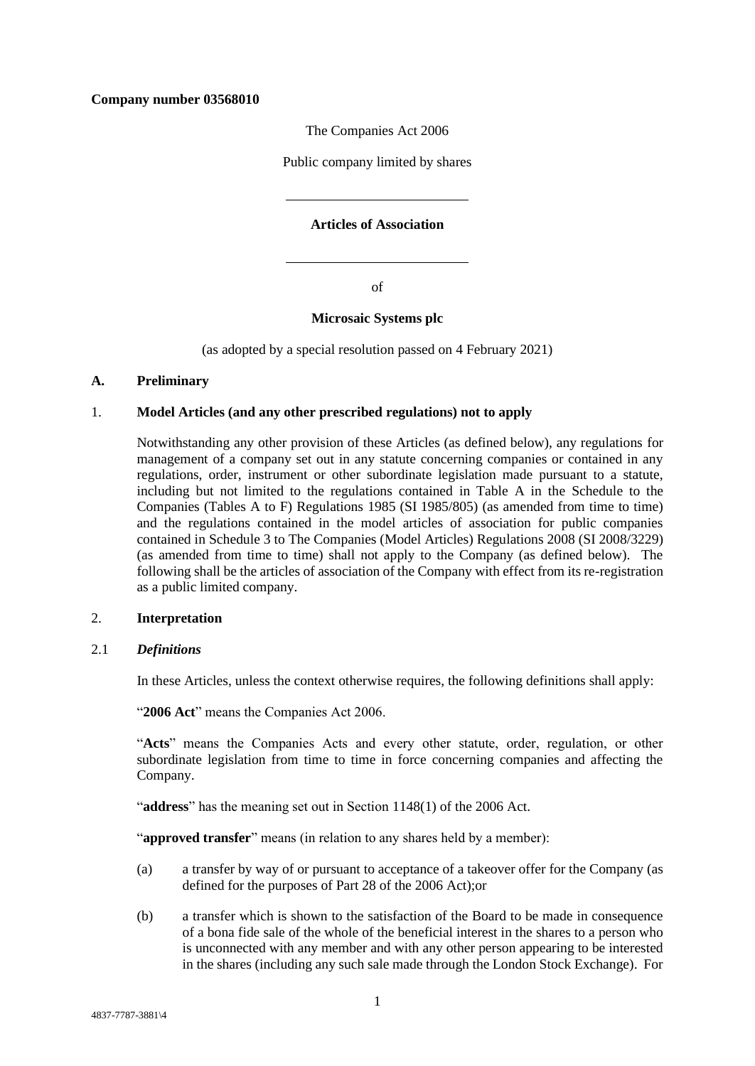**Company number 03568010**

The Companies Act 2006

Public company limited by shares

---

**Articles of Association**

---

of

**Microsaic Systems plc**

(as adopted by a special resolution passed on 4 February 2021)

## A. Preliminary

### 1. Model Articles (and any other prescribed regulations) not to apply

Notwithstanding any other provision of these Articles (as defined below), any regulations for management of a company set out in any statute concerning companies or contained in any regulations, order, instrument or other subordinate legislation made pursuant to a statute, including but not limited to the regulations contained in Table A in the Schedule to the Companies (Tables A to F) Regulations 1985 (SI 1985/805) (as amended from time to time) and the regulations contained in the model articles of association for public companies contained in Schedule 3 to The Companies (Model Articles) Regulations 2008 (SI 2008/3229) (as amended from time to time) shall not apply to the Company (as defined below). The following shall be the articles of association of the Company with effect from its re-registration as a public limited company.

### 2. Interpretation

#### 2.1 *Definitions*

In these Articles, unless the context otherwise requires, the following definitions shall apply:

"**2006 Act**" means the Companies Act 2006.

"**Acts**" means the Companies Acts and every other statute, order, regulation, or other subordinate legislation from time to time in force concerning companies and affecting the Company.

"**address**" has the meaning set out in Section 1148(1) of the 2006 Act.

"**approved transfer**" means (in relation to any shares held by a member):

(a) a transfer by way of or pursuant to acceptance of a takeover offer for the Company (as defined for the purposes of Part 28 of the 2006 Act);or

(b) a transfer which is shown to the satisfaction of the Board to be made in consequence of a bona fide sale of the whole of the beneficial interest in the shares to a person who is unconnected with any member and with any other person appearing to be interested in the shares (including any such sale made through the London Stock Exchange). For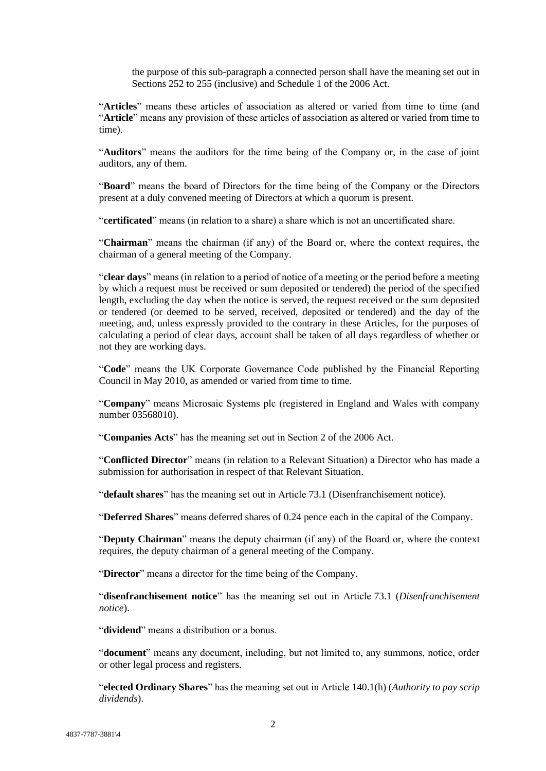the purpose of this sub-paragraph a connected person shall have the meaning set out in Sections 252 to 255 (inclusive) and Schedule 1 of the 2006 Act.

"**Articles**" means these articles of association as altered or varied from time to time (and "**Article**" means any provision of these articles of association as altered or varied from time to time).

"**Auditors**" means the auditors for the time being of the Company or, in the case of joint auditors, any of them.

"**Board**" means the board of Directors for the time being of the Company or the Directors present at a duly convened meeting of Directors at which a quorum is present.

"**certificated**" means (in relation to a share) a share which is not an uncertificated share.

"**Chairman**" means the chairman (if any) of the Board or, where the context requires, the chairman of a general meeting of the Company.

"**clear days**" means (in relation to a period of notice of a meeting or the period before a meeting by which a request must be received or sum deposited or tendered) the period of the specified length, excluding the day when the notice is served, the request received or the sum deposited or tendered (or deemed to be served, received, deposited or tendered) and the day of the meeting, and, unless expressly provided to the contrary in these Articles, for the purposes of calculating a period of clear days, account shall be taken of all days regardless of whether or not they are working days.

"**Code**" means the UK Corporate Governance Code published by the Financial Reporting Council in May 2010, as amended or varied from time to time.

"**Company**" means Microsaic Systems plc (registered in England and Wales with company number 03568010).

"**Companies Acts**" has the meaning set out in Section 2 of the 2006 Act.

"**Conflicted Director**" means (in relation to a Relevant Situation) a Director who has made a submission for authorisation in respect of that Relevant Situation.

"**default shares**" has the meaning set out in Article 73.1 (Disenfranchisement notice).

"**Deferred Shares**" means deferred shares of 0.24 pence each in the capital of the Company.

"**Deputy Chairman**" means the deputy chairman (if any) of the Board or, where the context requires, the deputy chairman of a general meeting of the Company.

"**Director**" means a director for the time being of the Company.

"**disenfranchisement notice**" has the meaning set out in Article 73.1 (*Disenfranchisement notice*).

"**dividend**" means a distribution or a bonus.

"**document**" means any document, including, but not limited to, any summons, notice, order or other legal process and registers.

"**elected Ordinary Shares**" has the meaning set out in Article 140.1(h) (*Authority to pay scrip dividends*).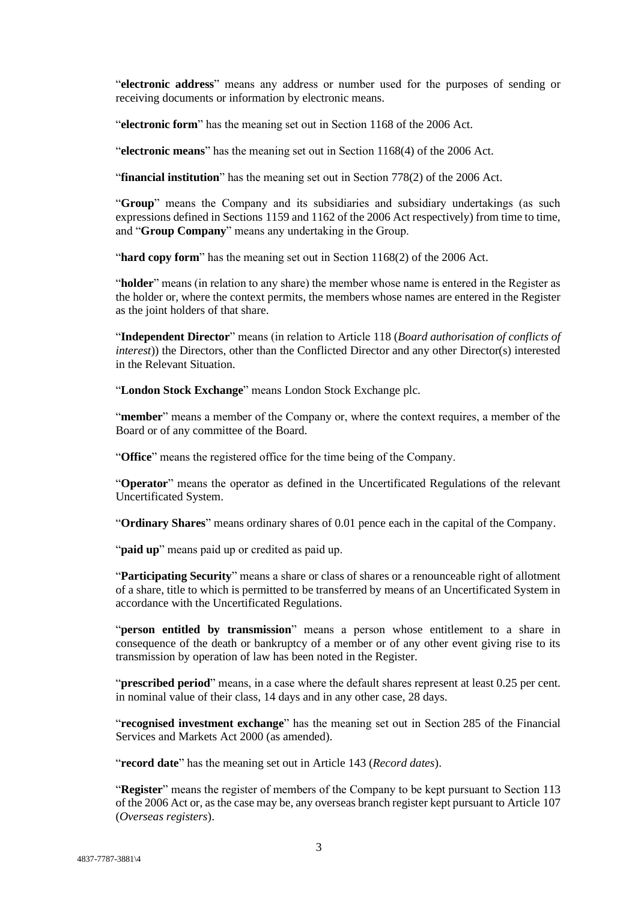"**electronic address**" means any address or number used for the purposes of sending or receiving documents or information by electronic means.

"**electronic form**" has the meaning set out in Section 1168 of the 2006 Act.

"**electronic means**" has the meaning set out in Section 1168(4) of the 2006 Act.

"**financial institution**" has the meaning set out in Section 778(2) of the 2006 Act.

"**Group**" means the Company and its subsidiaries and subsidiary undertakings (as such expressions defined in Sections 1159 and 1162 of the 2006 Act respectively) from time to time, and "**Group Company**" means any undertaking in the Group.

"**hard copy form**" has the meaning set out in Section 1168(2) of the 2006 Act.

"**holder**" means (in relation to any share) the member whose name is entered in the Register as the holder or, where the context permits, the members whose names are entered in the Register as the joint holders of that share.

"**Independent Director**" means (in relation to Article 118 (*Board authorisation of conflicts of interest*)) the Directors, other than the Conflicted Director and any other Director(s) interested in the Relevant Situation.

"**London Stock Exchange**" means London Stock Exchange plc.

"**member**" means a member of the Company or, where the context requires, a member of the Board or of any committee of the Board.

"**Office**" means the registered office for the time being of the Company.

"**Operator**" means the operator as defined in the Uncertificated Regulations of the relevant Uncertificated System.

"**Ordinary Shares**" means ordinary shares of 0.01 pence each in the capital of the Company.

"**paid up**" means paid up or credited as paid up.

"**Participating Security**" means a share or class of shares or a renounceable right of allotment of a share, title to which is permitted to be transferred by means of an Uncertificated System in accordance with the Uncertificated Regulations.

"**person entitled by transmission**" means a person whose entitlement to a share in consequence of the death or bankruptcy of a member or of any other event giving rise to its transmission by operation of law has been noted in the Register.

"**prescribed period**" means, in a case where the default shares represent at least 0.25 per cent. in nominal value of their class, 14 days and in any other case, 28 days.

"**recognised investment exchange**" has the meaning set out in Section 285 of the Financial Services and Markets Act 2000 (as amended).

"**record date**" has the meaning set out in Article 143 (*Record dates*).

"**Register**" means the register of members of the Company to be kept pursuant to Section 113 of the 2006 Act or, as the case may be, any overseas branch register kept pursuant to Article 107 (*Overseas registers*).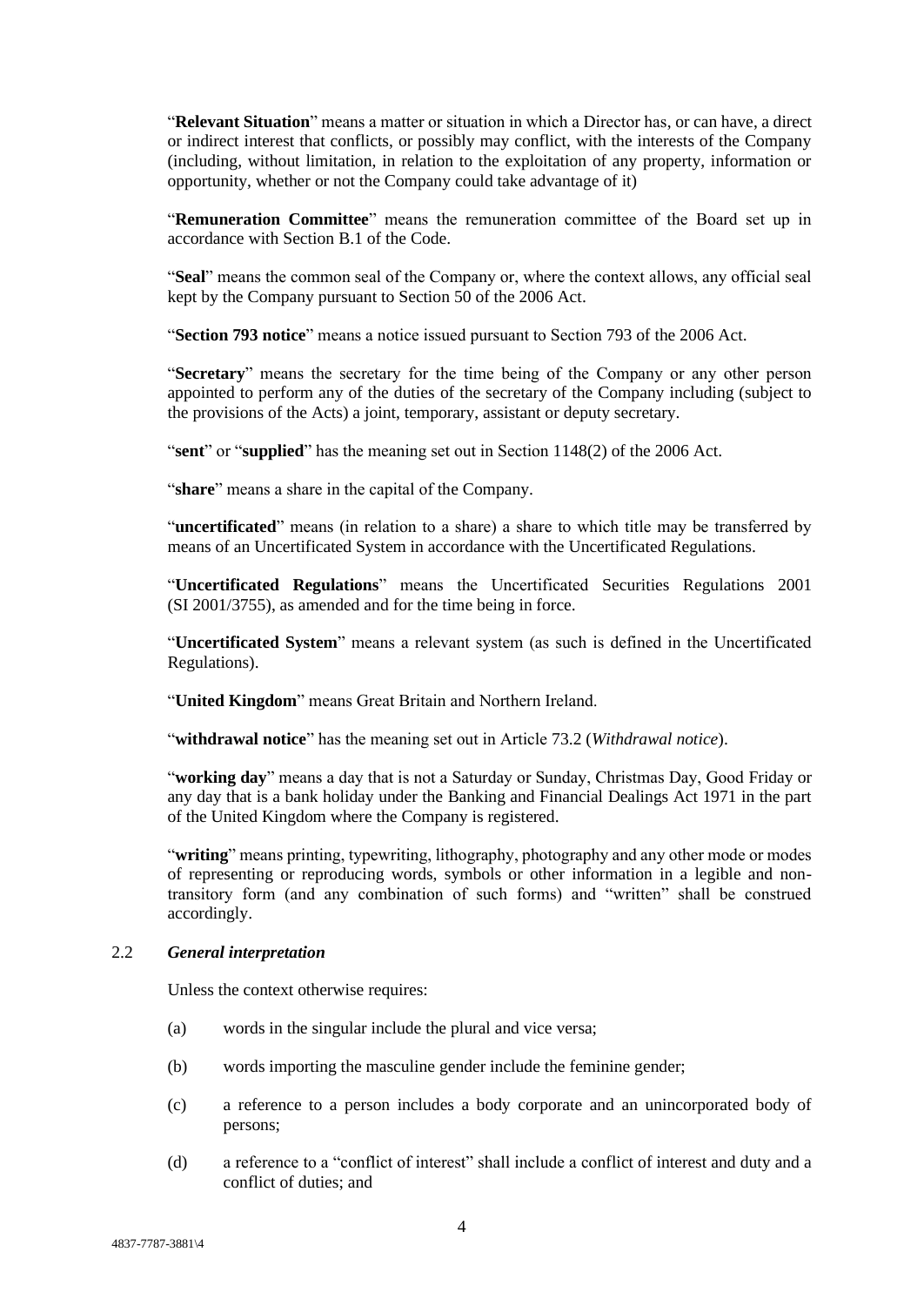"**Relevant Situation**" means a matter or situation in which a Director has, or can have, a direct or indirect interest that conflicts, or possibly may conflict, with the interests of the Company (including, without limitation, in relation to the exploitation of any property, information or opportunity, whether or not the Company could take advantage of it)

"**Remuneration Committee**" means the remuneration committee of the Board set up in accordance with Section B.1 of the Code.

"**Seal**" means the common seal of the Company or, where the context allows, any official seal kept by the Company pursuant to Section 50 of the 2006 Act.

"**Section 793 notice**" means a notice issued pursuant to Section 793 of the 2006 Act.

"**Secretary**" means the secretary for the time being of the Company or any other person appointed to perform any of the duties of the secretary of the Company including (subject to the provisions of the Acts) a joint, temporary, assistant or deputy secretary.

"**sent**" or "**supplied**" has the meaning set out in Section 1148(2) of the 2006 Act.

"**share**" means a share in the capital of the Company.

"**uncertificated**" means (in relation to a share) a share to which title may be transferred by means of an Uncertificated System in accordance with the Uncertificated Regulations.

"**Uncertificated Regulations**" means the Uncertificated Securities Regulations 2001 (SI 2001/3755), as amended and for the time being in force.

"**Uncertificated System**" means a relevant system (as such is defined in the Uncertificated Regulations).

"**United Kingdom**" means Great Britain and Northern Ireland.

"**withdrawal notice**" has the meaning set out in Article 73.2 (*Withdrawal notice*).

"**working day**" means a day that is not a Saturday or Sunday, Christmas Day, Good Friday or any day that is a bank holiday under the Banking and Financial Dealings Act 1971 in the part of the United Kingdom where the Company is registered.

"**writing**" means printing, typewriting, lithography, photography and any other mode or modes of representing or reproducing words, symbols or other information in a legible and non-transitory form (and any combination of such forms) and "written" shall be construed accordingly.

2.2 ***General interpretation***

Unless the context otherwise requires:

(a) words in the singular include the plural and vice versa;

(b) words importing the masculine gender include the feminine gender;

(c) a reference to a person includes a body corporate and an unincorporated body of persons;

(d) a reference to a "conflict of interest" shall include a conflict of interest and duty and a conflict of duties; and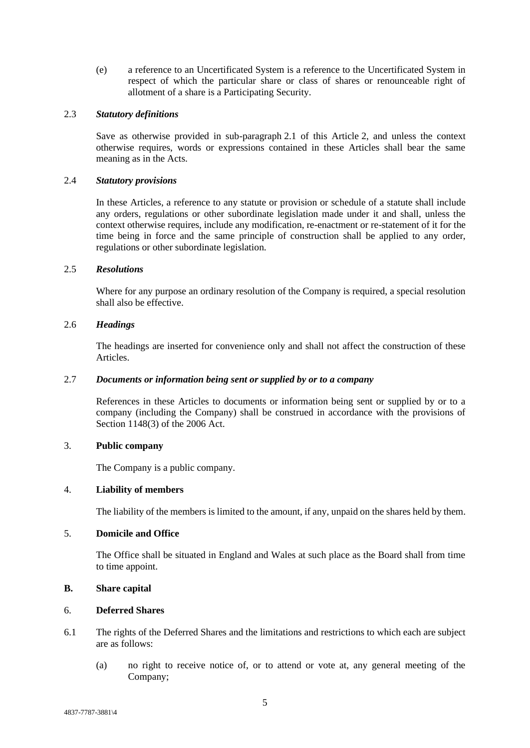(e) a reference to an Uncertificated System is a reference to the Uncertificated System in respect of which the particular share or class of shares or renounceable right of allotment of a share is a Participating Security.

2.3 ***Statutory definitions***

Save as otherwise provided in sub-paragraph 2.1 of this Article 2, and unless the context otherwise requires, words or expressions contained in these Articles shall bear the same meaning as in the Acts.

2.4 ***Statutory provisions***

In these Articles, a reference to any statute or provision or schedule of a statute shall include any orders, regulations or other subordinate legislation made under it and shall, unless the context otherwise requires, include any modification, re-enactment or re-statement of it for the time being in force and the same principle of construction shall be applied to any order, regulations or other subordinate legislation.

2.5 ***Resolutions***

Where for any purpose an ordinary resolution of the Company is required, a special resolution shall also be effective.

2.6 ***Headings***

The headings are inserted for convenience only and shall not affect the construction of these Articles.

2.7 ***Documents or information being sent or supplied by or to a company***

References in these Articles to documents or information being sent or supplied by or to a company (including the Company) shall be construed in accordance with the provisions of Section 1148(3) of the 2006 Act.

3. **Public company**

The Company is a public company.

4. **Liability of members**

The liability of the members is limited to the amount, if any, unpaid on the shares held by them.

5. **Domicile and Office**

The Office shall be situated in England and Wales at such place as the Board shall from time to time appoint.

**B. Share capital**

6. **Deferred Shares**

6.1 The rights of the Deferred Shares and the limitations and restrictions to which each are subject are as follows:

(a) no right to receive notice of, or to attend or vote at, any general meeting of the Company;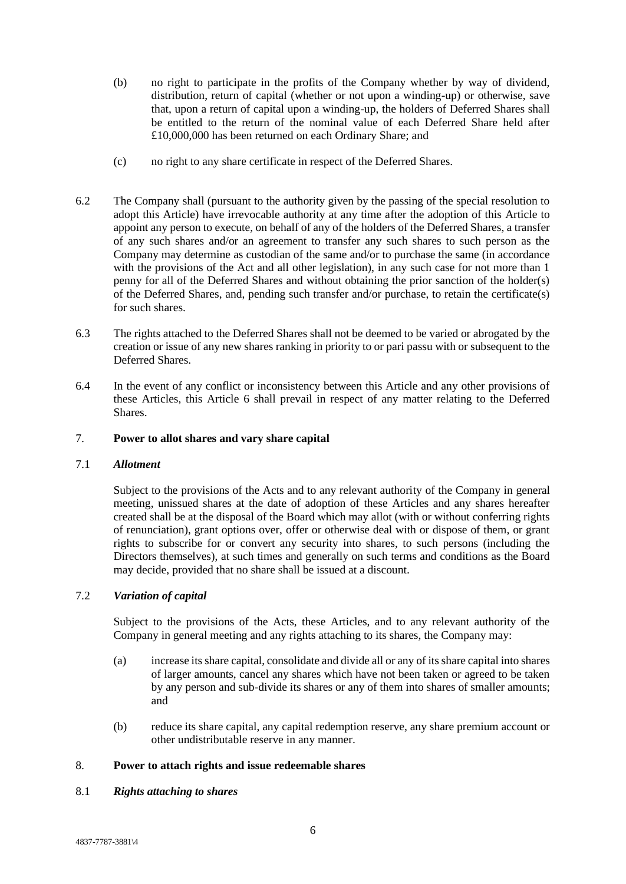(b) no right to participate in the profits of the Company whether by way of dividend, distribution, return of capital (whether or not upon a winding-up) or otherwise, save that, upon a return of capital upon a winding-up, the holders of Deferred Shares shall be entitled to the return of the nominal value of each Deferred Share held after £10,000,000 has been returned on each Ordinary Share; and

(c) no right to any share certificate in respect of the Deferred Shares.

6.2 The Company shall (pursuant to the authority given by the passing of the special resolution to adopt this Article) have irrevocable authority at any time after the adoption of this Article to appoint any person to execute, on behalf of any of the holders of the Deferred Shares, a transfer of any such shares and/or an agreement to transfer any such shares to such person as the Company may determine as custodian of the same and/or to purchase the same (in accordance with the provisions of the Act and all other legislation), in any such case for not more than 1 penny for all of the Deferred Shares and without obtaining the prior sanction of the holder(s) of the Deferred Shares, and, pending such transfer and/or purchase, to retain the certificate(s) for such shares.

6.3 The rights attached to the Deferred Shares shall not be deemed to be varied or abrogated by the creation or issue of any new shares ranking in priority to or pari passu with or subsequent to the Deferred Shares.

6.4 In the event of any conflict or inconsistency between this Article and any other provisions of these Articles, this Article 6 shall prevail in respect of any matter relating to the Deferred Shares.

## 7. **Power to allot shares and vary share capital**

### 7.1 ***Allotment***

Subject to the provisions of the Acts and to any relevant authority of the Company in general meeting, unissued shares at the date of adoption of these Articles and any shares hereafter created shall be at the disposal of the Board which may allot (with or without conferring rights of renunciation), grant options over, offer or otherwise deal with or dispose of them, or grant rights to subscribe for or convert any security into shares, to such persons (including the Directors themselves), at such times and generally on such terms and conditions as the Board may decide, provided that no share shall be issued at a discount.

### 7.2 ***Variation of capital***

Subject to the provisions of the Acts, these Articles, and to any relevant authority of the Company in general meeting and any rights attaching to its shares, the Company may:

(a) increase its share capital, consolidate and divide all or any of its share capital into shares of larger amounts, cancel any shares which have not been taken or agreed to be taken by any person and sub-divide its shares or any of them into shares of smaller amounts; and

(b) reduce its share capital, any capital redemption reserve, any share premium account or other undistributable reserve in any manner.

## 8. **Power to attach rights and issue redeemable shares**

### 8.1 ***Rights attaching to shares***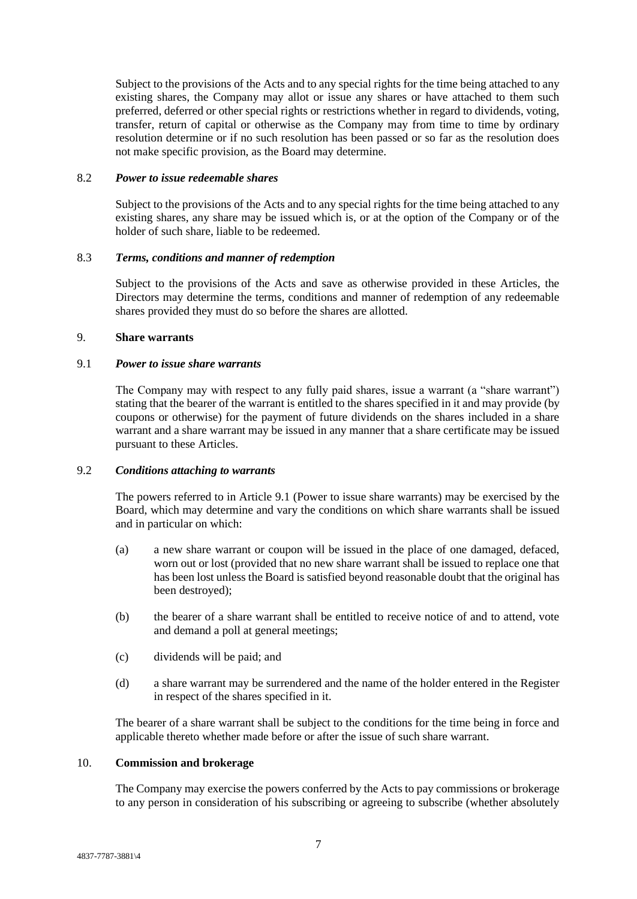Subject to the provisions of the Acts and to any special rights for the time being attached to any existing shares, the Company may allot or issue any shares or have attached to them such preferred, deferred or other special rights or restrictions whether in regard to dividends, voting, transfer, return of capital or otherwise as the Company may from time to time by ordinary resolution determine or if no such resolution has been passed or so far as the resolution does not make specific provision, as the Board may determine.

### 8.2 *Power to issue redeemable shares*

Subject to the provisions of the Acts and to any special rights for the time being attached to any existing shares, any share may be issued which is, or at the option of the Company or of the holder of such share, liable to be redeemed.

### 8.3 *Terms, conditions and manner of redemption*

Subject to the provisions of the Acts and save as otherwise provided in these Articles, the Directors may determine the terms, conditions and manner of redemption of any redeemable shares provided they must do so before the shares are allotted.

## 9. **Share warrants**

### 9.1 *Power to issue share warrants*

The Company may with respect to any fully paid shares, issue a warrant (a "share warrant") stating that the bearer of the warrant is entitled to the shares specified in it and may provide (by coupons or otherwise) for the payment of future dividends on the shares included in a share warrant and a share warrant may be issued in any manner that a share certificate may be issued pursuant to these Articles.

### 9.2 *Conditions attaching to warrants*

The powers referred to in Article 9.1 (Power to issue share warrants) may be exercised by the Board, which may determine and vary the conditions on which share warrants shall be issued and in particular on which:

(a) a new share warrant or coupon will be issued in the place of one damaged, defaced, worn out or lost (provided that no new share warrant shall be issued to replace one that has been lost unless the Board is satisfied beyond reasonable doubt that the original has been destroyed);

(b) the bearer of a share warrant shall be entitled to receive notice of and to attend, vote and demand a poll at general meetings;

(c) dividends will be paid; and

(d) a share warrant may be surrendered and the name of the holder entered in the Register in respect of the shares specified in it.

The bearer of a share warrant shall be subject to the conditions for the time being in force and applicable thereto whether made before or after the issue of such share warrant.

## 10. **Commission and brokerage**

The Company may exercise the powers conferred by the Acts to pay commissions or brokerage to any person in consideration of his subscribing or agreeing to subscribe (whether absolutely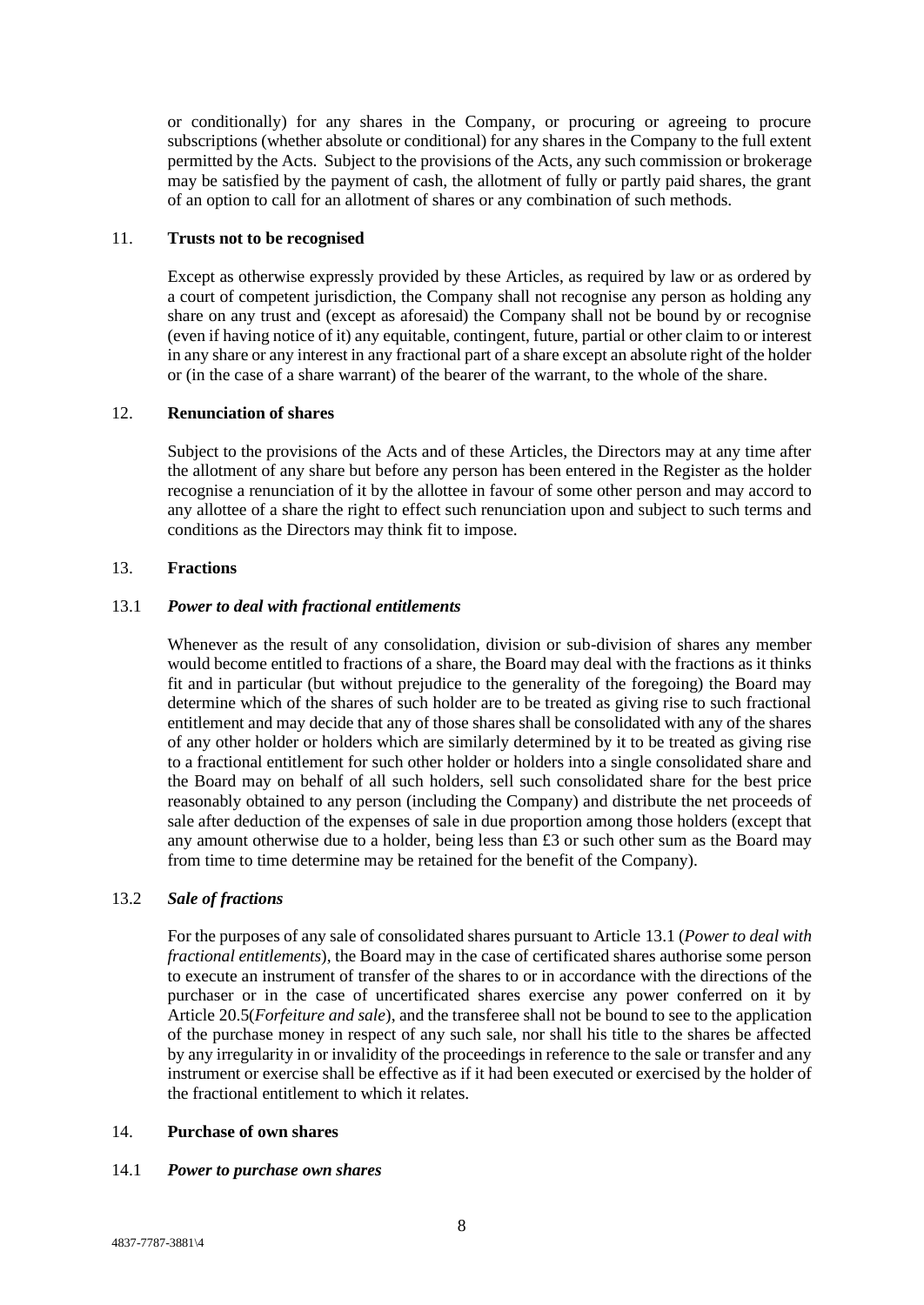or conditionally) for any shares in the Company, or procuring or agreeing to procure subscriptions (whether absolute or conditional) for any shares in the Company to the full extent permitted by the Acts. Subject to the provisions of the Acts, any such commission or brokerage may be satisfied by the payment of cash, the allotment of fully or partly paid shares, the grant of an option to call for an allotment of shares or any combination of such methods.

## 11. Trusts not to be recognised

Except as otherwise expressly provided by these Articles, as required by law or as ordered by a court of competent jurisdiction, the Company shall not recognise any person as holding any share on any trust and (except as aforesaid) the Company shall not be bound by or recognise (even if having notice of it) any equitable, contingent, future, partial or other claim to or interest in any share or any interest in any fractional part of a share except an absolute right of the holder or (in the case of a share warrant) of the bearer of the warrant, to the whole of the share.

## 12. Renunciation of shares

Subject to the provisions of the Acts and of these Articles, the Directors may at any time after the allotment of any share but before any person has been entered in the Register as the holder recognise a renunciation of it by the allottee in favour of some other person and may accord to any allottee of a share the right to effect such renunciation upon and subject to such terms and conditions as the Directors may think fit to impose.

## 13. Fractions

### 13.1 *Power to deal with fractional entitlements*

Whenever as the result of any consolidation, division or sub-division of shares any member would become entitled to fractions of a share, the Board may deal with the fractions as it thinks fit and in particular (but without prejudice to the generality of the foregoing) the Board may determine which of the shares of such holder are to be treated as giving rise to such fractional entitlement and may decide that any of those shares shall be consolidated with any of the shares of any other holder or holders which are similarly determined by it to be treated as giving rise to a fractional entitlement for such other holder or holders into a single consolidated share and the Board may on behalf of all such holders, sell such consolidated share for the best price reasonably obtained to any person (including the Company) and distribute the net proceeds of sale after deduction of the expenses of sale in due proportion among those holders (except that any amount otherwise due to a holder, being less than £3 or such other sum as the Board may from time to time determine may be retained for the benefit of the Company).

### 13.2 *Sale of fractions*

For the purposes of any sale of consolidated shares pursuant to Article 13.1 (*Power to deal with fractional entitlements*), the Board may in the case of certificated shares authorise some person to execute an instrument of transfer of the shares to or in accordance with the directions of the purchaser or in the case of uncertificated shares exercise any power conferred on it by Article 20.5(*Forfeiture and sale*), and the transferee shall not be bound to see to the application of the purchase money in respect of any such sale, nor shall his title to the shares be affected by any irregularity in or invalidity of the proceedings in reference to the sale or transfer and any instrument or exercise shall be effective as if it had been executed or exercised by the holder of the fractional entitlement to which it relates.

## 14. Purchase of own shares

### 14.1 *Power to purchase own shares*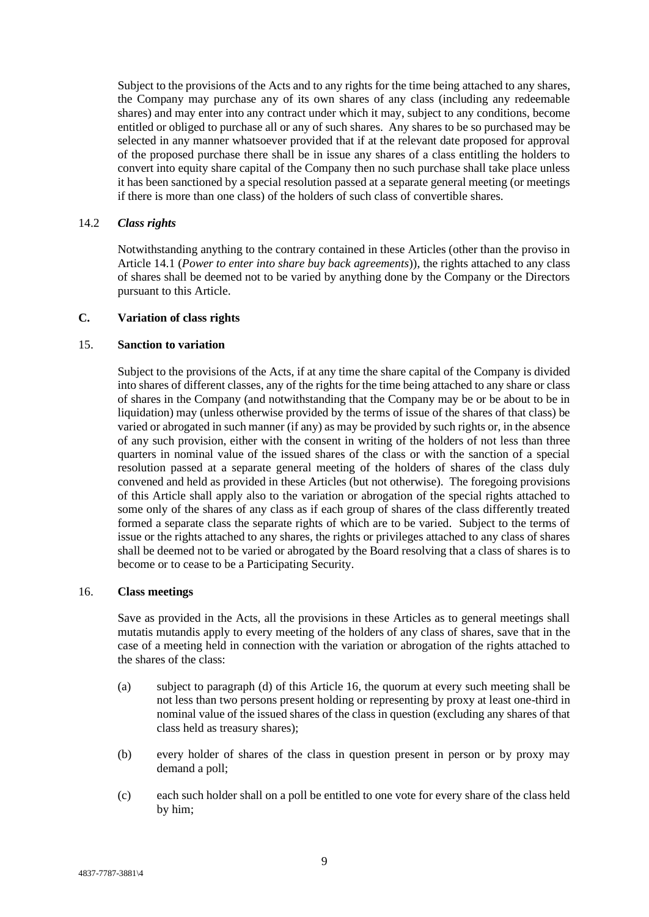Subject to the provisions of the Acts and to any rights for the time being attached to any shares, the Company may purchase any of its own shares of any class (including any redeemable shares) and may enter into any contract under which it may, subject to any conditions, become entitled or obliged to purchase all or any of such shares. Any shares to be so purchased may be selected in any manner whatsoever provided that if at the relevant date proposed for approval of the proposed purchase there shall be in issue any shares of a class entitling the holders to convert into equity share capital of the Company then no such purchase shall take place unless it has been sanctioned by a special resolution passed at a separate general meeting (or meetings if there is more than one class) of the holders of such class of convertible shares.

14.2 ***Class rights***

Notwithstanding anything to the contrary contained in these Articles (other than the proviso in Article 14.1 (*Power to enter into share buy back agreements*)), the rights attached to any class of shares shall be deemed not to be varied by anything done by the Company or the Directors pursuant to this Article.

**C. Variation of class rights**

15. **Sanction to variation**

Subject to the provisions of the Acts, if at any time the share capital of the Company is divided into shares of different classes, any of the rights for the time being attached to any share or class of shares in the Company (and notwithstanding that the Company may be or be about to be in liquidation) may (unless otherwise provided by the terms of issue of the shares of that class) be varied or abrogated in such manner (if any) as may be provided by such rights or, in the absence of any such provision, either with the consent in writing of the holders of not less than three quarters in nominal value of the issued shares of the class or with the sanction of a special resolution passed at a separate general meeting of the holders of shares of the class duly convened and held as provided in these Articles (but not otherwise). The foregoing provisions of this Article shall apply also to the variation or abrogation of the special rights attached to some only of the shares of any class as if each group of shares of the class differently treated formed a separate class the separate rights of which are to be varied. Subject to the terms of issue or the rights attached to any shares, the rights or privileges attached to any class of shares shall be deemed not to be varied or abrogated by the Board resolving that a class of shares is to become or to cease to be a Participating Security.

16. **Class meetings**

Save as provided in the Acts, all the provisions in these Articles as to general meetings shall mutatis mutandis apply to every meeting of the holders of any class of shares, save that in the case of a meeting held in connection with the variation or abrogation of the rights attached to the shares of the class:

(a) subject to paragraph (d) of this Article 16, the quorum at every such meeting shall be not less than two persons present holding or representing by proxy at least one-third in nominal value of the issued shares of the class in question (excluding any shares of that class held as treasury shares);

(b) every holder of shares of the class in question present in person or by proxy may demand a poll;

(c) each such holder shall on a poll be entitled to one vote for every share of the class held by him;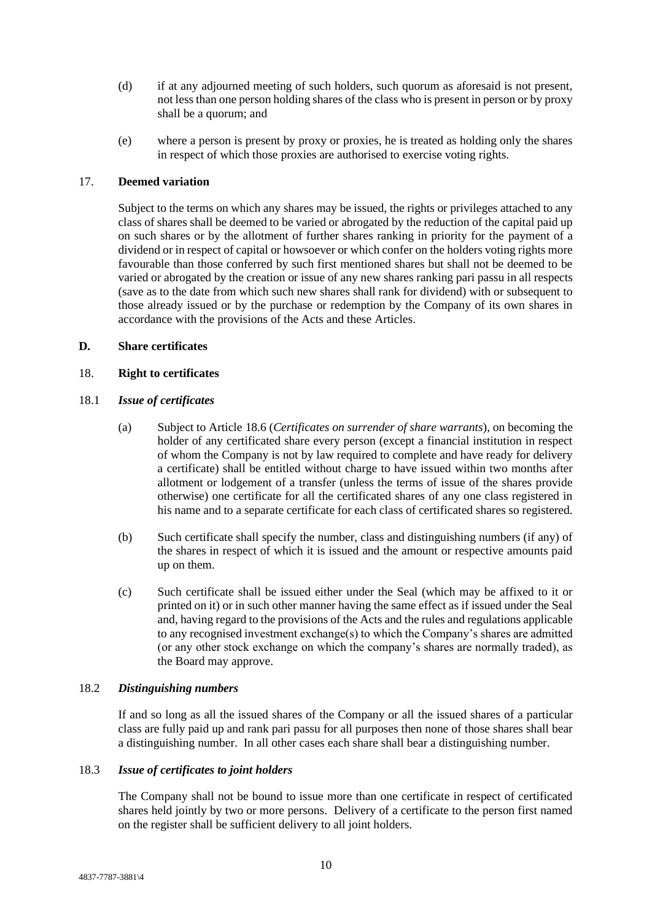(d) if at any adjourned meeting of such holders, such quorum as aforesaid is not present, not less than one person holding shares of the class who is present in person or by proxy shall be a quorum; and

(e) where a person is present by proxy or proxies, he is treated as holding only the shares in respect of which those proxies are authorised to exercise voting rights.

## 17. Deemed variation

Subject to the terms on which any shares may be issued, the rights or privileges attached to any class of shares shall be deemed to be varied or abrogated by the reduction of the capital paid up on such shares or by the allotment of further shares ranking in priority for the payment of a dividend or in respect of capital or howsoever or which confer on the holders voting rights more favourable than those conferred by such first mentioned shares but shall not be deemed to be varied or abrogated by the creation or issue of any new shares ranking pari passu in all respects (save as to the date from which such new shares shall rank for dividend) with or subsequent to those already issued or by the purchase or redemption by the Company of its own shares in accordance with the provisions of the Acts and these Articles.

## D. Share certificates

## 18. Right to certificates

### 18.1 *Issue of certificates*

(a) Subject to Article 18.6 (*Certificates on surrender of share warrants*), on becoming the holder of any certificated share every person (except a financial institution in respect of whom the Company is not by law required to complete and have ready for delivery a certificate) shall be entitled without charge to have issued within two months after allotment or lodgement of a transfer (unless the terms of issue of the shares provide otherwise) one certificate for all the certificated shares of any one class registered in his name and to a separate certificate for each class of certificated shares so registered.

(b) Such certificate shall specify the number, class and distinguishing numbers (if any) of the shares in respect of which it is issued and the amount or respective amounts paid up on them.

(c) Such certificate shall be issued either under the Seal (which may be affixed to it or printed on it) or in such other manner having the same effect as if issued under the Seal and, having regard to the provisions of the Acts and the rules and regulations applicable to any recognised investment exchange(s) to which the Company's shares are admitted (or any other stock exchange on which the company's shares are normally traded), as the Board may approve.

### 18.2 *Distinguishing numbers*

If and so long as all the issued shares of the Company or all the issued shares of a particular class are fully paid up and rank pari passu for all purposes then none of those shares shall bear a distinguishing number. In all other cases each share shall bear a distinguishing number.

### 18.3 *Issue of certificates to joint holders*

The Company shall not be bound to issue more than one certificate in respect of certificated shares held jointly by two or more persons. Delivery of a certificate to the person first named on the register shall be sufficient delivery to all joint holders.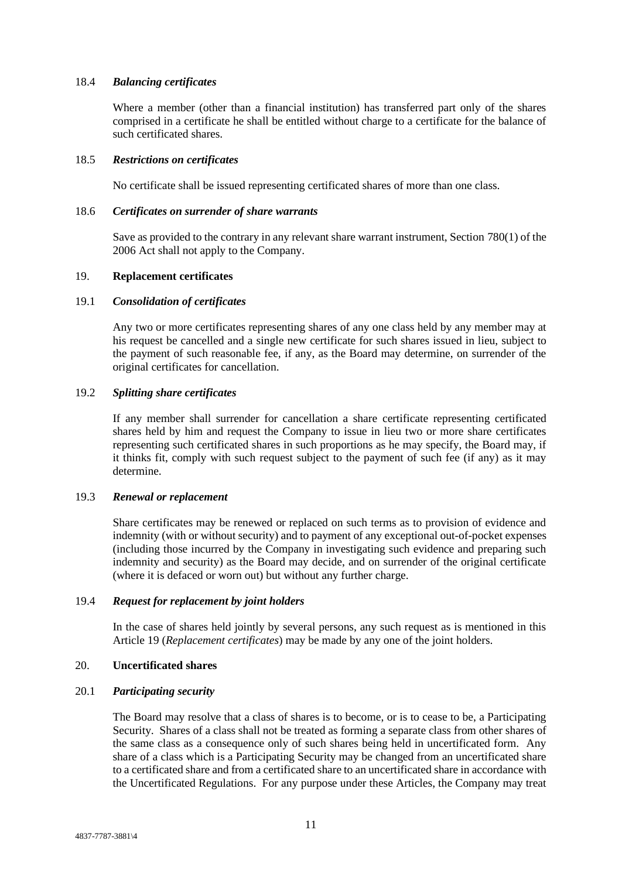18.4 ***Balancing certificates***

Where a member (other than a financial institution) has transferred part only of the shares comprised in a certificate he shall be entitled without charge to a certificate for the balance of such certificated shares.

18.5 ***Restrictions on certificates***

No certificate shall be issued representing certificated shares of more than one class.

18.6 ***Certificates on surrender of share warrants***

Save as provided to the contrary in any relevant share warrant instrument, Section 780(1) of the 2006 Act shall not apply to the Company.

19. **Replacement certificates**

19.1 ***Consolidation of certificates***

Any two or more certificates representing shares of any one class held by any member may at his request be cancelled and a single new certificate for such shares issued in lieu, subject to the payment of such reasonable fee, if any, as the Board may determine, on surrender of the original certificates for cancellation.

19.2 ***Splitting share certificates***

If any member shall surrender for cancellation a share certificate representing certificated shares held by him and request the Company to issue in lieu two or more share certificates representing such certificated shares in such proportions as he may specify, the Board may, if it thinks fit, comply with such request subject to the payment of such fee (if any) as it may determine.

19.3 ***Renewal or replacement***

Share certificates may be renewed or replaced on such terms as to provision of evidence and indemnity (with or without security) and to payment of any exceptional out-of-pocket expenses (including those incurred by the Company in investigating such evidence and preparing such indemnity and security) as the Board may decide, and on surrender of the original certificate (where it is defaced or worn out) but without any further charge.

19.4 ***Request for replacement by joint holders***

In the case of shares held jointly by several persons, any such request as is mentioned in this Article 19 (*Replacement certificates*) may be made by any one of the joint holders.

20. **Uncertificated shares**

20.1 ***Participating security***

The Board may resolve that a class of shares is to become, or is to cease to be, a Participating Security. Shares of a class shall not be treated as forming a separate class from other shares of the same class as a consequence only of such shares being held in uncertificated form. Any share of a class which is a Participating Security may be changed from an uncertificated share to a certificated share and from a certificated share to an uncertificated share in accordance with the Uncertificated Regulations. For any purpose under these Articles, the Company may treat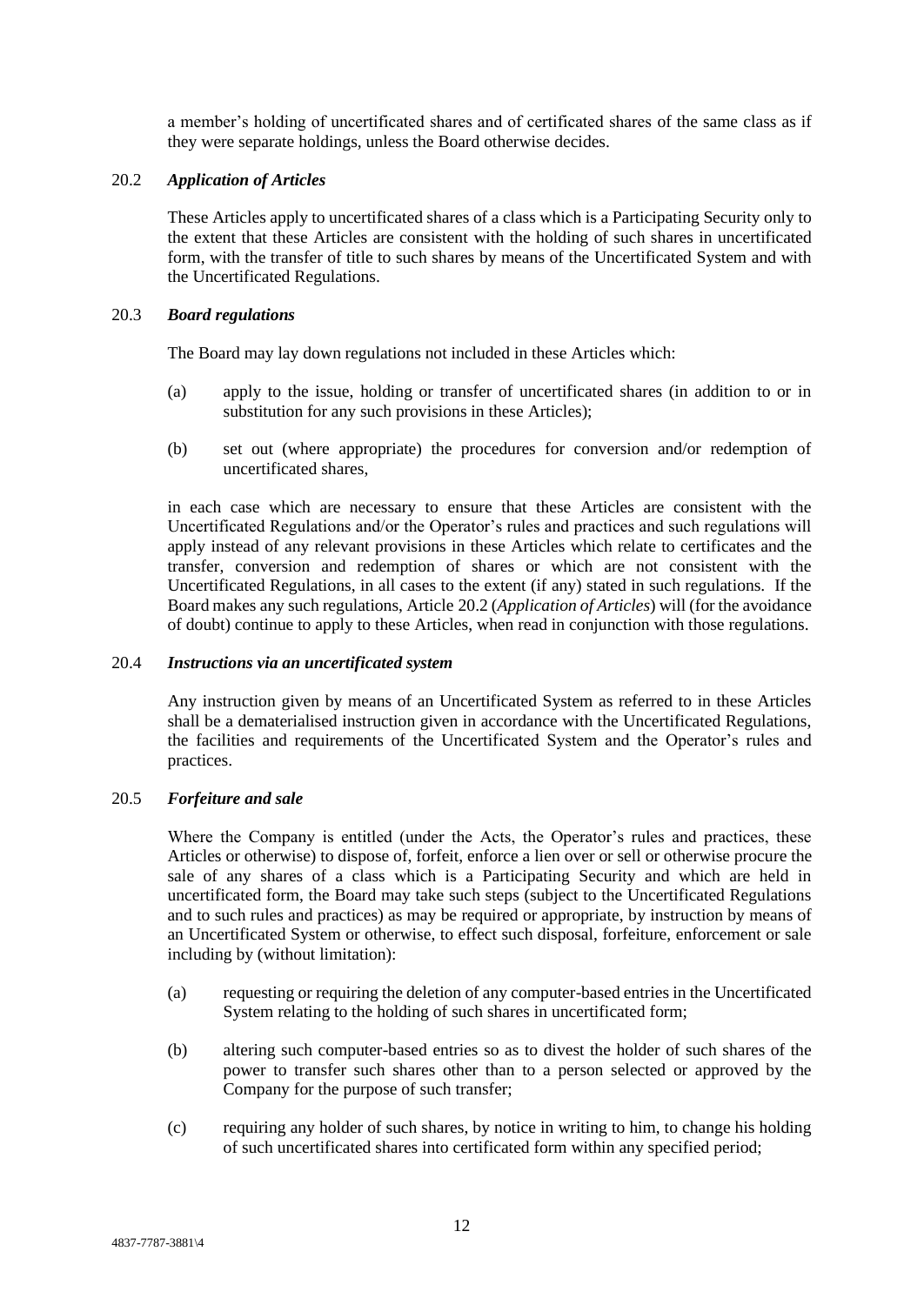a member's holding of uncertificated shares and of certificated shares of the same class as if they were separate holdings, unless the Board otherwise decides.

20.2 ***Application of Articles***

These Articles apply to uncertificated shares of a class which is a Participating Security only to the extent that these Articles are consistent with the holding of such shares in uncertificated form, with the transfer of title to such shares by means of the Uncertificated System and with the Uncertificated Regulations.

20.3 ***Board regulations***

The Board may lay down regulations not included in these Articles which:

(a) apply to the issue, holding or transfer of uncertificated shares (in addition to or in substitution for any such provisions in these Articles);

(b) set out (where appropriate) the procedures for conversion and/or redemption of uncertificated shares,

in each case which are necessary to ensure that these Articles are consistent with the Uncertificated Regulations and/or the Operator's rules and practices and such regulations will apply instead of any relevant provisions in these Articles which relate to certificates and the transfer, conversion and redemption of shares or which are not consistent with the Uncertificated Regulations, in all cases to the extent (if any) stated in such regulations. If the Board makes any such regulations, Article 20.2 (*Application of Articles*) will (for the avoidance of doubt) continue to apply to these Articles, when read in conjunction with those regulations.

20.4 ***Instructions via an uncertificated system***

Any instruction given by means of an Uncertificated System as referred to in these Articles shall be a dematerialised instruction given in accordance with the Uncertificated Regulations, the facilities and requirements of the Uncertificated System and the Operator's rules and practices.

20.5 ***Forfeiture and sale***

Where the Company is entitled (under the Acts, the Operator's rules and practices, these Articles or otherwise) to dispose of, forfeit, enforce a lien over or sell or otherwise procure the sale of any shares of a class which is a Participating Security and which are held in uncertificated form, the Board may take such steps (subject to the Uncertificated Regulations and to such rules and practices) as may be required or appropriate, by instruction by means of an Uncertificated System or otherwise, to effect such disposal, forfeiture, enforcement or sale including by (without limitation):

(a) requesting or requiring the deletion of any computer-based entries in the Uncertificated System relating to the holding of such shares in uncertificated form;

(b) altering such computer-based entries so as to divest the holder of such shares of the power to transfer such shares other than to a person selected or approved by the Company for the purpose of such transfer;

(c) requiring any holder of such shares, by notice in writing to him, to change his holding of such uncertificated shares into certificated form within any specified period;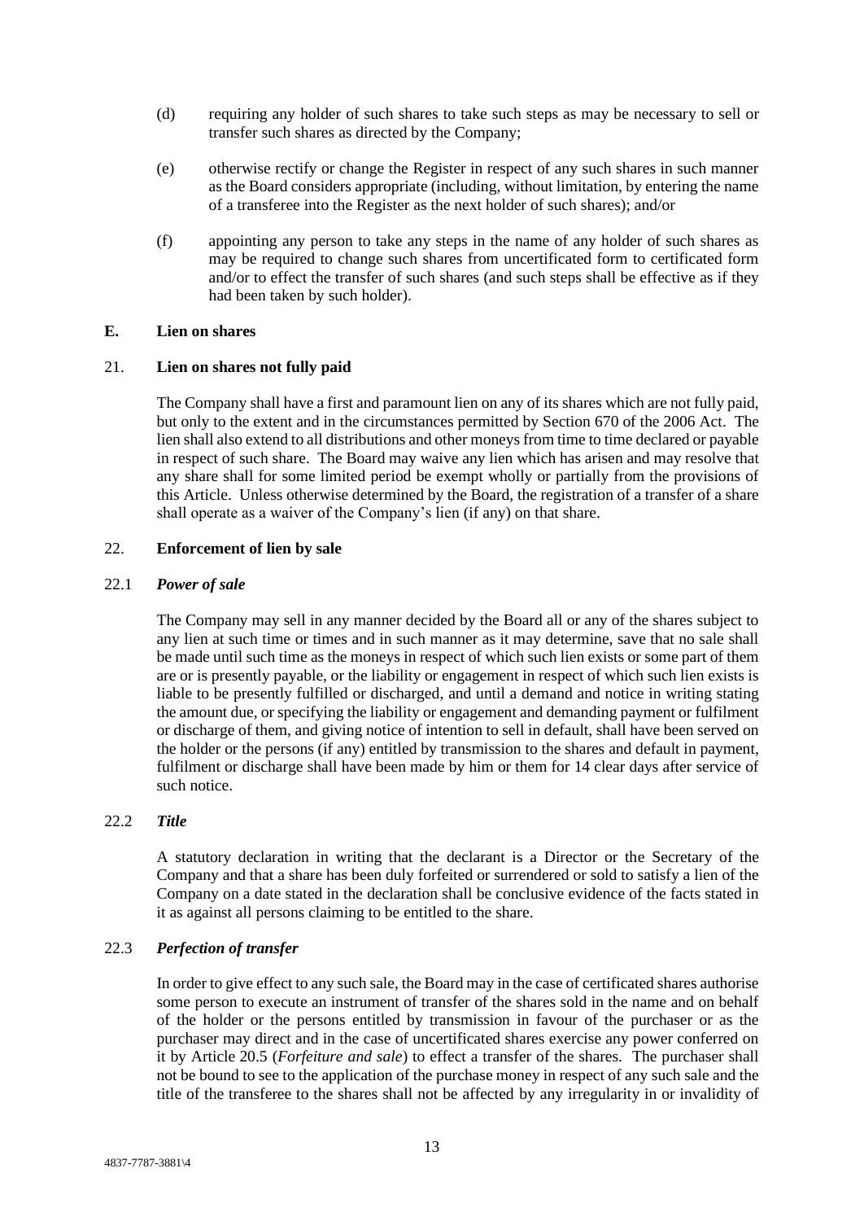(d) requiring any holder of such shares to take such steps as may be necessary to sell or transfer such shares as directed by the Company;

(e) otherwise rectify or change the Register in respect of any such shares in such manner as the Board considers appropriate (including, without limitation, by entering the name of a transferee into the Register as the next holder of such shares); and/or

(f) appointing any person to take any steps in the name of any holder of such shares as may be required to change such shares from uncertificated form to certificated form and/or to effect the transfer of such shares (and such steps shall be effective as if they had been taken by such holder).

## E. Lien on shares

### 21. Lien on shares not fully paid

The Company shall have a first and paramount lien on any of its shares which are not fully paid, but only to the extent and in the circumstances permitted by Section 670 of the 2006 Act. The lien shall also extend to all distributions and other moneys from time to time declared or payable in respect of such share. The Board may waive any lien which has arisen and may resolve that any share shall for some limited period be exempt wholly or partially from the provisions of this Article. Unless otherwise determined by the Board, the registration of a transfer of a share shall operate as a waiver of the Company's lien (if any) on that share.

### 22. Enforcement of lien by sale

#### 22.1 *Power of sale*

The Company may sell in any manner decided by the Board all or any of the shares subject to any lien at such time or times and in such manner as it may determine, save that no sale shall be made until such time as the moneys in respect of which such lien exists or some part of them are or is presently payable, or the liability or engagement in respect of which such lien exists is liable to be presently fulfilled or discharged, and until a demand and notice in writing stating the amount due, or specifying the liability or engagement and demanding payment or fulfilment or discharge of them, and giving notice of intention to sell in default, shall have been served on the holder or the persons (if any) entitled by transmission to the shares and default in payment, fulfilment or discharge shall have been made by him or them for 14 clear days after service of such notice.

#### 22.2 *Title*

A statutory declaration in writing that the declarant is a Director or the Secretary of the Company and that a share has been duly forfeited or surrendered or sold to satisfy a lien of the Company on a date stated in the declaration shall be conclusive evidence of the facts stated in it as against all persons claiming to be entitled to the share.

#### 22.3 *Perfection of transfer*

In order to give effect to any such sale, the Board may in the case of certificated shares authorise some person to execute an instrument of transfer of the shares sold in the name and on behalf of the holder or the persons entitled by transmission in favour of the purchaser or as the purchaser may direct and in the case of uncertificated shares exercise any power conferred on it by Article 20.5 (*Forfeiture and sale*) to effect a transfer of the shares. The purchaser shall not be bound to see to the application of the purchase money in respect of any such sale and the title of the transferee to the shares shall not be affected by any irregularity in or invalidity of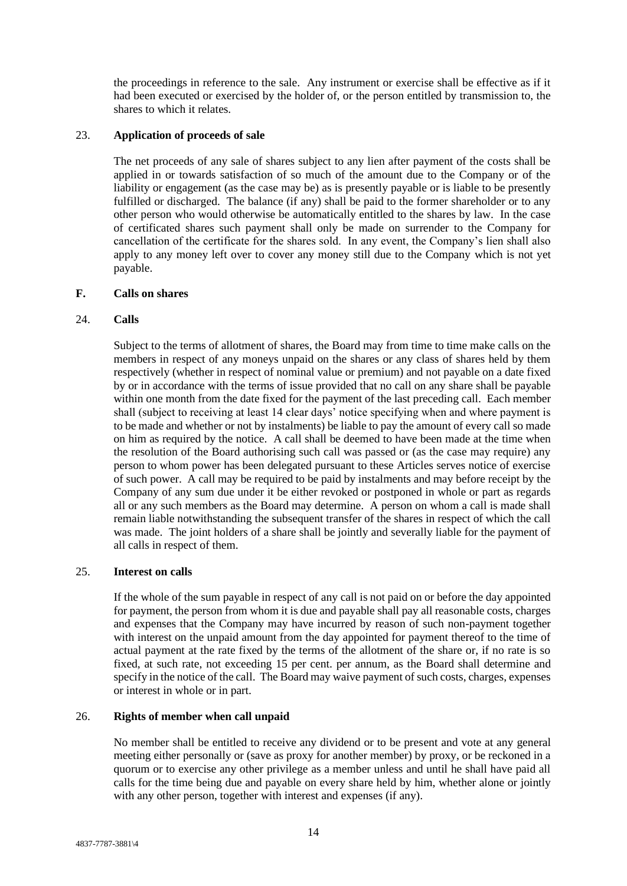the proceedings in reference to the sale. Any instrument or exercise shall be effective as if it had been executed or exercised by the holder of, or the person entitled by transmission to, the shares to which it relates.

### 23. Application of proceeds of sale

The net proceeds of any sale of shares subject to any lien after payment of the costs shall be applied in or towards satisfaction of so much of the amount due to the Company or of the liability or engagement (as the case may be) as is presently payable or is liable to be presently fulfilled or discharged. The balance (if any) shall be paid to the former shareholder or to any other person who would otherwise be automatically entitled to the shares by law. In the case of certificated shares such payment shall only be made on surrender to the Company for cancellation of the certificate for the shares sold. In any event, the Company's lien shall also apply to any money left over to cover any money still due to the Company which is not yet payable.

## F. Calls on shares

### 24. Calls

Subject to the terms of allotment of shares, the Board may from time to time make calls on the members in respect of any moneys unpaid on the shares or any class of shares held by them respectively (whether in respect of nominal value or premium) and not payable on a date fixed by or in accordance with the terms of issue provided that no call on any share shall be payable within one month from the date fixed for the payment of the last preceding call. Each member shall (subject to receiving at least 14 clear days' notice specifying when and where payment is to be made and whether or not by instalments) be liable to pay the amount of every call so made on him as required by the notice. A call shall be deemed to have been made at the time when the resolution of the Board authorising such call was passed or (as the case may require) any person to whom power has been delegated pursuant to these Articles serves notice of exercise of such power. A call may be required to be paid by instalments and may before receipt by the Company of any sum due under it be either revoked or postponed in whole or part as regards all or any such members as the Board may determine. A person on whom a call is made shall remain liable notwithstanding the subsequent transfer of the shares in respect of which the call was made. The joint holders of a share shall be jointly and severally liable for the payment of all calls in respect of them.

### 25. Interest on calls

If the whole of the sum payable in respect of any call is not paid on or before the day appointed for payment, the person from whom it is due and payable shall pay all reasonable costs, charges and expenses that the Company may have incurred by reason of such non-payment together with interest on the unpaid amount from the day appointed for payment thereof to the time of actual payment at the rate fixed by the terms of the allotment of the share or, if no rate is so fixed, at such rate, not exceeding 15 per cent. per annum, as the Board shall determine and specify in the notice of the call. The Board may waive payment of such costs, charges, expenses or interest in whole or in part.

### 26. Rights of member when call unpaid

No member shall be entitled to receive any dividend or to be present and vote at any general meeting either personally or (save as proxy for another member) by proxy, or be reckoned in a quorum or to exercise any other privilege as a member unless and until he shall have paid all calls for the time being due and payable on every share held by him, whether alone or jointly with any other person, together with interest and expenses (if any).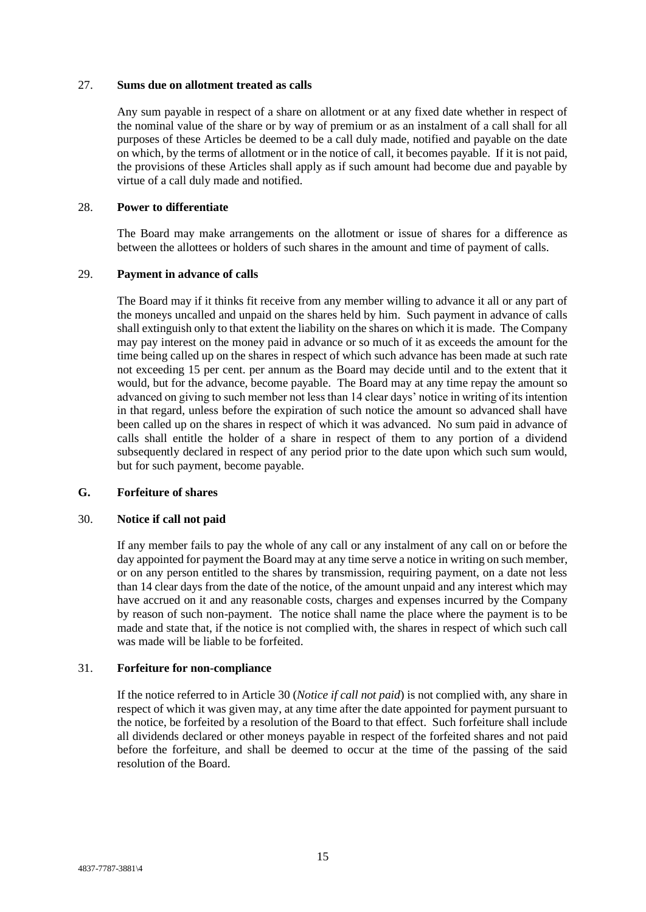27. **Sums due on allotment treated as calls**

Any sum payable in respect of a share on allotment or at any fixed date whether in respect of the nominal value of the share or by way of premium or as an instalment of a call shall for all purposes of these Articles be deemed to be a call duly made, notified and payable on the date on which, by the terms of allotment or in the notice of call, it becomes payable. If it is not paid, the provisions of these Articles shall apply as if such amount had become due and payable by virtue of a call duly made and notified.

28. **Power to differentiate**

The Board may make arrangements on the allotment or issue of shares for a difference as between the allottees or holders of such shares in the amount and time of payment of calls.

29. **Payment in advance of calls**

The Board may if it thinks fit receive from any member willing to advance it all or any part of the moneys uncalled and unpaid on the shares held by him. Such payment in advance of calls shall extinguish only to that extent the liability on the shares on which it is made. The Company may pay interest on the money paid in advance or so much of it as exceeds the amount for the time being called up on the shares in respect of which such advance has been made at such rate not exceeding 15 per cent. per annum as the Board may decide until and to the extent that it would, but for the advance, become payable. The Board may at any time repay the amount so advanced on giving to such member not less than 14 clear days' notice in writing of its intention in that regard, unless before the expiration of such notice the amount so advanced shall have been called up on the shares in respect of which it was advanced. No sum paid in advance of calls shall entitle the holder of a share in respect of them to any portion of a dividend subsequently declared in respect of any period prior to the date upon which such sum would, but for such payment, become payable.

## G. Forfeiture of shares

30. **Notice if call not paid**

If any member fails to pay the whole of any call or any instalment of any call on or before the day appointed for payment the Board may at any time serve a notice in writing on such member, or on any person entitled to the shares by transmission, requiring payment, on a date not less than 14 clear days from the date of the notice, of the amount unpaid and any interest which may have accrued on it and any reasonable costs, charges and expenses incurred by the Company by reason of such non-payment. The notice shall name the place where the payment is to be made and state that, if the notice is not complied with, the shares in respect of which such call was made will be liable to be forfeited.

31. **Forfeiture for non-compliance**

If the notice referred to in Article 30 (*Notice if call not paid*) is not complied with, any share in respect of which it was given may, at any time after the date appointed for payment pursuant to the notice, be forfeited by a resolution of the Board to that effect. Such forfeiture shall include all dividends declared or other moneys payable in respect of the forfeited shares and not paid before the forfeiture, and shall be deemed to occur at the time of the passing of the said resolution of the Board.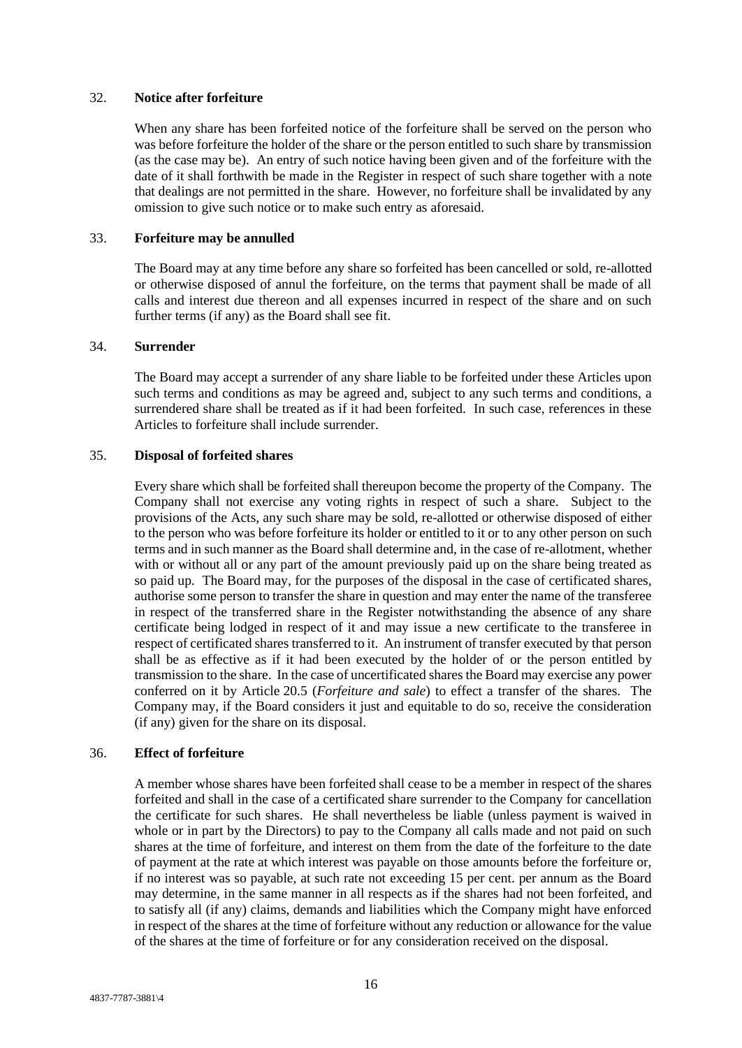### 32. Notice after forfeiture

When any share has been forfeited notice of the forfeiture shall be served on the person who was before forfeiture the holder of the share or the person entitled to such share by transmission (as the case may be). An entry of such notice having been given and of the forfeiture with the date of it shall forthwith be made in the Register in respect of such share together with a note that dealings are not permitted in the share. However, no forfeiture shall be invalidated by any omission to give such notice or to make such entry as aforesaid.

### 33. Forfeiture may be annulled

The Board may at any time before any share so forfeited has been cancelled or sold, re-allotted or otherwise disposed of annul the forfeiture, on the terms that payment shall be made of all calls and interest due thereon and all expenses incurred in respect of the share and on such further terms (if any) as the Board shall see fit.

### 34. Surrender

The Board may accept a surrender of any share liable to be forfeited under these Articles upon such terms and conditions as may be agreed and, subject to any such terms and conditions, a surrendered share shall be treated as if it had been forfeited. In such case, references in these Articles to forfeiture shall include surrender.

### 35. Disposal of forfeited shares

Every share which shall be forfeited shall thereupon become the property of the Company. The Company shall not exercise any voting rights in respect of such a share. Subject to the provisions of the Acts, any such share may be sold, re-allotted or otherwise disposed of either to the person who was before forfeiture its holder or entitled to it or to any other person on such terms and in such manner as the Board shall determine and, in the case of re-allotment, whether with or without all or any part of the amount previously paid up on the share being treated as so paid up. The Board may, for the purposes of the disposal in the case of certificated shares, authorise some person to transfer the share in question and may enter the name of the transferee in respect of the transferred share in the Register notwithstanding the absence of any share certificate being lodged in respect of it and may issue a new certificate to the transferee in respect of certificated shares transferred to it. An instrument of transfer executed by that person shall be as effective as if it had been executed by the holder of or the person entitled by transmission to the share. In the case of uncertificated shares the Board may exercise any power conferred on it by Article 20.5 (*Forfeiture and sale*) to effect a transfer of the shares. The Company may, if the Board considers it just and equitable to do so, receive the consideration (if any) given for the share on its disposal.

### 36. Effect of forfeiture

A member whose shares have been forfeited shall cease to be a member in respect of the shares forfeited and shall in the case of a certificated share surrender to the Company for cancellation the certificate for such shares. He shall nevertheless be liable (unless payment is waived in whole or in part by the Directors) to pay to the Company all calls made and not paid on such shares at the time of forfeiture, and interest on them from the date of the forfeiture to the date of payment at the rate at which interest was payable on those amounts before the forfeiture or, if no interest was so payable, at such rate not exceeding 15 per cent. per annum as the Board may determine, in the same manner in all respects as if the shares had not been forfeited, and to satisfy all (if any) claims, demands and liabilities which the Company might have enforced in respect of the shares at the time of forfeiture without any reduction or allowance for the value of the shares at the time of forfeiture or for any consideration received on the disposal.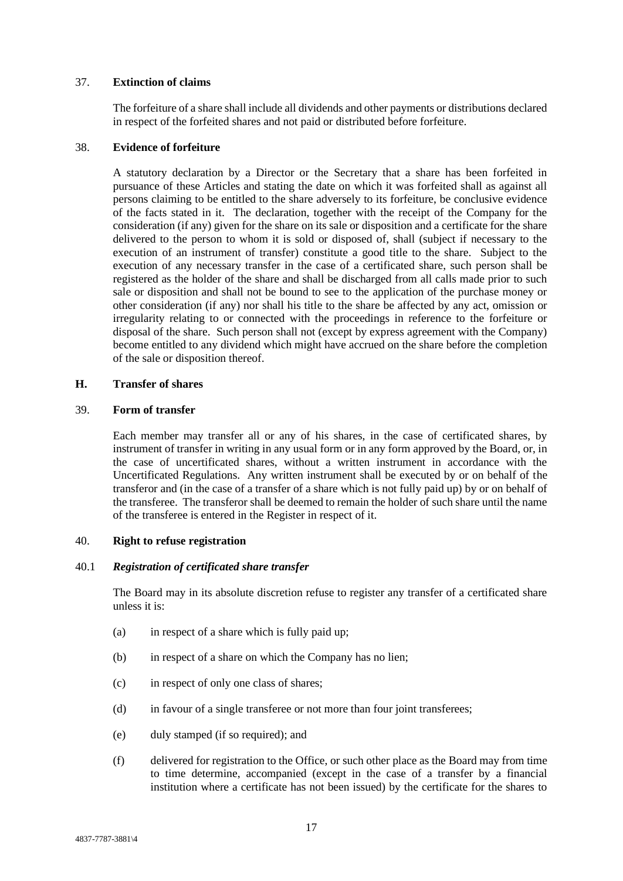## 37. **Extinction of claims**

The forfeiture of a share shall include all dividends and other payments or distributions declared in respect of the forfeited shares and not paid or distributed before forfeiture.

## 38. **Evidence of forfeiture**

A statutory declaration by a Director or the Secretary that a share has been forfeited in pursuance of these Articles and stating the date on which it was forfeited shall as against all persons claiming to be entitled to the share adversely to its forfeiture, be conclusive evidence of the facts stated in it. The declaration, together with the receipt of the Company for the consideration (if any) given for the share on its sale or disposition and a certificate for the share delivered to the person to whom it is sold or disposed of, shall (subject if necessary to the execution of an instrument of transfer) constitute a good title to the share. Subject to the execution of any necessary transfer in the case of a certificated share, such person shall be registered as the holder of the share and shall be discharged from all calls made prior to such sale or disposition and shall not be bound to see to the application of the purchase money or other consideration (if any) nor shall his title to the share be affected by any act, omission or irregularity relating to or connected with the proceedings in reference to the forfeiture or disposal of the share. Such person shall not (except by express agreement with the Company) become entitled to any dividend which might have accrued on the share before the completion of the sale or disposition thereof.

# H. **Transfer of shares**

## 39. **Form of transfer**

Each member may transfer all or any of his shares, in the case of certificated shares, by instrument of transfer in writing in any usual form or in any form approved by the Board, or, in the case of uncertificated shares, without a written instrument in accordance with the Uncertificated Regulations. Any written instrument shall be executed by or on behalf of the transferor and (in the case of a transfer of a share which is not fully paid up) by or on behalf of the transferee. The transferor shall be deemed to remain the holder of such share until the name of the transferee is entered in the Register in respect of it.

## 40. **Right to refuse registration**

### 40.1 ***Registration of certificated share transfer***

The Board may in its absolute discretion refuse to register any transfer of a certificated share unless it is:

(a) in respect of a share which is fully paid up;

(b) in respect of a share on which the Company has no lien;

(c) in respect of only one class of shares;

(d) in favour of a single transferee or not more than four joint transferees;

(e) duly stamped (if so required); and

(f) delivered for registration to the Office, or such other place as the Board may from time to time determine, accompanied (except in the case of a transfer by a financial institution where a certificate has not been issued) by the certificate for the shares to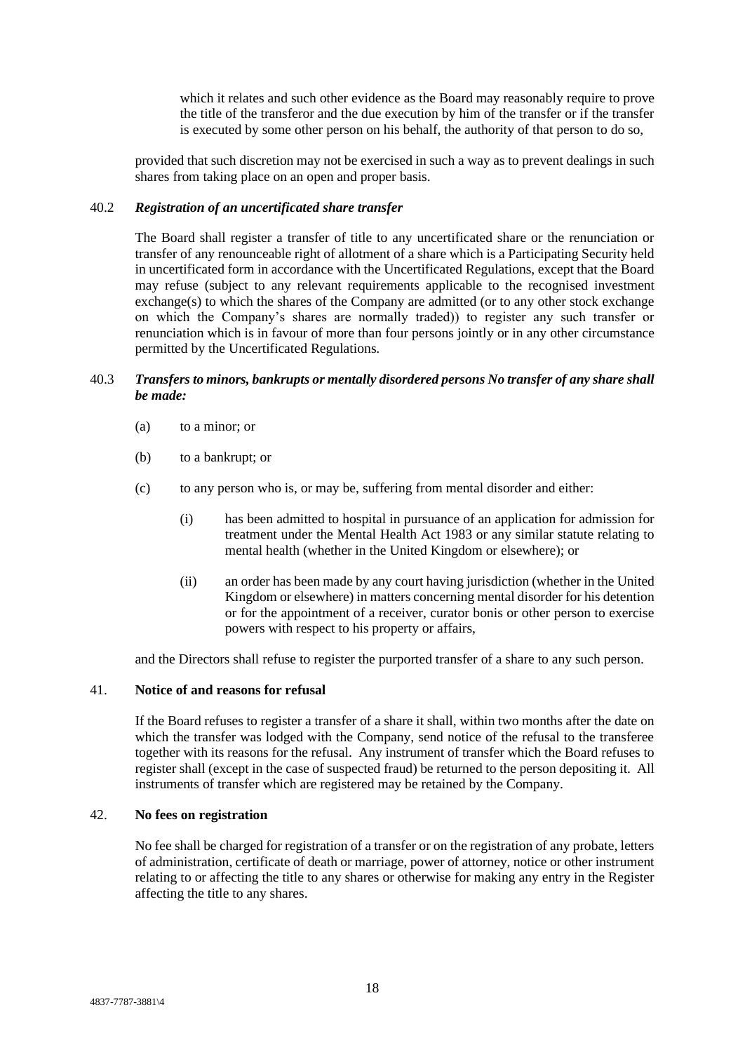which it relates and such other evidence as the Board may reasonably require to prove the title of the transferor and the due execution by him of the transfer or if the transfer is executed by some other person on his behalf, the authority of that person to do so,

provided that such discretion may not be exercised in such a way as to prevent dealings in such shares from taking place on an open and proper basis.

40.2 ***Registration of an uncertificated share transfer***

The Board shall register a transfer of title to any uncertificated share or the renunciation or transfer of any renounceable right of allotment of a share which is a Participating Security held in uncertificated form in accordance with the Uncertificated Regulations, except that the Board may refuse (subject to any relevant requirements applicable to the recognised investment exchange(s) to which the shares of the Company are admitted (or to any other stock exchange on which the Company's shares are normally traded)) to register any such transfer or renunciation which is in favour of more than four persons jointly or in any other circumstance permitted by the Uncertificated Regulations.

40.3 ***Transfers to minors, bankrupts or mentally disordered persons No transfer of any share shall be made:***

(a) to a minor; or

(b) to a bankrupt; or

(c) to any person who is, or may be, suffering from mental disorder and either:

(i) has been admitted to hospital in pursuance of an application for admission for treatment under the Mental Health Act 1983 or any similar statute relating to mental health (whether in the United Kingdom or elsewhere); or

(ii) an order has been made by any court having jurisdiction (whether in the United Kingdom or elsewhere) in matters concerning mental disorder for his detention or for the appointment of a receiver, curator bonis or other person to exercise powers with respect to his property or affairs,

and the Directors shall refuse to register the purported transfer of a share to any such person.

41. **Notice of and reasons for refusal**

If the Board refuses to register a transfer of a share it shall, within two months after the date on which the transfer was lodged with the Company, send notice of the refusal to the transferee together with its reasons for the refusal. Any instrument of transfer which the Board refuses to register shall (except in the case of suspected fraud) be returned to the person depositing it. All instruments of transfer which are registered may be retained by the Company.

42. **No fees on registration**

No fee shall be charged for registration of a transfer or on the registration of any probate, letters of administration, certificate of death or marriage, power of attorney, notice or other instrument relating to or affecting the title to any shares or otherwise for making any entry in the Register affecting the title to any shares.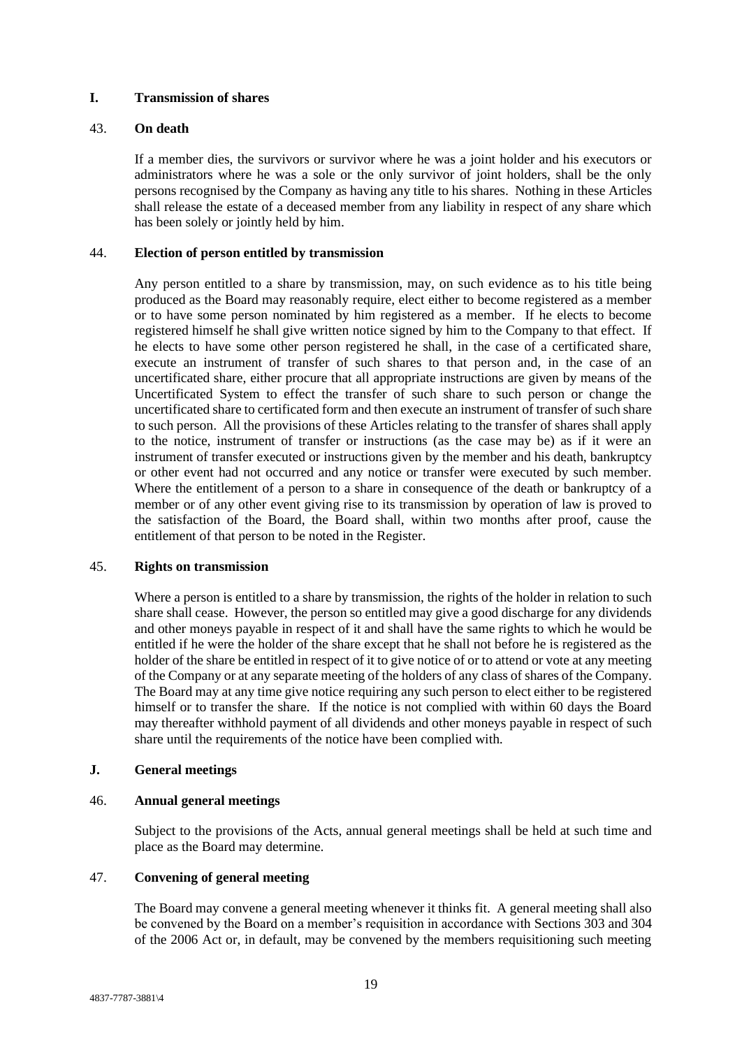## I. Transmission of shares

### 43. On death

If a member dies, the survivors or survivor where he was a joint holder and his executors or administrators where he was a sole or the only survivor of joint holders, shall be the only persons recognised by the Company as having any title to his shares. Nothing in these Articles shall release the estate of a deceased member from any liability in respect of any share which has been solely or jointly held by him.

### 44. Election of person entitled by transmission

Any person entitled to a share by transmission, may, on such evidence as to his title being produced as the Board may reasonably require, elect either to become registered as a member or to have some person nominated by him registered as a member. If he elects to become registered himself he shall give written notice signed by him to the Company to that effect. If he elects to have some other person registered he shall, in the case of a certificated share, execute an instrument of transfer of such shares to that person and, in the case of an uncertificated share, either procure that all appropriate instructions are given by means of the Uncertificated System to effect the transfer of such share to such person or change the uncertificated share to certificated form and then execute an instrument of transfer of such share to such person. All the provisions of these Articles relating to the transfer of shares shall apply to the notice, instrument of transfer or instructions (as the case may be) as if it were an instrument of transfer executed or instructions given by the member and his death, bankruptcy or other event had not occurred and any notice or transfer were executed by such member. Where the entitlement of a person to a share in consequence of the death or bankruptcy of a member or of any other event giving rise to its transmission by operation of law is proved to the satisfaction of the Board, the Board shall, within two months after proof, cause the entitlement of that person to be noted in the Register.

### 45. Rights on transmission

Where a person is entitled to a share by transmission, the rights of the holder in relation to such share shall cease. However, the person so entitled may give a good discharge for any dividends and other moneys payable in respect of it and shall have the same rights to which he would be entitled if he were the holder of the share except that he shall not before he is registered as the holder of the share be entitled in respect of it to give notice of or to attend or vote at any meeting of the Company or at any separate meeting of the holders of any class of shares of the Company. The Board may at any time give notice requiring any such person to elect either to be registered himself or to transfer the share. If the notice is not complied with within 60 days the Board may thereafter withhold payment of all dividends and other moneys payable in respect of such share until the requirements of the notice have been complied with.

## J. General meetings

### 46. Annual general meetings

Subject to the provisions of the Acts, annual general meetings shall be held at such time and place as the Board may determine.

### 47. Convening of general meeting

The Board may convene a general meeting whenever it thinks fit. A general meeting shall also be convened by the Board on a member's requisition in accordance with Sections 303 and 304 of the 2006 Act or, in default, may be convened by the members requisitioning such meeting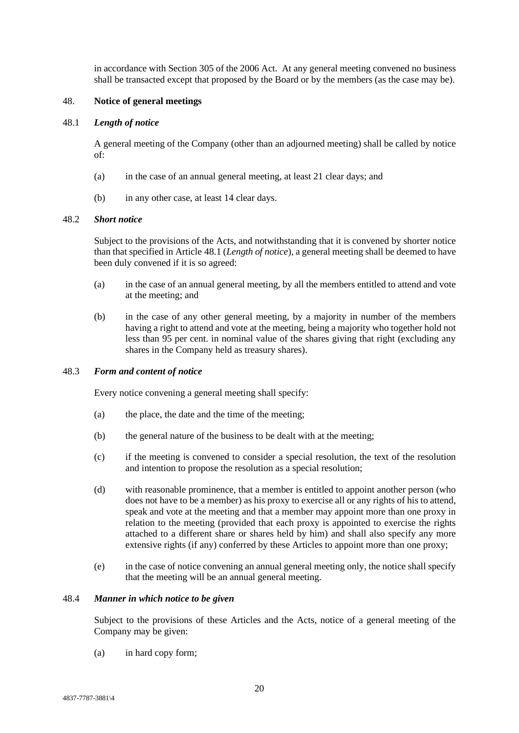in accordance with Section 305 of the 2006 Act. At any general meeting convened no business shall be transacted except that proposed by the Board or by the members (as the case may be).

## 48. Notice of general meetings

### 48.1 *Length of notice*

A general meeting of the Company (other than an adjourned meeting) shall be called by notice of:

(a) in the case of an annual general meeting, at least 21 clear days; and

(b) in any other case, at least 14 clear days.

### 48.2 *Short notice*

Subject to the provisions of the Acts, and notwithstanding that it is convened by shorter notice than that specified in Article 48.1 (*Length of notice*), a general meeting shall be deemed to have been duly convened if it is so agreed:

(a) in the case of an annual general meeting, by all the members entitled to attend and vote at the meeting; and

(b) in the case of any other general meeting, by a majority in number of the members having a right to attend and vote at the meeting, being a majority who together hold not less than 95 per cent. in nominal value of the shares giving that right (excluding any shares in the Company held as treasury shares).

### 48.3 *Form and content of notice*

Every notice convening a general meeting shall specify:

(a) the place, the date and the time of the meeting;

(b) the general nature of the business to be dealt with at the meeting;

(c) if the meeting is convened to consider a special resolution, the text of the resolution and intention to propose the resolution as a special resolution;

(d) with reasonable prominence, that a member is entitled to appoint another person (who does not have to be a member) as his proxy to exercise all or any rights of his to attend, speak and vote at the meeting and that a member may appoint more than one proxy in relation to the meeting (provided that each proxy is appointed to exercise the rights attached to a different share or shares held by him) and shall also specify any more extensive rights (if any) conferred by these Articles to appoint more than one proxy;

(e) in the case of notice convening an annual general meeting only, the notice shall specify that the meeting will be an annual general meeting.

### 48.4 *Manner in which notice to be given*

Subject to the provisions of these Articles and the Acts, notice of a general meeting of the Company may be given:

(a) in hard copy form;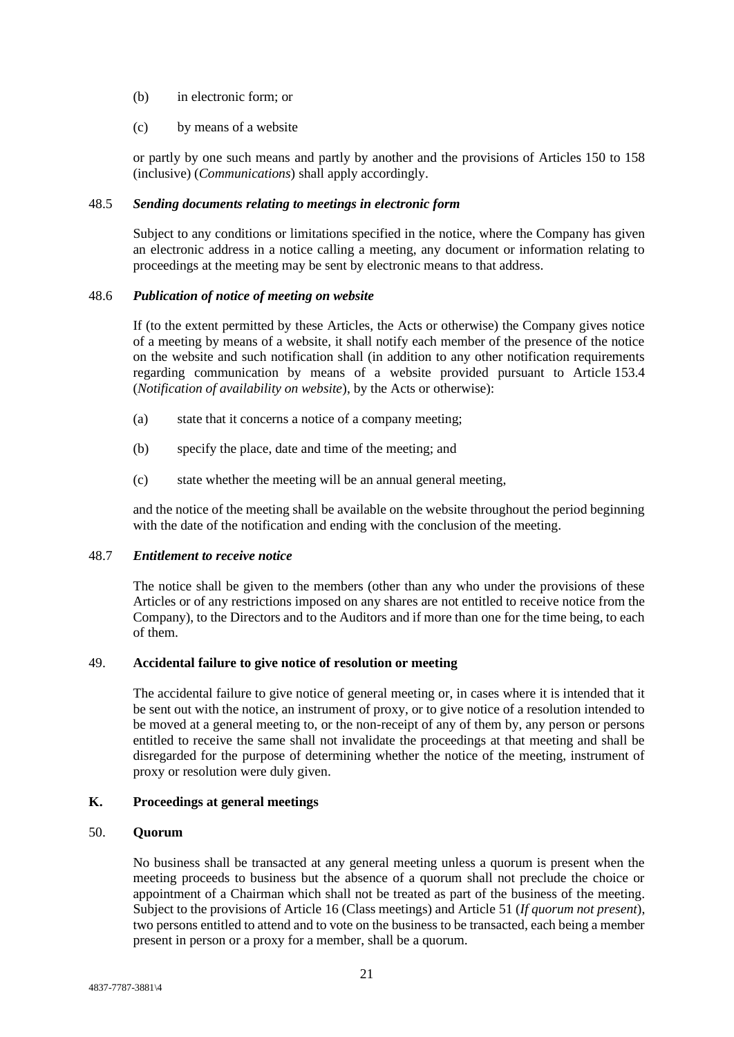(b) in electronic form; or

(c) by means of a website

or partly by one such means and partly by another and the provisions of Articles 150 to 158 (inclusive) (*Communications*) shall apply accordingly.

48.5 ***Sending documents relating to meetings in electronic form***

Subject to any conditions or limitations specified in the notice, where the Company has given an electronic address in a notice calling a meeting, any document or information relating to proceedings at the meeting may be sent by electronic means to that address.

48.6 ***Publication of notice of meeting on website***

If (to the extent permitted by these Articles, the Acts or otherwise) the Company gives notice of a meeting by means of a website, it shall notify each member of the presence of the notice on the website and such notification shall (in addition to any other notification requirements regarding communication by means of a website provided pursuant to Article 153.4 (*Notification of availability on website*), by the Acts or otherwise):

(a) state that it concerns a notice of a company meeting;

(b) specify the place, date and time of the meeting; and

(c) state whether the meeting will be an annual general meeting,

and the notice of the meeting shall be available on the website throughout the period beginning with the date of the notification and ending with the conclusion of the meeting.

48.7 ***Entitlement to receive notice***

The notice shall be given to the members (other than any who under the provisions of these Articles or of any restrictions imposed on any shares are not entitled to receive notice from the Company), to the Directors and to the Auditors and if more than one for the time being, to each of them.

49. **Accidental failure to give notice of resolution or meeting**

The accidental failure to give notice of general meeting or, in cases where it is intended that it be sent out with the notice, an instrument of proxy, or to give notice of a resolution intended to be moved at a general meeting to, or the non-receipt of any of them by, any person or persons entitled to receive the same shall not invalidate the proceedings at that meeting and shall be disregarded for the purpose of determining whether the notice of the meeting, instrument of proxy or resolution were duly given.

## K. Proceedings at general meetings

50. **Quorum**

No business shall be transacted at any general meeting unless a quorum is present when the meeting proceeds to business but the absence of a quorum shall not preclude the choice or appointment of a Chairman which shall not be treated as part of the business of the meeting. Subject to the provisions of Article 16 (Class meetings) and Article 51 (*If quorum not present*), two persons entitled to attend and to vote on the business to be transacted, each being a member present in person or a proxy for a member, shall be a quorum.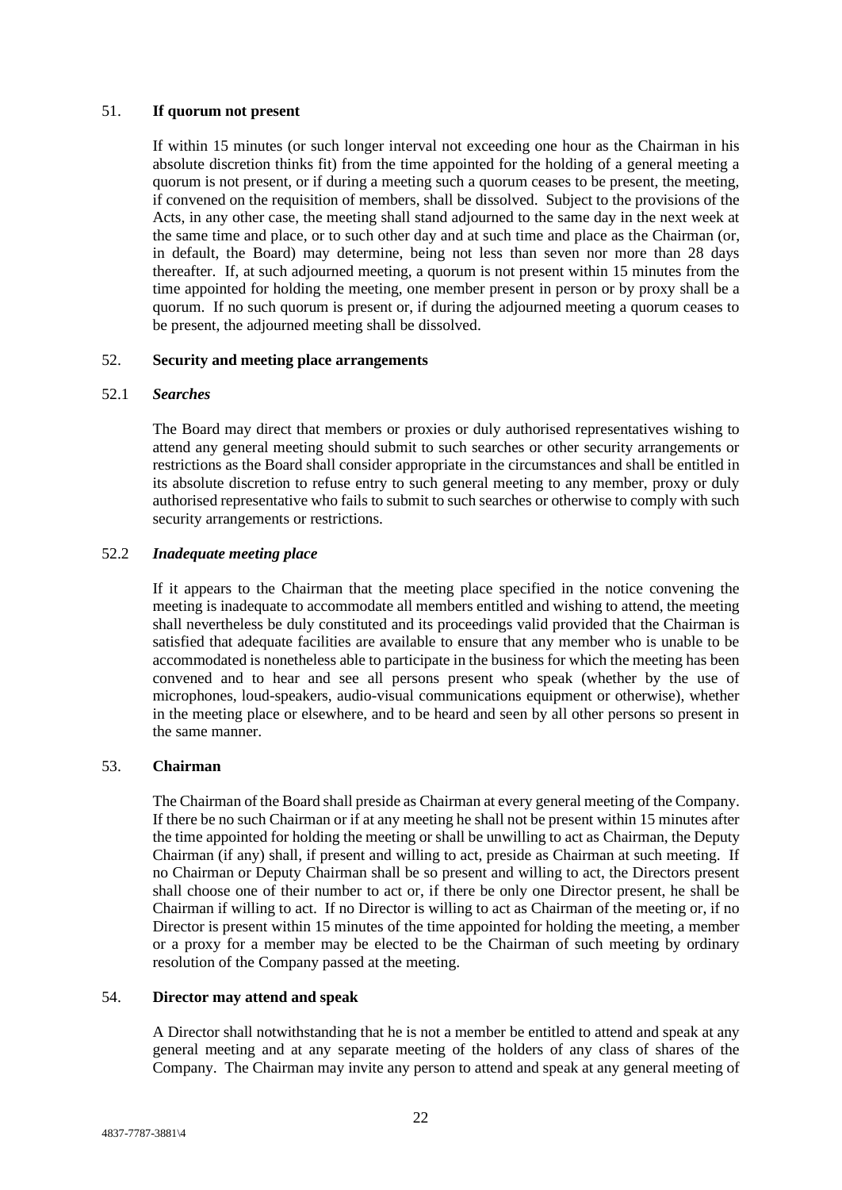## 51. **If quorum not present**

If within 15 minutes (or such longer interval not exceeding one hour as the Chairman in his absolute discretion thinks fit) from the time appointed for the holding of a general meeting a quorum is not present, or if during a meeting such a quorum ceases to be present, the meeting, if convened on the requisition of members, shall be dissolved. Subject to the provisions of the Acts, in any other case, the meeting shall stand adjourned to the same day in the next week at the same time and place, or to such other day and at such time and place as the Chairman (or, in default, the Board) may determine, being not less than seven nor more than 28 days thereafter. If, at such adjourned meeting, a quorum is not present within 15 minutes from the time appointed for holding the meeting, one member present in person or by proxy shall be a quorum. If no such quorum is present or, if during the adjourned meeting a quorum ceases to be present, the adjourned meeting shall be dissolved.

## 52. **Security and meeting place arrangements**

### 52.1 ***Searches***

The Board may direct that members or proxies or duly authorised representatives wishing to attend any general meeting should submit to such searches or other security arrangements or restrictions as the Board shall consider appropriate in the circumstances and shall be entitled in its absolute discretion to refuse entry to such general meeting to any member, proxy or duly authorised representative who fails to submit to such searches or otherwise to comply with such security arrangements or restrictions.

### 52.2 ***Inadequate meeting place***

If it appears to the Chairman that the meeting place specified in the notice convening the meeting is inadequate to accommodate all members entitled and wishing to attend, the meeting shall nevertheless be duly constituted and its proceedings valid provided that the Chairman is satisfied that adequate facilities are available to ensure that any member who is unable to be accommodated is nonetheless able to participate in the business for which the meeting has been convened and to hear and see all persons present who speak (whether by the use of microphones, loud-speakers, audio-visual communications equipment or otherwise), whether in the meeting place or elsewhere, and to be heard and seen by all other persons so present in the same manner.

## 53. **Chairman**

The Chairman of the Board shall preside as Chairman at every general meeting of the Company. If there be no such Chairman or if at any meeting he shall not be present within 15 minutes after the time appointed for holding the meeting or shall be unwilling to act as Chairman, the Deputy Chairman (if any) shall, if present and willing to act, preside as Chairman at such meeting. If no Chairman or Deputy Chairman shall be so present and willing to act, the Directors present shall choose one of their number to act or, if there be only one Director present, he shall be Chairman if willing to act. If no Director is willing to act as Chairman of the meeting or, if no Director is present within 15 minutes of the time appointed for holding the meeting, a member or a proxy for a member may be elected to be the Chairman of such meeting by ordinary resolution of the Company passed at the meeting.

## 54. **Director may attend and speak**

A Director shall notwithstanding that he is not a member be entitled to attend and speak at any general meeting and at any separate meeting of the holders of any class of shares of the Company. The Chairman may invite any person to attend and speak at any general meeting of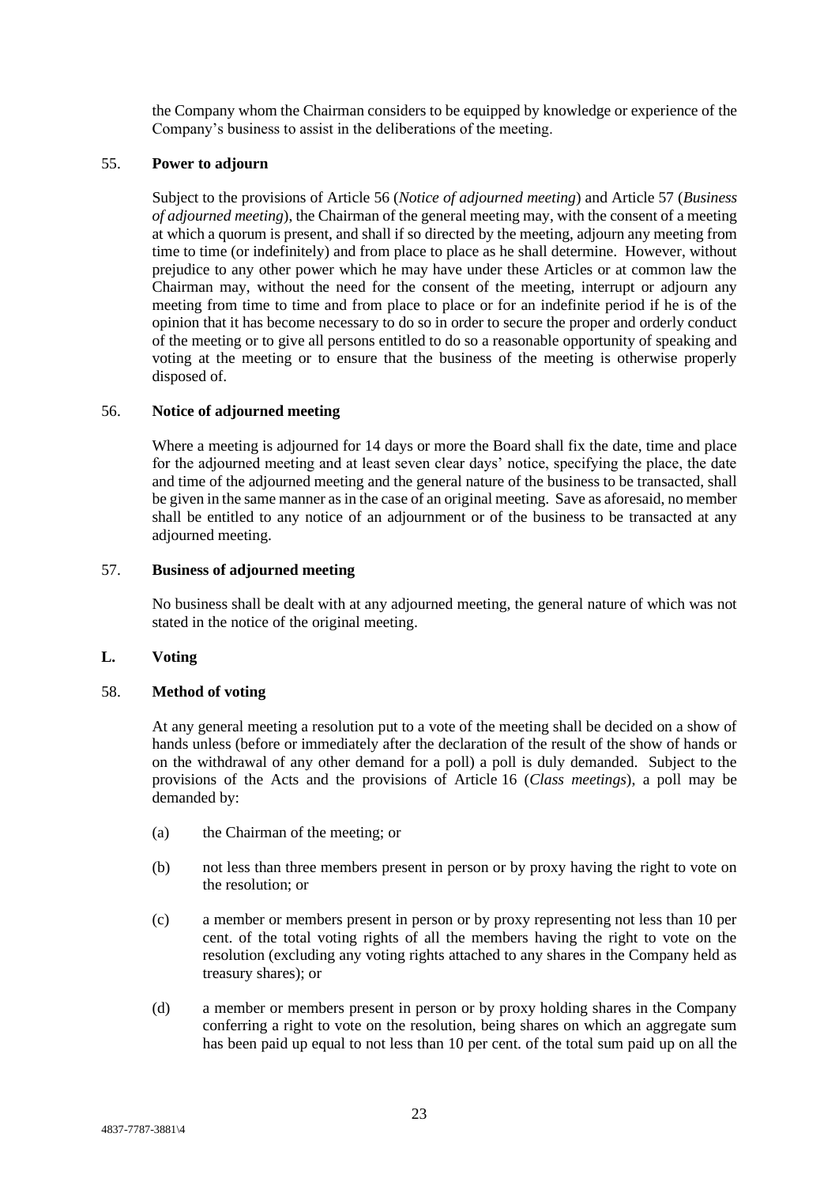the Company whom the Chairman considers to be equipped by knowledge or experience of the Company's business to assist in the deliberations of the meeting.

### 55. **Power to adjourn**

Subject to the provisions of Article 56 (*Notice of adjourned meeting*) and Article 57 (*Business of adjourned meeting*), the Chairman of the general meeting may, with the consent of a meeting at which a quorum is present, and shall if so directed by the meeting, adjourn any meeting from time to time (or indefinitely) and from place to place as he shall determine. However, without prejudice to any other power which he may have under these Articles or at common law the Chairman may, without the need for the consent of the meeting, interrupt or adjourn any meeting from time to time and from place to place or for an indefinite period if he is of the opinion that it has become necessary to do so in order to secure the proper and orderly conduct of the meeting or to give all persons entitled to do so a reasonable opportunity of speaking and voting at the meeting or to ensure that the business of the meeting is otherwise properly disposed of.

### 56. **Notice of adjourned meeting**

Where a meeting is adjourned for 14 days or more the Board shall fix the date, time and place for the adjourned meeting and at least seven clear days' notice, specifying the place, the date and time of the adjourned meeting and the general nature of the business to be transacted, shall be given in the same manner as in the case of an original meeting. Save as aforesaid, no member shall be entitled to any notice of an adjournment or of the business to be transacted at any adjourned meeting.

### 57. **Business of adjourned meeting**

No business shall be dealt with at any adjourned meeting, the general nature of which was not stated in the notice of the original meeting.

## L. **Voting**

### 58. **Method of voting**

At any general meeting a resolution put to a vote of the meeting shall be decided on a show of hands unless (before or immediately after the declaration of the result of the show of hands or on the withdrawal of any other demand for a poll) a poll is duly demanded. Subject to the provisions of the Acts and the provisions of Article 16 (*Class meetings*), a poll may be demanded by:

(a) the Chairman of the meeting; or

(b) not less than three members present in person or by proxy having the right to vote on the resolution; or

(c) a member or members present in person or by proxy representing not less than 10 per cent. of the total voting rights of all the members having the right to vote on the resolution (excluding any voting rights attached to any shares in the Company held as treasury shares); or

(d) a member or members present in person or by proxy holding shares in the Company conferring a right to vote on the resolution, being shares on which an aggregate sum has been paid up equal to not less than 10 per cent. of the total sum paid up on all the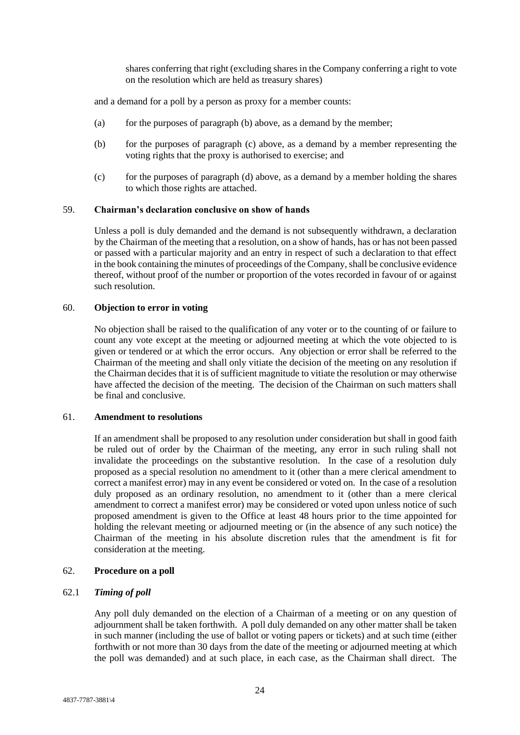shares conferring that right (excluding shares in the Company conferring a right to vote on the resolution which are held as treasury shares)

and a demand for a poll by a person as proxy for a member counts:

(a) for the purposes of paragraph (b) above, as a demand by the member;

(b) for the purposes of paragraph (c) above, as a demand by a member representing the voting rights that the proxy is authorised to exercise; and

(c) for the purposes of paragraph (d) above, as a demand by a member holding the shares to which those rights are attached.

## 59. Chairman's declaration conclusive on show of hands

Unless a poll is duly demanded and the demand is not subsequently withdrawn, a declaration by the Chairman of the meeting that a resolution, on a show of hands, has or has not been passed or passed with a particular majority and an entry in respect of such a declaration to that effect in the book containing the minutes of proceedings of the Company, shall be conclusive evidence thereof, without proof of the number or proportion of the votes recorded in favour of or against such resolution.

## 60. Objection to error in voting

No objection shall be raised to the qualification of any voter or to the counting of or failure to count any vote except at the meeting or adjourned meeting at which the vote objected to is given or tendered or at which the error occurs. Any objection or error shall be referred to the Chairman of the meeting and shall only vitiate the decision of the meeting on any resolution if the Chairman decides that it is of sufficient magnitude to vitiate the resolution or may otherwise have affected the decision of the meeting. The decision of the Chairman on such matters shall be final and conclusive.

## 61. Amendment to resolutions

If an amendment shall be proposed to any resolution under consideration but shall in good faith be ruled out of order by the Chairman of the meeting, any error in such ruling shall not invalidate the proceedings on the substantive resolution. In the case of a resolution duly proposed as a special resolution no amendment to it (other than a mere clerical amendment to correct a manifest error) may in any event be considered or voted on. In the case of a resolution duly proposed as an ordinary resolution, no amendment to it (other than a mere clerical amendment to correct a manifest error) may be considered or voted upon unless notice of such proposed amendment is given to the Office at least 48 hours prior to the time appointed for holding the relevant meeting or adjourned meeting or (in the absence of any such notice) the Chairman of the meeting in his absolute discretion rules that the amendment is fit for consideration at the meeting.

## 62. Procedure on a poll

### 62.1 *Timing of poll*

Any poll duly demanded on the election of a Chairman of a meeting or on any question of adjournment shall be taken forthwith. A poll duly demanded on any other matter shall be taken in such manner (including the use of ballot or voting papers or tickets) and at such time (either forthwith or not more than 30 days from the date of the meeting or adjourned meeting at which the poll was demanded) and at such place, in each case, as the Chairman shall direct. The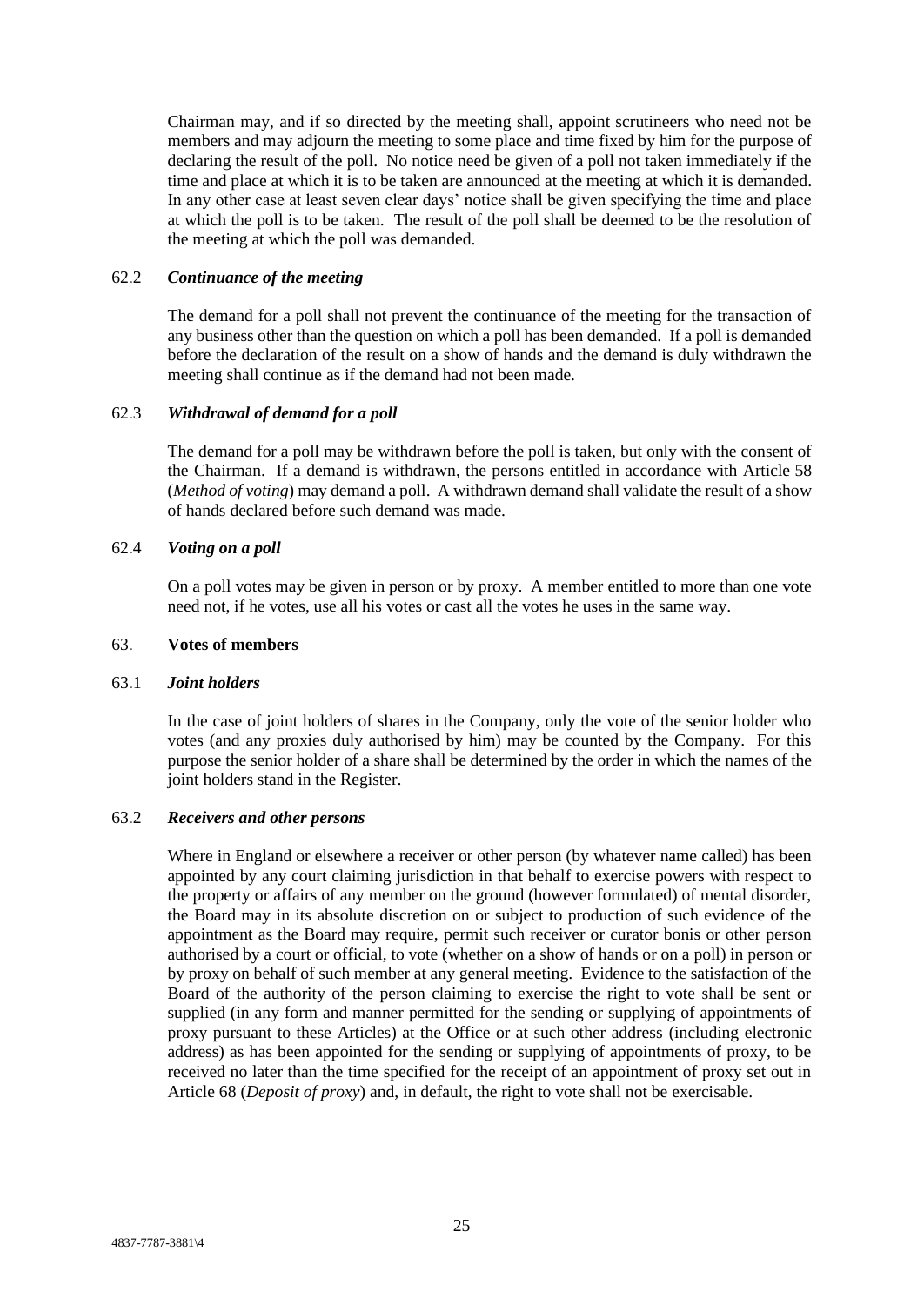Chairman may, and if so directed by the meeting shall, appoint scrutineers who need not be members and may adjourn the meeting to some place and time fixed by him for the purpose of declaring the result of the poll. No notice need be given of a poll not taken immediately if the time and place at which it is to be taken are announced at the meeting at which it is demanded. In any other case at least seven clear days' notice shall be given specifying the time and place at which the poll is to be taken. The result of the poll shall be deemed to be the resolution of the meeting at which the poll was demanded.

62.2 ***Continuance of the meeting***

The demand for a poll shall not prevent the continuance of the meeting for the transaction of any business other than the question on which a poll has been demanded. If a poll is demanded before the declaration of the result on a show of hands and the demand is duly withdrawn the meeting shall continue as if the demand had not been made.

62.3 ***Withdrawal of demand for a poll***

The demand for a poll may be withdrawn before the poll is taken, but only with the consent of the Chairman. If a demand is withdrawn, the persons entitled in accordance with Article 58 (*Method of voting*) may demand a poll. A withdrawn demand shall validate the result of a show of hands declared before such demand was made.

62.4 ***Voting on a poll***

On a poll votes may be given in person or by proxy. A member entitled to more than one vote need not, if he votes, use all his votes or cast all the votes he uses in the same way.

63. **Votes of members**

63.1 ***Joint holders***

In the case of joint holders of shares in the Company, only the vote of the senior holder who votes (and any proxies duly authorised by him) may be counted by the Company. For this purpose the senior holder of a share shall be determined by the order in which the names of the joint holders stand in the Register.

63.2 ***Receivers and other persons***

Where in England or elsewhere a receiver or other person (by whatever name called) has been appointed by any court claiming jurisdiction in that behalf to exercise powers with respect to the property or affairs of any member on the ground (however formulated) of mental disorder, the Board may in its absolute discretion on or subject to production of such evidence of the appointment as the Board may require, permit such receiver or curator bonis or other person authorised by a court or official, to vote (whether on a show of hands or on a poll) in person or by proxy on behalf of such member at any general meeting. Evidence to the satisfaction of the Board of the authority of the person claiming to exercise the right to vote shall be sent or supplied (in any form and manner permitted for the sending or supplying of appointments of proxy pursuant to these Articles) at the Office or at such other address (including electronic address) as has been appointed for the sending or supplying of appointments of proxy, to be received no later than the time specified for the receipt of an appointment of proxy set out in Article 68 (*Deposit of proxy*) and, in default, the right to vote shall not be exercisable.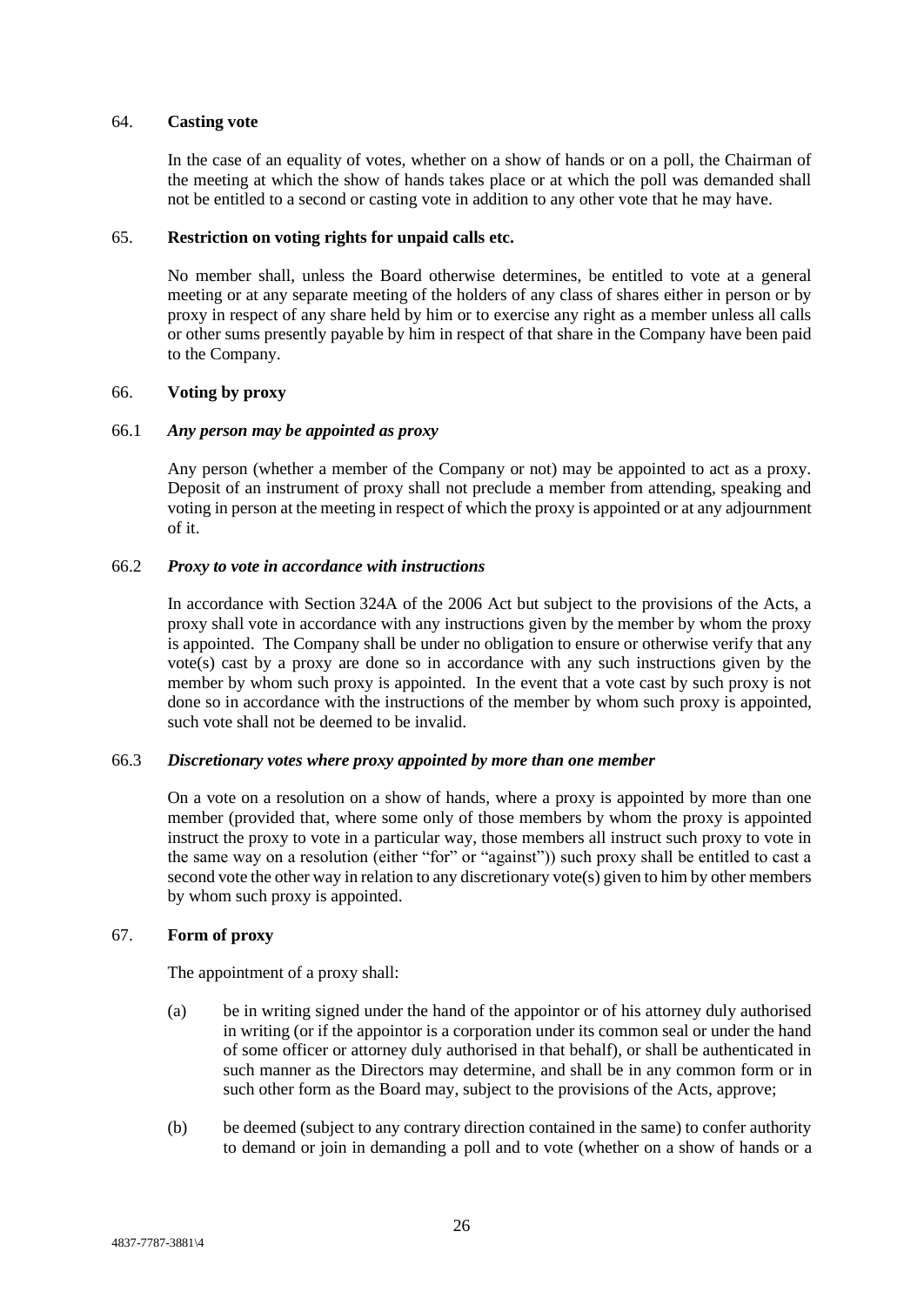## 64. **Casting vote**

In the case of an equality of votes, whether on a show of hands or on a poll, the Chairman of the meeting at which the show of hands takes place or at which the poll was demanded shall not be entitled to a second or casting vote in addition to any other vote that he may have.

## 65. **Restriction on voting rights for unpaid calls etc.**

No member shall, unless the Board otherwise determines, be entitled to vote at a general meeting or at any separate meeting of the holders of any class of shares either in person or by proxy in respect of any share held by him or to exercise any right as a member unless all calls or other sums presently payable by him in respect of that share in the Company have been paid to the Company.

## 66. **Voting by proxy**

### 66.1 ***Any person may be appointed as proxy***

Any person (whether a member of the Company or not) may be appointed to act as a proxy. Deposit of an instrument of proxy shall not preclude a member from attending, speaking and voting in person at the meeting in respect of which the proxy is appointed or at any adjournment of it.

### 66.2 ***Proxy to vote in accordance with instructions***

In accordance with Section 324A of the 2006 Act but subject to the provisions of the Acts, a proxy shall vote in accordance with any instructions given by the member by whom the proxy is appointed. The Company shall be under no obligation to ensure or otherwise verify that any vote(s) cast by a proxy are done so in accordance with any such instructions given by the member by whom such proxy is appointed. In the event that a vote cast by such proxy is not done so in accordance with the instructions of the member by whom such proxy is appointed, such vote shall not be deemed to be invalid.

### 66.3 ***Discretionary votes where proxy appointed by more than one member***

On a vote on a resolution on a show of hands, where a proxy is appointed by more than one member (provided that, where some only of those members by whom the proxy is appointed instruct the proxy to vote in a particular way, those members all instruct such proxy to vote in the same way on a resolution (either "for" or "against")) such proxy shall be entitled to cast a second vote the other way in relation to any discretionary vote(s) given to him by other members by whom such proxy is appointed.

## 67. **Form of proxy**

The appointment of a proxy shall:

(a) be in writing signed under the hand of the appointor or of his attorney duly authorised in writing (or if the appointor is a corporation under its common seal or under the hand of some officer or attorney duly authorised in that behalf), or shall be authenticated in such manner as the Directors may determine, and shall be in any common form or in such other form as the Board may, subject to the provisions of the Acts, approve;

(b) be deemed (subject to any contrary direction contained in the same) to confer authority to demand or join in demanding a poll and to vote (whether on a show of hands or a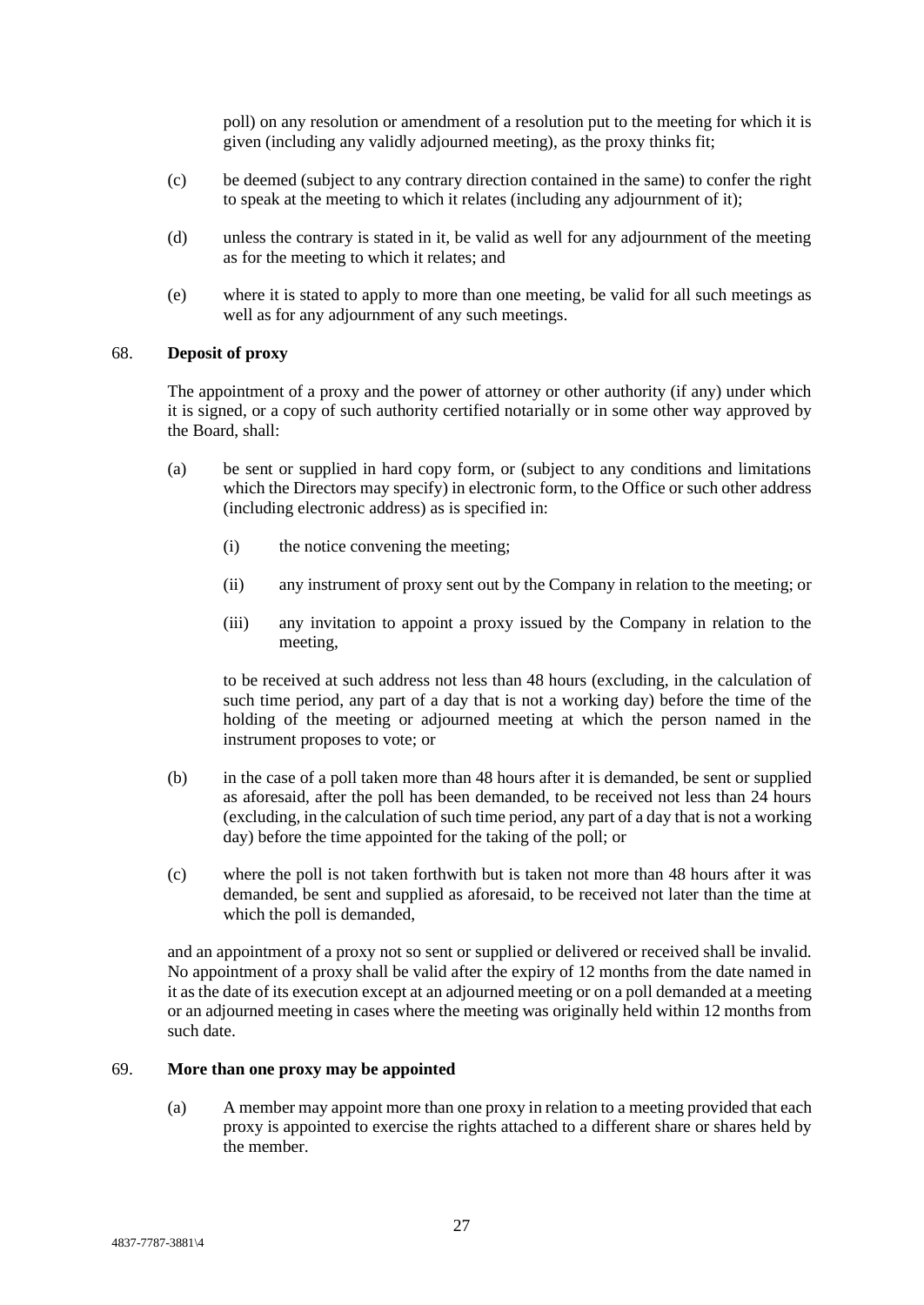poll) on any resolution or amendment of a resolution put to the meeting for which it is given (including any validly adjourned meeting), as the proxy thinks fit;

(c) be deemed (subject to any contrary direction contained in the same) to confer the right to speak at the meeting to which it relates (including any adjournment of it);

(d) unless the contrary is stated in it, be valid as well for any adjournment of the meeting as for the meeting to which it relates; and

(e) where it is stated to apply to more than one meeting, be valid for all such meetings as well as for any adjournment of any such meetings.

## 68. **Deposit of proxy**

The appointment of a proxy and the power of attorney or other authority (if any) under which it is signed, or a copy of such authority certified notarially or in some other way approved by the Board, shall:

(a) be sent or supplied in hard copy form, or (subject to any conditions and limitations which the Directors may specify) in electronic form, to the Office or such other address (including electronic address) as is specified in:

   (i) the notice convening the meeting;

   (ii) any instrument of proxy sent out by the Company in relation to the meeting; or

   (iii) any invitation to appoint a proxy issued by the Company in relation to the meeting,

   to be received at such address not less than 48 hours (excluding, in the calculation of such time period, any part of a day that is not a working day) before the time of the holding of the meeting or adjourned meeting at which the person named in the instrument proposes to vote; or

(b) in the case of a poll taken more than 48 hours after it is demanded, be sent or supplied as aforesaid, after the poll has been demanded, to be received not less than 24 hours (excluding, in the calculation of such time period, any part of a day that is not a working day) before the time appointed for the taking of the poll; or

(c) where the poll is not taken forthwith but is taken not more than 48 hours after it was demanded, be sent and supplied as aforesaid, to be received not later than the time at which the poll is demanded,

and an appointment of a proxy not so sent or supplied or delivered or received shall be invalid. No appointment of a proxy shall be valid after the expiry of 12 months from the date named in it as the date of its execution except at an adjourned meeting or on a poll demanded at a meeting or an adjourned meeting in cases where the meeting was originally held within 12 months from such date.

## 69. **More than one proxy may be appointed**

(a) A member may appoint more than one proxy in relation to a meeting provided that each proxy is appointed to exercise the rights attached to a different share or shares held by the member.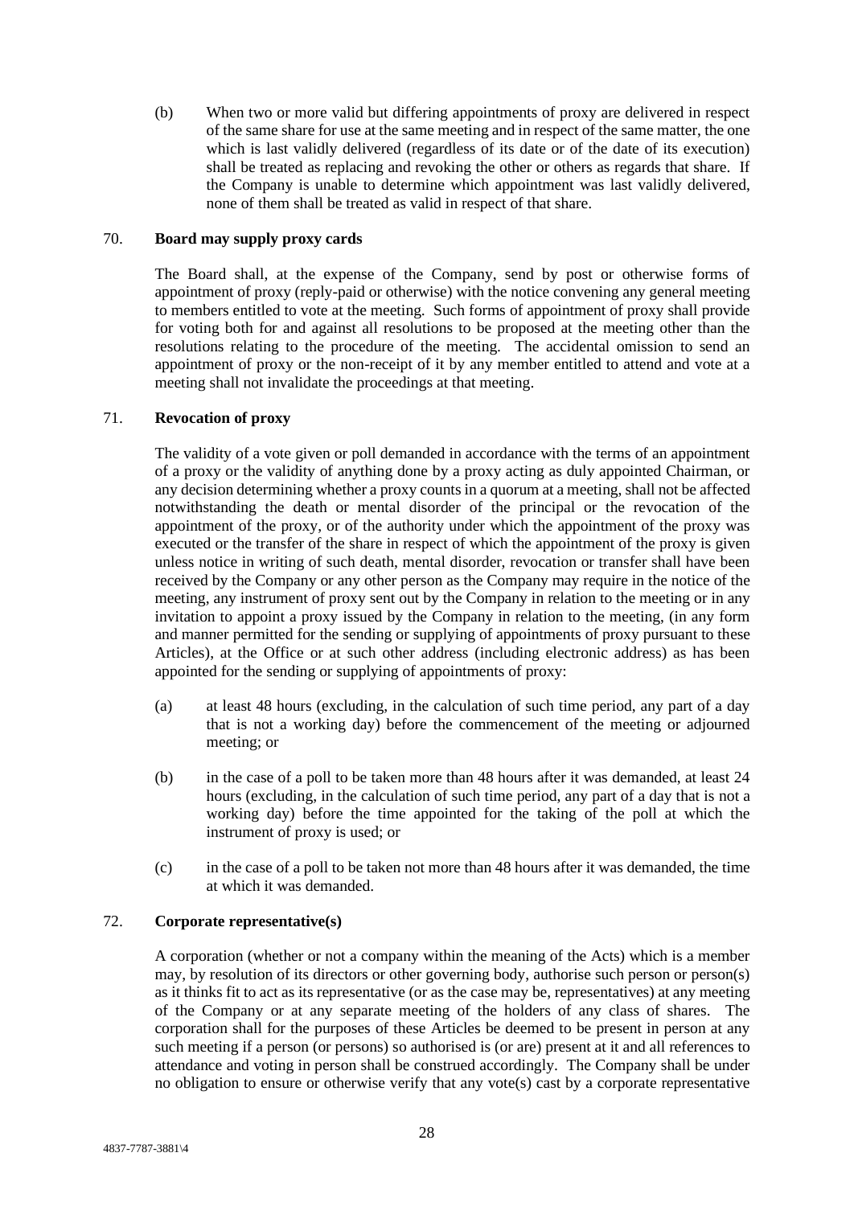(b) When two or more valid but differing appointments of proxy are delivered in respect of the same share for use at the same meeting and in respect of the same matter, the one which is last validly delivered (regardless of its date or of the date of its execution) shall be treated as replacing and revoking the other or others as regards that share. If the Company is unable to determine which appointment was last validly delivered, none of them shall be treated as valid in respect of that share.

## 70. **Board may supply proxy cards**

The Board shall, at the expense of the Company, send by post or otherwise forms of appointment of proxy (reply-paid or otherwise) with the notice convening any general meeting to members entitled to vote at the meeting. Such forms of appointment of proxy shall provide for voting both for and against all resolutions to be proposed at the meeting other than the resolutions relating to the procedure of the meeting. The accidental omission to send an appointment of proxy or the non-receipt of it by any member entitled to attend and vote at a meeting shall not invalidate the proceedings at that meeting.

## 71. **Revocation of proxy**

The validity of a vote given or poll demanded in accordance with the terms of an appointment of a proxy or the validity of anything done by a proxy acting as duly appointed Chairman, or any decision determining whether a proxy counts in a quorum at a meeting, shall not be affected notwithstanding the death or mental disorder of the principal or the revocation of the appointment of the proxy, or of the authority under which the appointment of the proxy was executed or the transfer of the share in respect of which the appointment of the proxy is given unless notice in writing of such death, mental disorder, revocation or transfer shall have been received by the Company or any other person as the Company may require in the notice of the meeting, any instrument of proxy sent out by the Company in relation to the meeting or in any invitation to appoint a proxy issued by the Company in relation to the meeting, (in any form and manner permitted for the sending or supplying of appointments of proxy pursuant to these Articles), at the Office or at such other address (including electronic address) as has been appointed for the sending or supplying of appointments of proxy:

(a) at least 48 hours (excluding, in the calculation of such time period, any part of a day that is not a working day) before the commencement of the meeting or adjourned meeting; or

(b) in the case of a poll to be taken more than 48 hours after it was demanded, at least 24 hours (excluding, in the calculation of such time period, any part of a day that is not a working day) before the time appointed for the taking of the poll at which the instrument of proxy is used; or

(c) in the case of a poll to be taken not more than 48 hours after it was demanded, the time at which it was demanded.

## 72. **Corporate representative(s)**

A corporation (whether or not a company within the meaning of the Acts) which is a member may, by resolution of its directors or other governing body, authorise such person or person(s) as it thinks fit to act as its representative (or as the case may be, representatives) at any meeting of the Company or at any separate meeting of the holders of any class of shares. The corporation shall for the purposes of these Articles be deemed to be present in person at any such meeting if a person (or persons) so authorised is (or are) present at it and all references to attendance and voting in person shall be construed accordingly. The Company shall be under no obligation to ensure or otherwise verify that any vote(s) cast by a corporate representative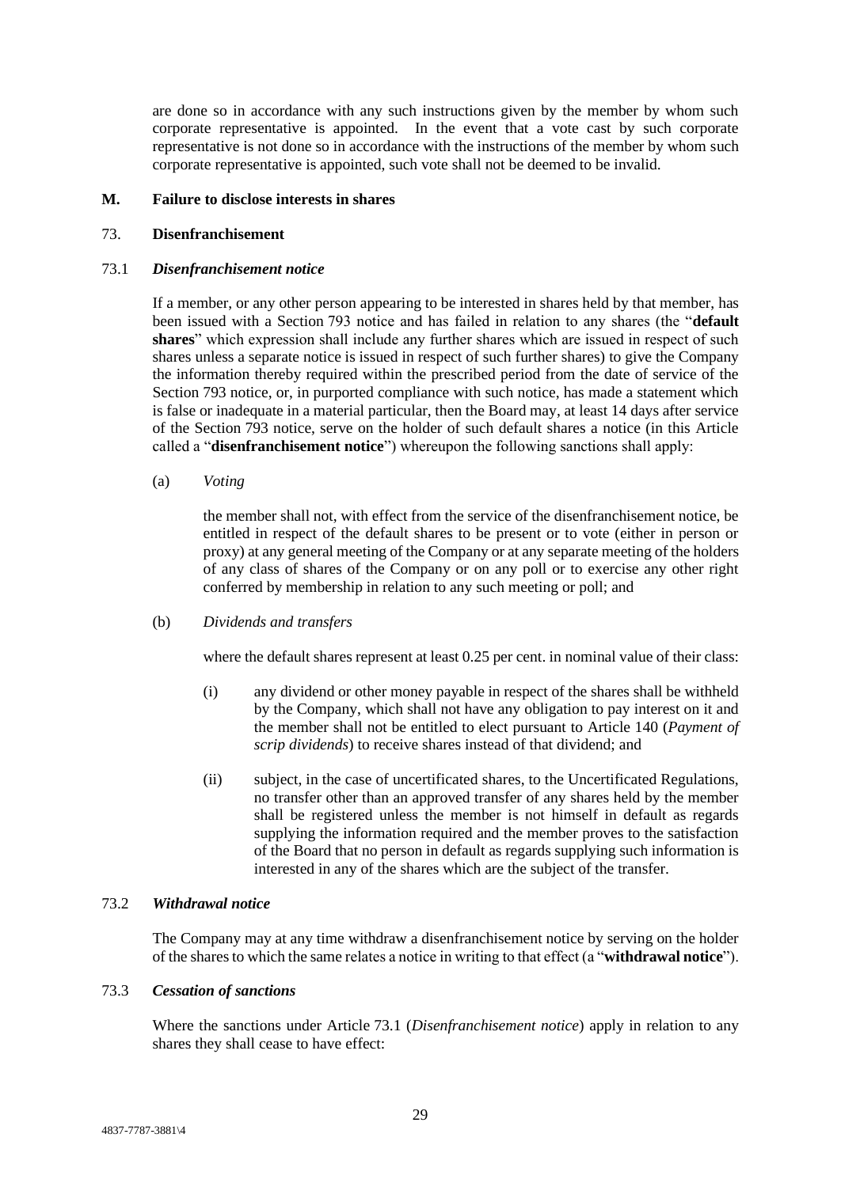are done so in accordance with any such instructions given by the member by whom such corporate representative is appointed. In the event that a vote cast by such corporate representative is not done so in accordance with the instructions of the member by whom such corporate representative is appointed, such vote shall not be deemed to be invalid.

## M. Failure to disclose interests in shares

### 73. Disenfranchisement

#### 73.1 *Disenfranchisement notice*

If a member, or any other person appearing to be interested in shares held by that member, has been issued with a Section 793 notice and has failed in relation to any shares (the "**default shares**" which expression shall include any further shares which are issued in respect of such shares unless a separate notice is issued in respect of such further shares) to give the Company the information thereby required within the prescribed period from the date of service of the Section 793 notice, or, in purported compliance with such notice, has made a statement which is false or inadequate in a material particular, then the Board may, at least 14 days after service of the Section 793 notice, serve on the holder of such default shares a notice (in this Article called a "**disenfranchisement notice**") whereupon the following sanctions shall apply:

(a) *Voting*

the member shall not, with effect from the service of the disenfranchisement notice, be entitled in respect of the default shares to be present or to vote (either in person or proxy) at any general meeting of the Company or at any separate meeting of the holders of any class of shares of the Company or on any poll or to exercise any other right conferred by membership in relation to any such meeting or poll; and

(b) *Dividends and transfers*

where the default shares represent at least 0.25 per cent. in nominal value of their class:

(i) any dividend or other money payable in respect of the shares shall be withheld by the Company, which shall not have any obligation to pay interest on it and the member shall not be entitled to elect pursuant to Article 140 (*Payment of scrip dividends*) to receive shares instead of that dividend; and

(ii) subject, in the case of uncertificated shares, to the Uncertificated Regulations, no transfer other than an approved transfer of any shares held by the member shall be registered unless the member is not himself in default as regards supplying the information required and the member proves to the satisfaction of the Board that no person in default as regards supplying such information is interested in any of the shares which are the subject of the transfer.

#### 73.2 *Withdrawal notice*

The Company may at any time withdraw a disenfranchisement notice by serving on the holder of the shares to which the same relates a notice in writing to that effect (a "**withdrawal notice**").

#### 73.3 *Cessation of sanctions*

Where the sanctions under Article 73.1 (*Disenfranchisement notice*) apply in relation to any shares they shall cease to have effect: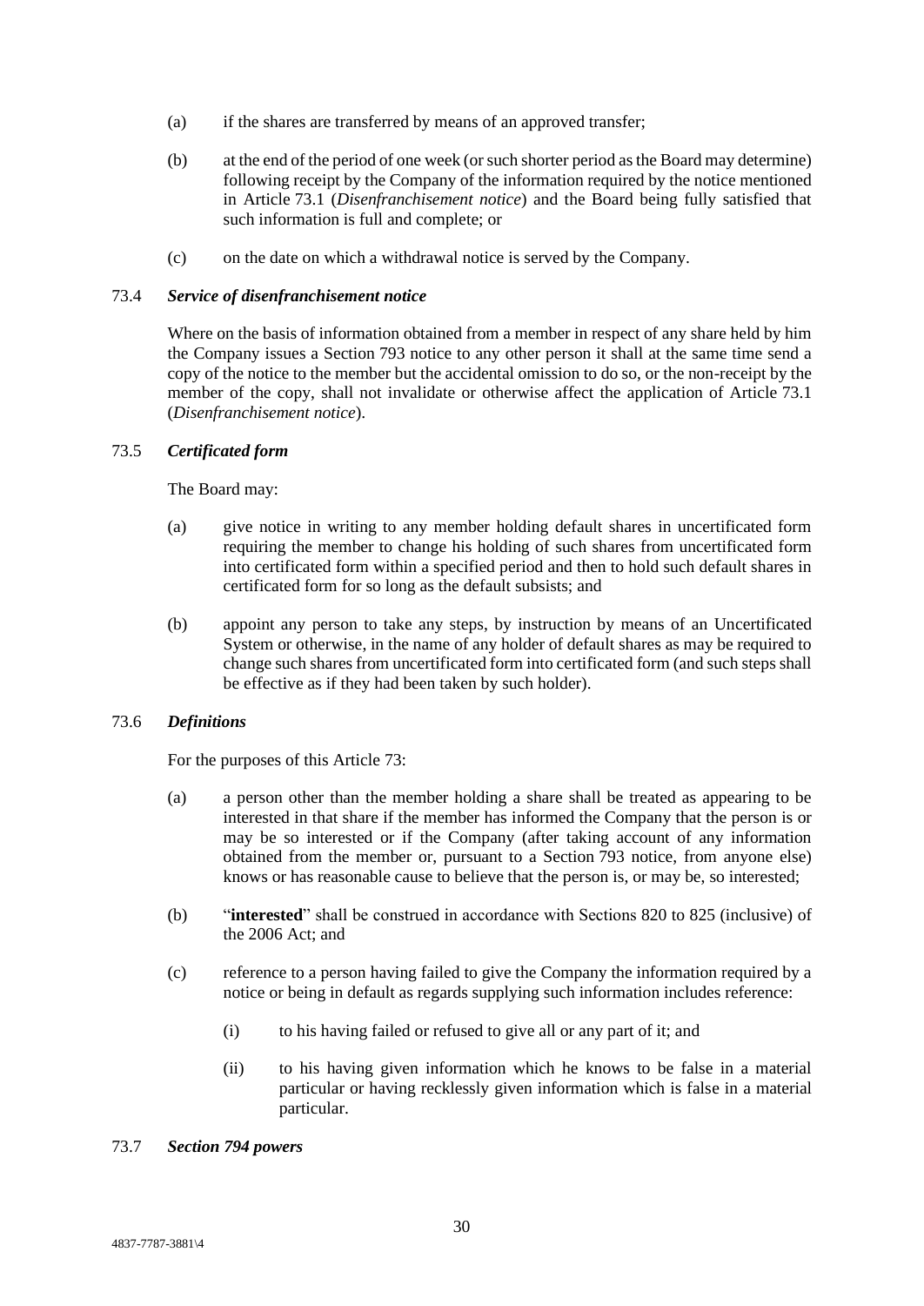(a) if the shares are transferred by means of an approved transfer;

(b) at the end of the period of one week (or such shorter period as the Board may determine) following receipt by the Company of the information required by the notice mentioned in Article 73.1 (*Disenfranchisement notice*) and the Board being fully satisfied that such information is full and complete; or

(c) on the date on which a withdrawal notice is served by the Company.

### 73.4 *Service of disenfranchisement notice*

Where on the basis of information obtained from a member in respect of any share held by him the Company issues a Section 793 notice to any other person it shall at the same time send a copy of the notice to the member but the accidental omission to do so, or the non-receipt by the member of the copy, shall not invalidate or otherwise affect the application of Article 73.1 (*Disenfranchisement notice*).

### 73.5 *Certificated form*

The Board may:

(a) give notice in writing to any member holding default shares in uncertificated form requiring the member to change his holding of such shares from uncertificated form into certificated form within a specified period and then to hold such default shares in certificated form for so long as the default subsists; and

(b) appoint any person to take any steps, by instruction by means of an Uncertificated System or otherwise, in the name of any holder of default shares as may be required to change such shares from uncertificated form into certificated form (and such steps shall be effective as if they had been taken by such holder).

### 73.6 *Definitions*

For the purposes of this Article 73:

(a) a person other than the member holding a share shall be treated as appearing to be interested in that share if the member has informed the Company that the person is or may be so interested or if the Company (after taking account of any information obtained from the member or, pursuant to a Section 793 notice, from anyone else) knows or has reasonable cause to believe that the person is, or may be, so interested;

(b) "**interested**" shall be construed in accordance with Sections 820 to 825 (inclusive) of the 2006 Act; and

(c) reference to a person having failed to give the Company the information required by a notice or being in default as regards supplying such information includes reference:

  (i) to his having failed or refused to give all or any part of it; and

  (ii) to his having given information which he knows to be false in a material particular or having recklessly given information which is false in a material particular.

### 73.7 *Section 794 powers*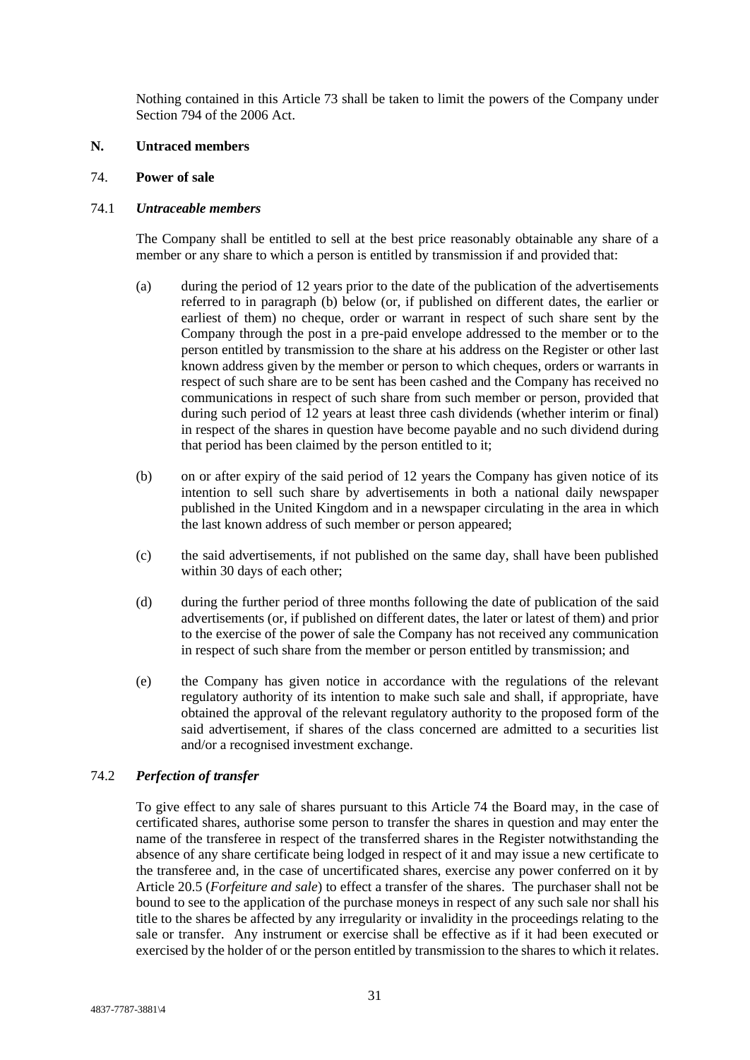Nothing contained in this Article 73 shall be taken to limit the powers of the Company under Section 794 of the 2006 Act.

## N. Untraced members

### 74. Power of sale

#### 74.1 *Untraceable members*

The Company shall be entitled to sell at the best price reasonably obtainable any share of a member or any share to which a person is entitled by transmission if and provided that:

(a) during the period of 12 years prior to the date of the publication of the advertisements referred to in paragraph (b) below (or, if published on different dates, the earlier or earliest of them) no cheque, order or warrant in respect of such share sent by the Company through the post in a pre-paid envelope addressed to the member or to the person entitled by transmission to the share at his address on the Register or other last known address given by the member or person to which cheques, orders or warrants in respect of such share are to be sent has been cashed and the Company has received no communications in respect of such share from such member or person, provided that during such period of 12 years at least three cash dividends (whether interim or final) in respect of the shares in question have become payable and no such dividend during that period has been claimed by the person entitled to it;

(b) on or after expiry of the said period of 12 years the Company has given notice of its intention to sell such share by advertisements in both a national daily newspaper published in the United Kingdom and in a newspaper circulating in the area in which the last known address of such member or person appeared;

(c) the said advertisements, if not published on the same day, shall have been published within 30 days of each other;

(d) during the further period of three months following the date of publication of the said advertisements (or, if published on different dates, the later or latest of them) and prior to the exercise of the power of sale the Company has not received any communication in respect of such share from the member or person entitled by transmission; and

(e) the Company has given notice in accordance with the regulations of the relevant regulatory authority of its intention to make such sale and shall, if appropriate, have obtained the approval of the relevant regulatory authority to the proposed form of the said advertisement, if shares of the class concerned are admitted to a securities list and/or a recognised investment exchange.

#### 74.2 *Perfection of transfer*

To give effect to any sale of shares pursuant to this Article 74 the Board may, in the case of certificated shares, authorise some person to transfer the shares in question and may enter the name of the transferee in respect of the transferred shares in the Register notwithstanding the absence of any share certificate being lodged in respect of it and may issue a new certificate to the transferee and, in the case of uncertificated shares, exercise any power conferred on it by Article 20.5 (*Forfeiture and sale*) to effect a transfer of the shares. The purchaser shall not be bound to see to the application of the purchase moneys in respect of any such sale nor shall his title to the shares be affected by any irregularity or invalidity in the proceedings relating to the sale or transfer. Any instrument or exercise shall be effective as if it had been executed or exercised by the holder of or the person entitled by transmission to the shares to which it relates.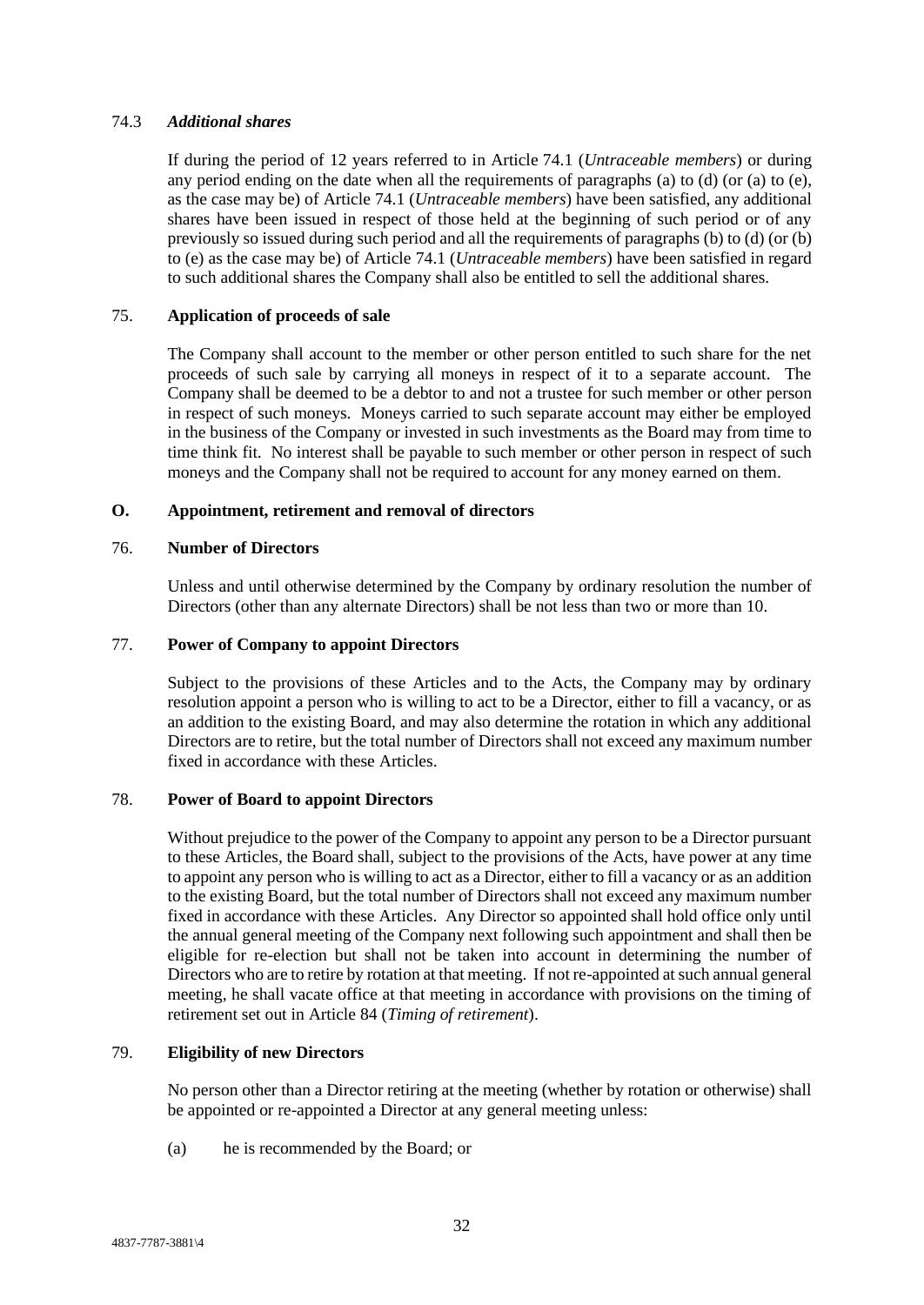### 74.3 *Additional shares*

If during the period of 12 years referred to in Article 74.1 (*Untraceable members*) or during any period ending on the date when all the requirements of paragraphs (a) to (d) (or (a) to (e), as the case may be) of Article 74.1 (*Untraceable members*) have been satisfied, any additional shares have been issued in respect of those held at the beginning of such period or of any previously so issued during such period and all the requirements of paragraphs (b) to (d) (or (b) to (e) as the case may be) of Article 74.1 (*Untraceable members*) have been satisfied in regard to such additional shares the Company shall also be entitled to sell the additional shares.

### 75. **Application of proceeds of sale**

The Company shall account to the member or other person entitled to such share for the net proceeds of such sale by carrying all moneys in respect of it to a separate account. The Company shall be deemed to be a debtor to and not a trustee for such member or other person in respect of such moneys. Moneys carried to such separate account may either be employed in the business of the Company or invested in such investments as the Board may from time to time think fit. No interest shall be payable to such member or other person in respect of such moneys and the Company shall not be required to account for any money earned on them.

## O. **Appointment, retirement and removal of directors**

### 76. **Number of Directors**

Unless and until otherwise determined by the Company by ordinary resolution the number of Directors (other than any alternate Directors) shall be not less than two or more than 10.

### 77. **Power of Company to appoint Directors**

Subject to the provisions of these Articles and to the Acts, the Company may by ordinary resolution appoint a person who is willing to act to be a Director, either to fill a vacancy, or as an addition to the existing Board, and may also determine the rotation in which any additional Directors are to retire, but the total number of Directors shall not exceed any maximum number fixed in accordance with these Articles.

### 78. **Power of Board to appoint Directors**

Without prejudice to the power of the Company to appoint any person to be a Director pursuant to these Articles, the Board shall, subject to the provisions of the Acts, have power at any time to appoint any person who is willing to act as a Director, either to fill a vacancy or as an addition to the existing Board, but the total number of Directors shall not exceed any maximum number fixed in accordance with these Articles. Any Director so appointed shall hold office only until the annual general meeting of the Company next following such appointment and shall then be eligible for re-election but shall not be taken into account in determining the number of Directors who are to retire by rotation at that meeting. If not re-appointed at such annual general meeting, he shall vacate office at that meeting in accordance with provisions on the timing of retirement set out in Article 84 (*Timing of retirement*).

### 79. **Eligibility of new Directors**

No person other than a Director retiring at the meeting (whether by rotation or otherwise) shall be appointed or re-appointed a Director at any general meeting unless:

(a) he is recommended by the Board; or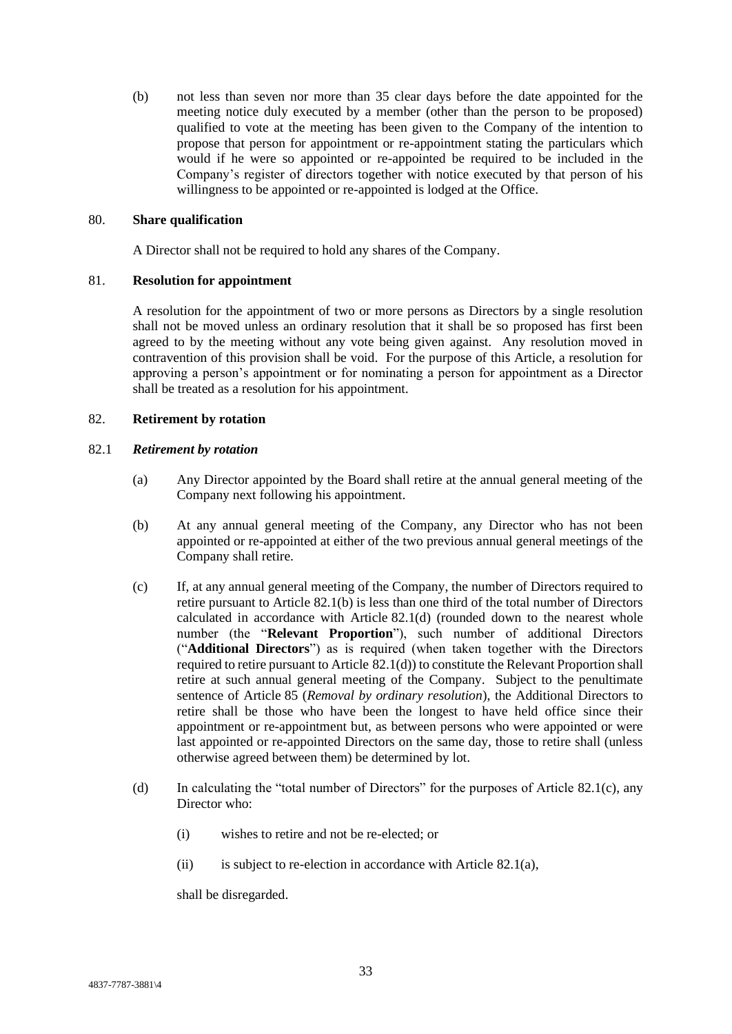(b) not less than seven nor more than 35 clear days before the date appointed for the meeting notice duly executed by a member (other than the person to be proposed) qualified to vote at the meeting has been given to the Company of the intention to propose that person for appointment or re-appointment stating the particulars which would if he were so appointed or re-appointed be required to be included in the Company's register of directors together with notice executed by that person of his willingness to be appointed or re-appointed is lodged at the Office.

## 80. Share qualification

A Director shall not be required to hold any shares of the Company.

## 81. Resolution for appointment

A resolution for the appointment of two or more persons as Directors by a single resolution shall not be moved unless an ordinary resolution that it shall be so proposed has first been agreed to by the meeting without any vote being given against. Any resolution moved in contravention of this provision shall be void. For the purpose of this Article, a resolution for approving a person's appointment or for nominating a person for appointment as a Director shall be treated as a resolution for his appointment.

## 82. Retirement by rotation

### 82.1 *Retirement by rotation*

(a) Any Director appointed by the Board shall retire at the annual general meeting of the Company next following his appointment.

(b) At any annual general meeting of the Company, any Director who has not been appointed or re-appointed at either of the two previous annual general meetings of the Company shall retire.

(c) If, at any annual general meeting of the Company, the number of Directors required to retire pursuant to Article 82.1(b) is less than one third of the total number of Directors calculated in accordance with Article 82.1(d) (rounded down to the nearest whole number (the "**Relevant Proportion**"), such number of additional Directors ("**Additional Directors**") as is required (when taken together with the Directors required to retire pursuant to Article 82.1(d)) to constitute the Relevant Proportion shall retire at such annual general meeting of the Company. Subject to the penultimate sentence of Article 85 (*Removal by ordinary resolution*), the Additional Directors to retire shall be those who have been the longest to have held office since their appointment or re-appointment but, as between persons who were appointed or were last appointed or re-appointed Directors on the same day, those to retire shall (unless otherwise agreed between them) be determined by lot.

(d) In calculating the "total number of Directors" for the purposes of Article 82.1(c), any Director who:

   (i) wishes to retire and not be re-elected; or

   (ii) is subject to re-election in accordance with Article 82.1(a),

   shall be disregarded.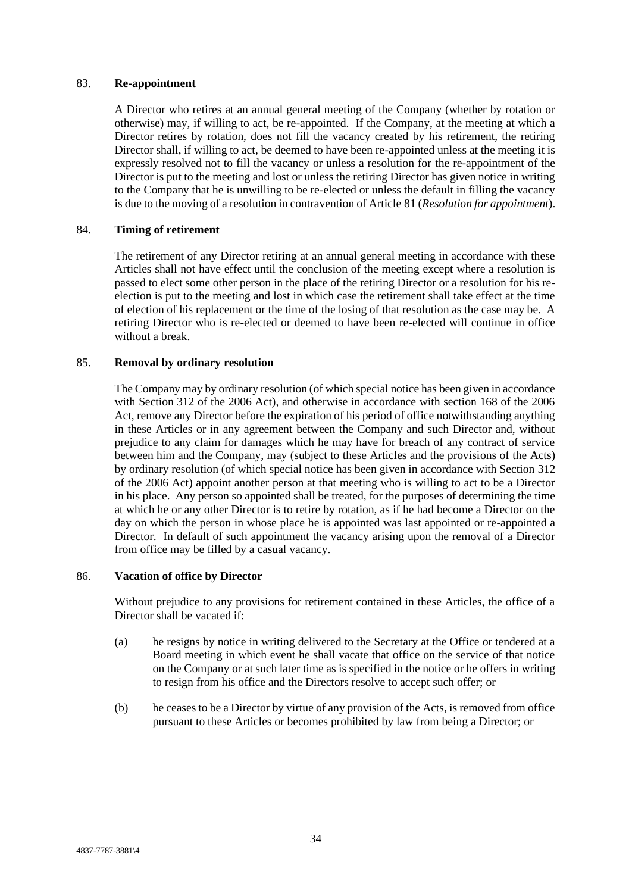### 83. **Re-appointment**

A Director who retires at an annual general meeting of the Company (whether by rotation or otherwise) may, if willing to act, be re-appointed. If the Company, at the meeting at which a Director retires by rotation, does not fill the vacancy created by his retirement, the retiring Director shall, if willing to act, be deemed to have been re-appointed unless at the meeting it is expressly resolved not to fill the vacancy or unless a resolution for the re-appointment of the Director is put to the meeting and lost or unless the retiring Director has given notice in writing to the Company that he is unwilling to be re-elected or unless the default in filling the vacancy is due to the moving of a resolution in contravention of Article 81 (*Resolution for appointment*).

### 84. **Timing of retirement**

The retirement of any Director retiring at an annual general meeting in accordance with these Articles shall not have effect until the conclusion of the meeting except where a resolution is passed to elect some other person in the place of the retiring Director or a resolution for his re-election is put to the meeting and lost in which case the retirement shall take effect at the time of election of his replacement or the time of the losing of that resolution as the case may be. A retiring Director who is re-elected or deemed to have been re-elected will continue in office without a break.

### 85. **Removal by ordinary resolution**

The Company may by ordinary resolution (of which special notice has been given in accordance with Section 312 of the 2006 Act), and otherwise in accordance with section 168 of the 2006 Act, remove any Director before the expiration of his period of office notwithstanding anything in these Articles or in any agreement between the Company and such Director and, without prejudice to any claim for damages which he may have for breach of any contract of service between him and the Company, may (subject to these Articles and the provisions of the Acts) by ordinary resolution (of which special notice has been given in accordance with Section 312 of the 2006 Act) appoint another person at that meeting who is willing to act to be a Director in his place. Any person so appointed shall be treated, for the purposes of determining the time at which he or any other Director is to retire by rotation, as if he had become a Director on the day on which the person in whose place he is appointed was last appointed or re-appointed a Director. In default of such appointment the vacancy arising upon the removal of a Director from office may be filled by a casual vacancy.

### 86. **Vacation of office by Director**

Without prejudice to any provisions for retirement contained in these Articles, the office of a Director shall be vacated if:

(a) he resigns by notice in writing delivered to the Secretary at the Office or tendered at a Board meeting in which event he shall vacate that office on the service of that notice on the Company or at such later time as is specified in the notice or he offers in writing to resign from his office and the Directors resolve to accept such offer; or

(b) he ceases to be a Director by virtue of any provision of the Acts, is removed from office pursuant to these Articles or becomes prohibited by law from being a Director; or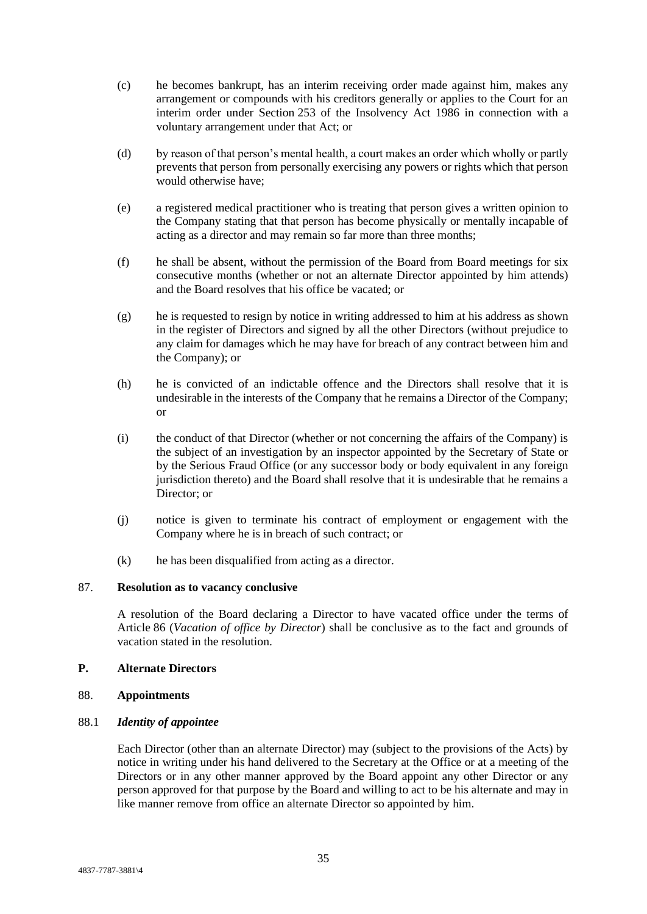(c) he becomes bankrupt, has an interim receiving order made against him, makes any arrangement or compounds with his creditors generally or applies to the Court for an interim order under Section 253 of the Insolvency Act 1986 in connection with a voluntary arrangement under that Act; or

(d) by reason of that person's mental health, a court makes an order which wholly or partly prevents that person from personally exercising any powers or rights which that person would otherwise have;

(e) a registered medical practitioner who is treating that person gives a written opinion to the Company stating that that person has become physically or mentally incapable of acting as a director and may remain so far more than three months;

(f) he shall be absent, without the permission of the Board from Board meetings for six consecutive months (whether or not an alternate Director appointed by him attends) and the Board resolves that his office be vacated; or

(g) he is requested to resign by notice in writing addressed to him at his address as shown in the register of Directors and signed by all the other Directors (without prejudice to any claim for damages which he may have for breach of any contract between him and the Company); or

(h) he is convicted of an indictable offence and the Directors shall resolve that it is undesirable in the interests of the Company that he remains a Director of the Company; or

(i) the conduct of that Director (whether or not concerning the affairs of the Company) is the subject of an investigation by an inspector appointed by the Secretary of State or by the Serious Fraud Office (or any successor body or body equivalent in any foreign jurisdiction thereto) and the Board shall resolve that it is undesirable that he remains a Director; or

(j) notice is given to terminate his contract of employment or engagement with the Company where he is in breach of such contract; or

(k) he has been disqualified from acting as a director.

### 87. **Resolution as to vacancy conclusive**

A resolution of the Board declaring a Director to have vacated office under the terms of Article 86 (*Vacation of office by Director*) shall be conclusive as to the fact and grounds of vacation stated in the resolution.

## P. **Alternate Directors**

### 88. **Appointments**

#### 88.1 ***Identity of appointee***

Each Director (other than an alternate Director) may (subject to the provisions of the Acts) by notice in writing under his hand delivered to the Secretary at the Office or at a meeting of the Directors or in any other manner approved by the Board appoint any other Director or any person approved for that purpose by the Board and willing to act to be his alternate and may in like manner remove from office an alternate Director so appointed by him.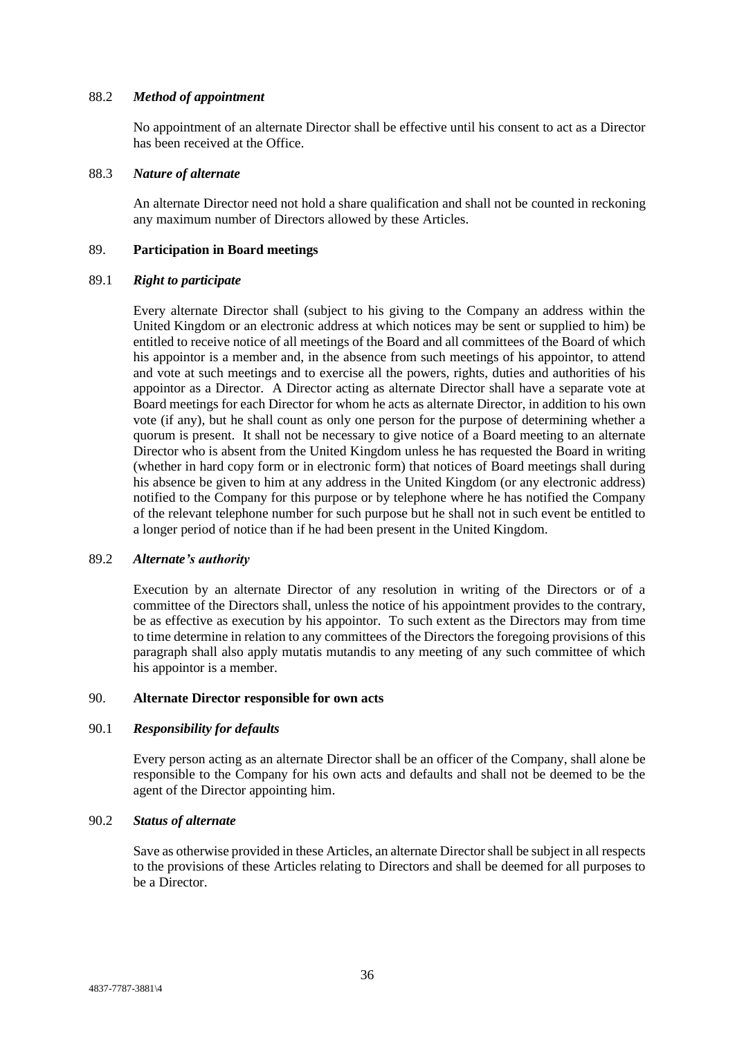88.2 ***Method of appointment***

No appointment of an alternate Director shall be effective until his consent to act as a Director has been received at the Office.

88.3 ***Nature of alternate***

An alternate Director need not hold a share qualification and shall not be counted in reckoning any maximum number of Directors allowed by these Articles.

89. **Participation in Board meetings**

89.1 ***Right to participate***

Every alternate Director shall (subject to his giving to the Company an address within the United Kingdom or an electronic address at which notices may be sent or supplied to him) be entitled to receive notice of all meetings of the Board and all committees of the Board of which his appointor is a member and, in the absence from such meetings of his appointor, to attend and vote at such meetings and to exercise all the powers, rights, duties and authorities of his appointor as a Director. A Director acting as alternate Director shall have a separate vote at Board meetings for each Director for whom he acts as alternate Director, in addition to his own vote (if any), but he shall count as only one person for the purpose of determining whether a quorum is present. It shall not be necessary to give notice of a Board meeting to an alternate Director who is absent from the United Kingdom unless he has requested the Board in writing (whether in hard copy form or in electronic form) that notices of Board meetings shall during his absence be given to him at any address in the United Kingdom (or any electronic address) notified to the Company for this purpose or by telephone where he has notified the Company of the relevant telephone number for such purpose but he shall not in such event be entitled to a longer period of notice than if he had been present in the United Kingdom.

89.2 ***Alternate's authority***

Execution by an alternate Director of any resolution in writing of the Directors or of a committee of the Directors shall, unless the notice of his appointment provides to the contrary, be as effective as execution by his appointor. To such extent as the Directors may from time to time determine in relation to any committees of the Directors the foregoing provisions of this paragraph shall also apply mutatis mutandis to any meeting of any such committee of which his appointor is a member.

90. **Alternate Director responsible for own acts**

90.1 ***Responsibility for defaults***

Every person acting as an alternate Director shall be an officer of the Company, shall alone be responsible to the Company for his own acts and defaults and shall not be deemed to be the agent of the Director appointing him.

90.2 ***Status of alternate***

Save as otherwise provided in these Articles, an alternate Director shall be subject in all respects to the provisions of these Articles relating to Directors and shall be deemed for all purposes to be a Director.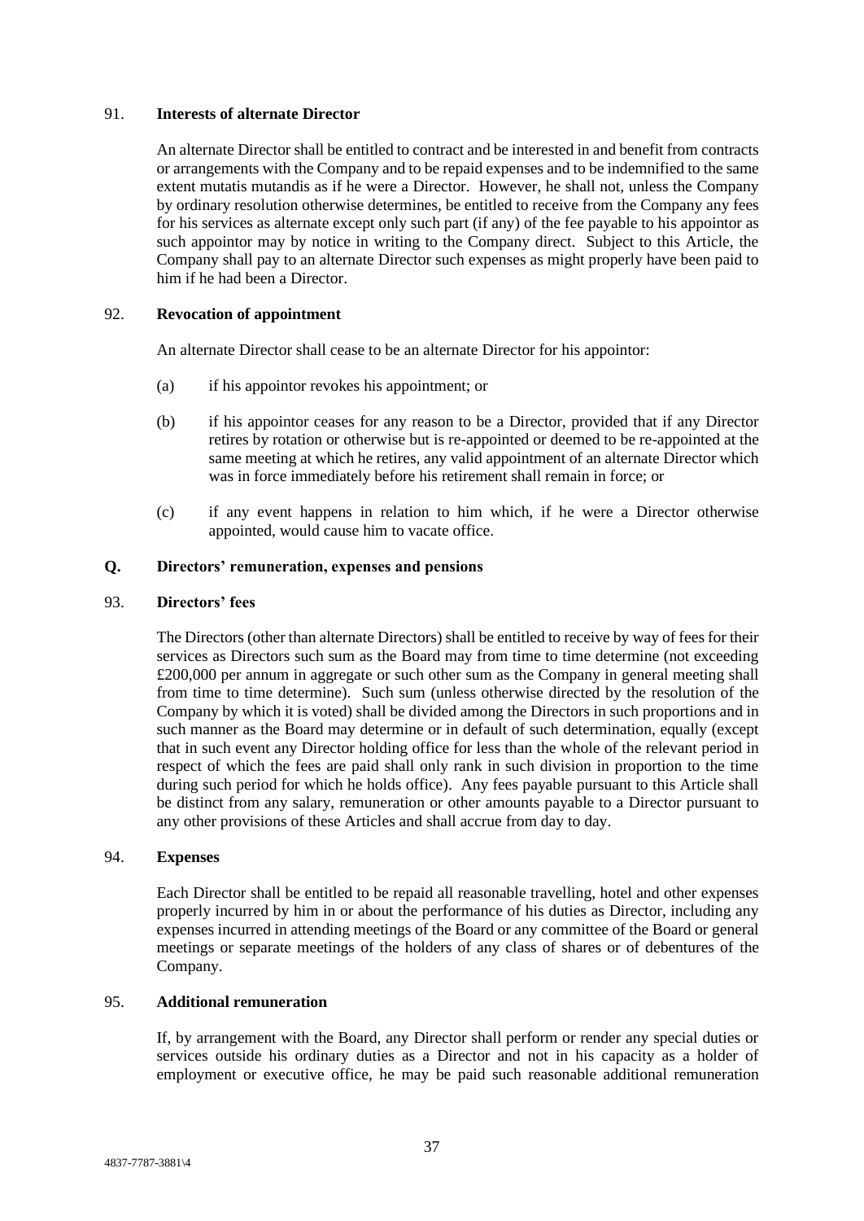### 91. **Interests of alternate Director**

An alternate Director shall be entitled to contract and be interested in and benefit from contracts or arrangements with the Company and to be repaid expenses and to be indemnified to the same extent mutatis mutandis as if he were a Director. However, he shall not, unless the Company by ordinary resolution otherwise determines, be entitled to receive from the Company any fees for his services as alternate except only such part (if any) of the fee payable to his appointor as such appointor may by notice in writing to the Company direct. Subject to this Article, the Company shall pay to an alternate Director such expenses as might properly have been paid to him if he had been a Director.

### 92. **Revocation of appointment**

An alternate Director shall cease to be an alternate Director for his appointor:

(a) if his appointor revokes his appointment; or

(b) if his appointor ceases for any reason to be a Director, provided that if any Director retires by rotation or otherwise but is re-appointed or deemed to be re-appointed at the same meeting at which he retires, any valid appointment of an alternate Director which was in force immediately before his retirement shall remain in force; or

(c) if any event happens in relation to him which, if he were a Director otherwise appointed, would cause him to vacate office.

## Q. **Directors' remuneration, expenses and pensions**

### 93. **Directors' fees**

The Directors (other than alternate Directors) shall be entitled to receive by way of fees for their services as Directors such sum as the Board may from time to time determine (not exceeding £200,000 per annum in aggregate or such other sum as the Company in general meeting shall from time to time determine). Such sum (unless otherwise directed by the resolution of the Company by which it is voted) shall be divided among the Directors in such proportions and in such manner as the Board may determine or in default of such determination, equally (except that in such event any Director holding office for less than the whole of the relevant period in respect of which the fees are paid shall only rank in such division in proportion to the time during such period for which he holds office). Any fees payable pursuant to this Article shall be distinct from any salary, remuneration or other amounts payable to a Director pursuant to any other provisions of these Articles and shall accrue from day to day.

### 94. **Expenses**

Each Director shall be entitled to be repaid all reasonable travelling, hotel and other expenses properly incurred by him in or about the performance of his duties as Director, including any expenses incurred in attending meetings of the Board or any committee of the Board or general meetings or separate meetings of the holders of any class of shares or of debentures of the Company.

### 95. **Additional remuneration**

If, by arrangement with the Board, any Director shall perform or render any special duties or services outside his ordinary duties as a Director and not in his capacity as a holder of employment or executive office, he may be paid such reasonable additional remuneration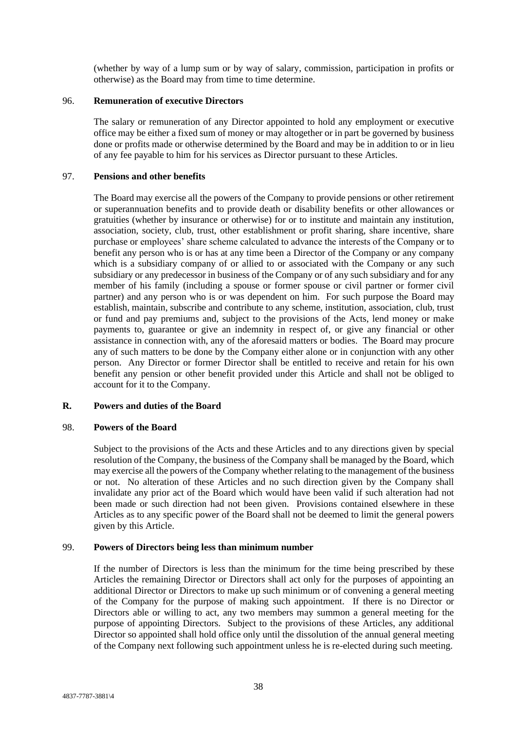(whether by way of a lump sum or by way of salary, commission, participation in profits or otherwise) as the Board may from time to time determine.

### 96. **Remuneration of executive Directors**

The salary or remuneration of any Director appointed to hold any employment or executive office may be either a fixed sum of money or may altogether or in part be governed by business done or profits made or otherwise determined by the Board and may be in addition to or in lieu of any fee payable to him for his services as Director pursuant to these Articles.

### 97. **Pensions and other benefits**

The Board may exercise all the powers of the Company to provide pensions or other retirement or superannuation benefits and to provide death or disability benefits or other allowances or gratuities (whether by insurance or otherwise) for or to institute and maintain any institution, association, society, club, trust, other establishment or profit sharing, share incentive, share purchase or employees' share scheme calculated to advance the interests of the Company or to benefit any person who is or has at any time been a Director of the Company or any company which is a subsidiary company of or allied to or associated with the Company or any such subsidiary or any predecessor in business of the Company or of any such subsidiary and for any member of his family (including a spouse or former spouse or civil partner or former civil partner) and any person who is or was dependent on him. For such purpose the Board may establish, maintain, subscribe and contribute to any scheme, institution, association, club, trust or fund and pay premiums and, subject to the provisions of the Acts, lend money or make payments to, guarantee or give an indemnity in respect of, or give any financial or other assistance in connection with, any of the aforesaid matters or bodies. The Board may procure any of such matters to be done by the Company either alone or in conjunction with any other person. Any Director or former Director shall be entitled to receive and retain for his own benefit any pension or other benefit provided under this Article and shall not be obliged to account for it to the Company.

## R. **Powers and duties of the Board**

### 98. **Powers of the Board**

Subject to the provisions of the Acts and these Articles and to any directions given by special resolution of the Company, the business of the Company shall be managed by the Board, which may exercise all the powers of the Company whether relating to the management of the business or not. No alteration of these Articles and no such direction given by the Company shall invalidate any prior act of the Board which would have been valid if such alteration had not been made or such direction had not been given. Provisions contained elsewhere in these Articles as to any specific power of the Board shall not be deemed to limit the general powers given by this Article.

### 99. **Powers of Directors being less than minimum number**

If the number of Directors is less than the minimum for the time being prescribed by these Articles the remaining Director or Directors shall act only for the purposes of appointing an additional Director or Directors to make up such minimum or of convening a general meeting of the Company for the purpose of making such appointment. If there is no Director or Directors able or willing to act, any two members may summon a general meeting for the purpose of appointing Directors. Subject to the provisions of these Articles, any additional Director so appointed shall hold office only until the dissolution of the annual general meeting of the Company next following such appointment unless he is re-elected during such meeting.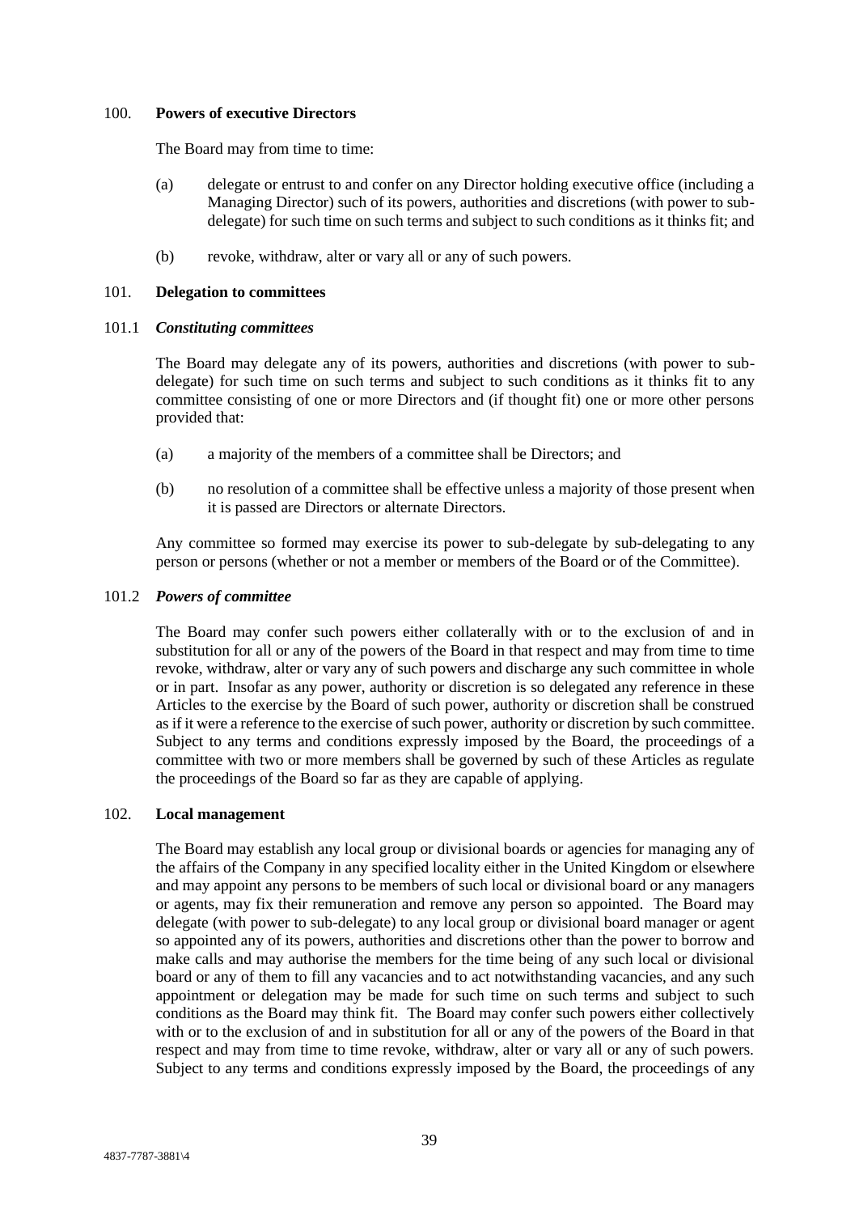## 100. **Powers of executive Directors**

The Board may from time to time:

(a) delegate or entrust to and confer on any Director holding executive office (including a Managing Director) such of its powers, authorities and discretions (with power to sub-delegate) for such time on such terms and subject to such conditions as it thinks fit; and

(b) revoke, withdraw, alter or vary all or any of such powers.

## 101. **Delegation to committees**

### 101.1 ***Constituting committees***

The Board may delegate any of its powers, authorities and discretions (with power to sub-delegate) for such time on such terms and subject to such conditions as it thinks fit to any committee consisting of one or more Directors and (if thought fit) one or more other persons provided that:

(a) a majority of the members of a committee shall be Directors; and

(b) no resolution of a committee shall be effective unless a majority of those present when it is passed are Directors or alternate Directors.

Any committee so formed may exercise its power to sub-delegate by sub-delegating to any person or persons (whether or not a member or members of the Board or of the Committee).

### 101.2 ***Powers of committee***

The Board may confer such powers either collaterally with or to the exclusion of and in substitution for all or any of the powers of the Board in that respect and may from time to time revoke, withdraw, alter or vary any of such powers and discharge any such committee in whole or in part. Insofar as any power, authority or discretion is so delegated any reference in these Articles to the exercise by the Board of such power, authority or discretion shall be construed as if it were a reference to the exercise of such power, authority or discretion by such committee. Subject to any terms and conditions expressly imposed by the Board, the proceedings of a committee with two or more members shall be governed by such of these Articles as regulate the proceedings of the Board so far as they are capable of applying.

## 102. **Local management**

The Board may establish any local group or divisional boards or agencies for managing any of the affairs of the Company in any specified locality either in the United Kingdom or elsewhere and may appoint any persons to be members of such local or divisional board or any managers or agents, may fix their remuneration and remove any person so appointed. The Board may delegate (with power to sub-delegate) to any local group or divisional board manager or agent so appointed any of its powers, authorities and discretions other than the power to borrow and make calls and may authorise the members for the time being of any such local or divisional board or any of them to fill any vacancies and to act notwithstanding vacancies, and any such appointment or delegation may be made for such time on such terms and subject to such conditions as the Board may think fit. The Board may confer such powers either collectively with or to the exclusion of and in substitution for all or any of the powers of the Board in that respect and may from time to time revoke, withdraw, alter or vary all or any of such powers. Subject to any terms and conditions expressly imposed by the Board, the proceedings of any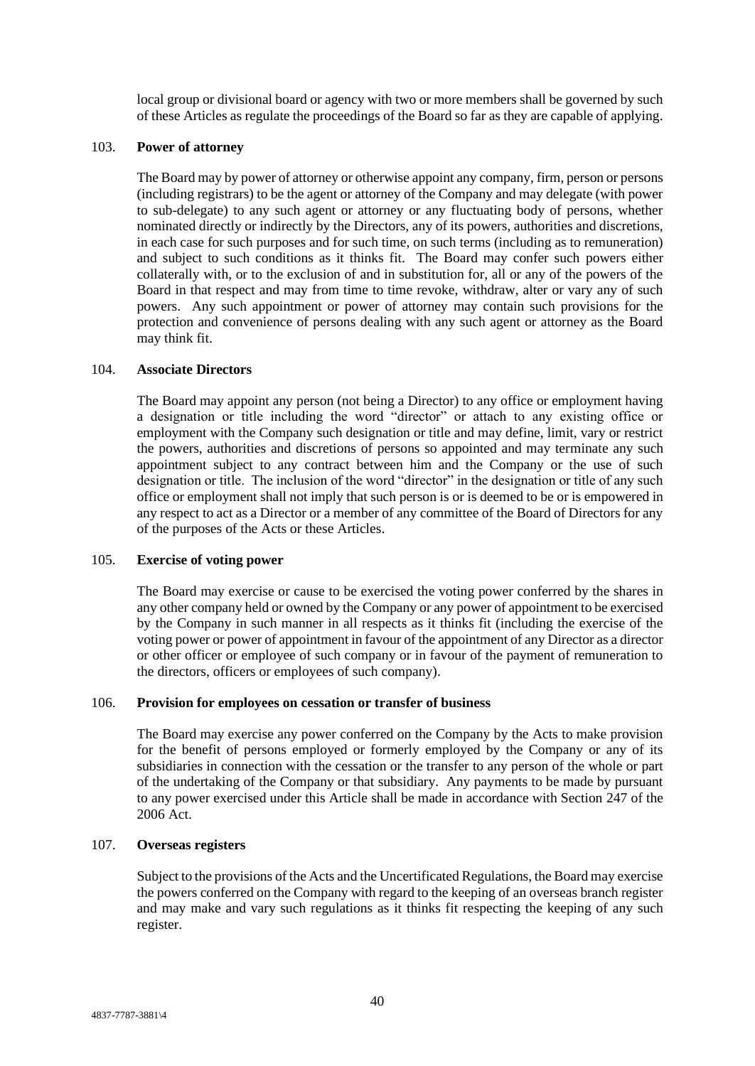local group or divisional board or agency with two or more members shall be governed by such of these Articles as regulate the proceedings of the Board so far as they are capable of applying.

103. **Power of attorney**

The Board may by power of attorney or otherwise appoint any company, firm, person or persons (including registrars) to be the agent or attorney of the Company and may delegate (with power to sub-delegate) to any such agent or attorney or any fluctuating body of persons, whether nominated directly or indirectly by the Directors, any of its powers, authorities and discretions, in each case for such purposes and for such time, on such terms (including as to remuneration) and subject to such conditions as it thinks fit. The Board may confer such powers either collaterally with, or to the exclusion of and in substitution for, all or any of the powers of the Board in that respect and may from time to time revoke, withdraw, alter or vary any of such powers. Any such appointment or power of attorney may contain such provisions for the protection and convenience of persons dealing with any such agent or attorney as the Board may think fit.

104. **Associate Directors**

The Board may appoint any person (not being a Director) to any office or employment having a designation or title including the word "director" or attach to any existing office or employment with the Company such designation or title and may define, limit, vary or restrict the powers, authorities and discretions of persons so appointed and may terminate any such appointment subject to any contract between him and the Company or the use of such designation or title. The inclusion of the word "director" in the designation or title of any such office or employment shall not imply that such person is or is deemed to be or is empowered in any respect to act as a Director or a member of any committee of the Board of Directors for any of the purposes of the Acts or these Articles.

105. **Exercise of voting power**

The Board may exercise or cause to be exercised the voting power conferred by the shares in any other company held or owned by the Company or any power of appointment to be exercised by the Company in such manner in all respects as it thinks fit (including the exercise of the voting power or power of appointment in favour of the appointment of any Director as a director or other officer or employee of such company or in favour of the payment of remuneration to the directors, officers or employees of such company).

106. **Provision for employees on cessation or transfer of business**

The Board may exercise any power conferred on the Company by the Acts to make provision for the benefit of persons employed or formerly employed by the Company or any of its subsidiaries in connection with the cessation or the transfer to any person of the whole or part of the undertaking of the Company or that subsidiary. Any payments to be made by pursuant to any power exercised under this Article shall be made in accordance with Section 247 of the 2006 Act.

107. **Overseas registers**

Subject to the provisions of the Acts and the Uncertificated Regulations, the Board may exercise the powers conferred on the Company with regard to the keeping of an overseas branch register and may make and vary such regulations as it thinks fit respecting the keeping of any such register.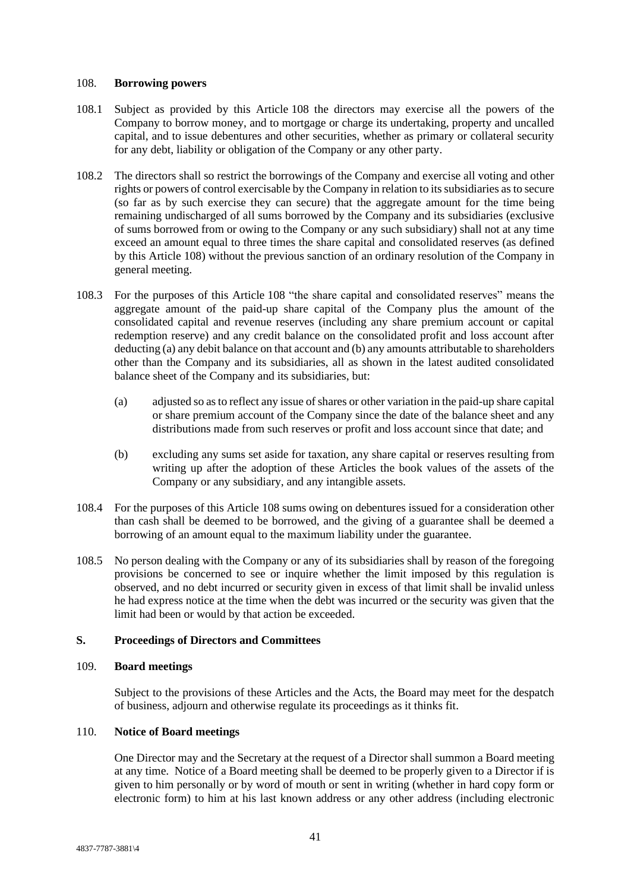## 108. **Borrowing powers**

108.1 Subject as provided by this Article 108 the directors may exercise all the powers of the Company to borrow money, and to mortgage or charge its undertaking, property and uncalled capital, and to issue debentures and other securities, whether as primary or collateral security for any debt, liability or obligation of the Company or any other party.

108.2 The directors shall so restrict the borrowings of the Company and exercise all voting and other rights or powers of control exercisable by the Company in relation to its subsidiaries as to secure (so far as by such exercise they can secure) that the aggregate amount for the time being remaining undischarged of all sums borrowed by the Company and its subsidiaries (exclusive of sums borrowed from or owing to the Company or any such subsidiary) shall not at any time exceed an amount equal to three times the share capital and consolidated reserves (as defined by this Article 108) without the previous sanction of an ordinary resolution of the Company in general meeting.

108.3 For the purposes of this Article 108 "the share capital and consolidated reserves" means the aggregate amount of the paid-up share capital of the Company plus the amount of the consolidated capital and revenue reserves (including any share premium account or capital redemption reserve) and any credit balance on the consolidated profit and loss account after deducting (a) any debit balance on that account and (b) any amounts attributable to shareholders other than the Company and its subsidiaries, all as shown in the latest audited consolidated balance sheet of the Company and its subsidiaries, but:

(a) adjusted so as to reflect any issue of shares or other variation in the paid-up share capital or share premium account of the Company since the date of the balance sheet and any distributions made from such reserves or profit and loss account since that date; and

(b) excluding any sums set aside for taxation, any share capital or reserves resulting from writing up after the adoption of these Articles the book values of the assets of the Company or any subsidiary, and any intangible assets.

108.4 For the purposes of this Article 108 sums owing on debentures issued for a consideration other than cash shall be deemed to be borrowed, and the giving of a guarantee shall be deemed a borrowing of an amount equal to the maximum liability under the guarantee.

108.5 No person dealing with the Company or any of its subsidiaries shall by reason of the foregoing provisions be concerned to see or inquire whether the limit imposed by this regulation is observed, and no debt incurred or security given in excess of that limit shall be invalid unless he had express notice at the time when the debt was incurred or the security was given that the limit had been or would by that action be exceeded.

# S. **Proceedings of Directors and Committees**

## 109. **Board meetings**

Subject to the provisions of these Articles and the Acts, the Board may meet for the despatch of business, adjourn and otherwise regulate its proceedings as it thinks fit.

## 110. **Notice of Board meetings**

One Director may and the Secretary at the request of a Director shall summon a Board meeting at any time. Notice of a Board meeting shall be deemed to be properly given to a Director if is given to him personally or by word of mouth or sent in writing (whether in hard copy form or electronic form) to him at his last known address or any other address (including electronic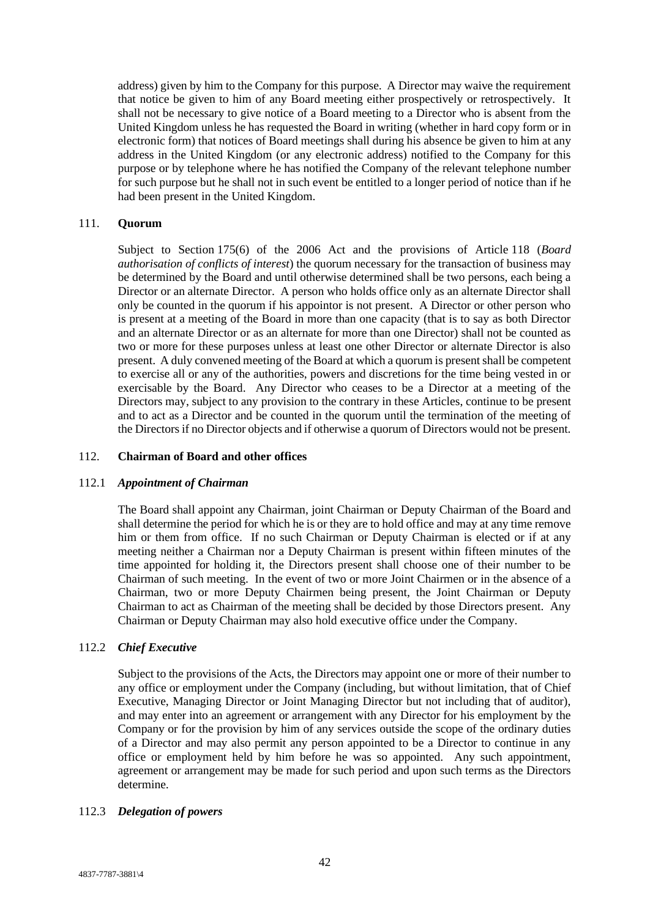address) given by him to the Company for this purpose. A Director may waive the requirement that notice be given to him of any Board meeting either prospectively or retrospectively. It shall not be necessary to give notice of a Board meeting to a Director who is absent from the United Kingdom unless he has requested the Board in writing (whether in hard copy form or in electronic form) that notices of Board meetings shall during his absence be given to him at any address in the United Kingdom (or any electronic address) notified to the Company for this purpose or by telephone where he has notified the Company of the relevant telephone number for such purpose but he shall not in such event be entitled to a longer period of notice than if he had been present in the United Kingdom.

## 111. **Quorum**

Subject to Section 175(6) of the 2006 Act and the provisions of Article 118 (*Board authorisation of conflicts of interest*) the quorum necessary for the transaction of business may be determined by the Board and until otherwise determined shall be two persons, each being a Director or an alternate Director. A person who holds office only as an alternate Director shall only be counted in the quorum if his appointor is not present. A Director or other person who is present at a meeting of the Board in more than one capacity (that is to say as both Director and an alternate Director or as an alternate for more than one Director) shall not be counted as two or more for these purposes unless at least one other Director or alternate Director is also present. A duly convened meeting of the Board at which a quorum is present shall be competent to exercise all or any of the authorities, powers and discretions for the time being vested in or exercisable by the Board. Any Director who ceases to be a Director at a meeting of the Directors may, subject to any provision to the contrary in these Articles, continue to be present and to act as a Director and be counted in the quorum until the termination of the meeting of the Directors if no Director objects and if otherwise a quorum of Directors would not be present.

## 112. **Chairman of Board and other offices**

### 112.1 *Appointment of Chairman*

The Board shall appoint any Chairman, joint Chairman or Deputy Chairman of the Board and shall determine the period for which he is or they are to hold office and may at any time remove him or them from office. If no such Chairman or Deputy Chairman is elected or if at any meeting neither a Chairman nor a Deputy Chairman is present within fifteen minutes of the time appointed for holding it, the Directors present shall choose one of their number to be Chairman of such meeting. In the event of two or more Joint Chairmen or in the absence of a Chairman, two or more Deputy Chairmen being present, the Joint Chairman or Deputy Chairman to act as Chairman of the meeting shall be decided by those Directors present. Any Chairman or Deputy Chairman may also hold executive office under the Company.

### 112.2 *Chief Executive*

Subject to the provisions of the Acts, the Directors may appoint one or more of their number to any office or employment under the Company (including, but without limitation, that of Chief Executive, Managing Director or Joint Managing Director but not including that of auditor), and may enter into an agreement or arrangement with any Director for his employment by the Company or for the provision by him of any services outside the scope of the ordinary duties of a Director and may also permit any person appointed to be a Director to continue in any office or employment held by him before he was so appointed. Any such appointment, agreement or arrangement may be made for such period and upon such terms as the Directors determine.

### 112.3 *Delegation of powers*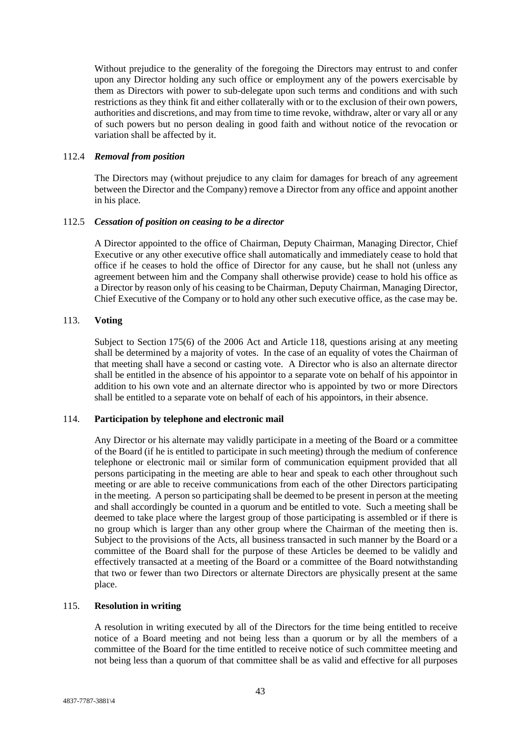Without prejudice to the generality of the foregoing the Directors may entrust to and confer upon any Director holding any such office or employment any of the powers exercisable by them as Directors with power to sub-delegate upon such terms and conditions and with such restrictions as they think fit and either collaterally with or to the exclusion of their own powers, authorities and discretions, and may from time to time revoke, withdraw, alter or vary all or any of such powers but no person dealing in good faith and without notice of the revocation or variation shall be affected by it.

112.4 ***Removal from position***

The Directors may (without prejudice to any claim for damages for breach of any agreement between the Director and the Company) remove a Director from any office and appoint another in his place.

112.5 ***Cessation of position on ceasing to be a director***

A Director appointed to the office of Chairman, Deputy Chairman, Managing Director, Chief Executive or any other executive office shall automatically and immediately cease to hold that office if he ceases to hold the office of Director for any cause, but he shall not (unless any agreement between him and the Company shall otherwise provide) cease to hold his office as a Director by reason only of his ceasing to be Chairman, Deputy Chairman, Managing Director, Chief Executive of the Company or to hold any other such executive office, as the case may be.

113. **Voting**

Subject to Section 175(6) of the 2006 Act and Article 118, questions arising at any meeting shall be determined by a majority of votes. In the case of an equality of votes the Chairman of that meeting shall have a second or casting vote. A Director who is also an alternate director shall be entitled in the absence of his appointor to a separate vote on behalf of his appointor in addition to his own vote and an alternate director who is appointed by two or more Directors shall be entitled to a separate vote on behalf of each of his appointors, in their absence.

114. **Participation by telephone and electronic mail**

Any Director or his alternate may validly participate in a meeting of the Board or a committee of the Board (if he is entitled to participate in such meeting) through the medium of conference telephone or electronic mail or similar form of communication equipment provided that all persons participating in the meeting are able to hear and speak to each other throughout such meeting or are able to receive communications from each of the other Directors participating in the meeting. A person so participating shall be deemed to be present in person at the meeting and shall accordingly be counted in a quorum and be entitled to vote. Such a meeting shall be deemed to take place where the largest group of those participating is assembled or if there is no group which is larger than any other group where the Chairman of the meeting then is. Subject to the provisions of the Acts, all business transacted in such manner by the Board or a committee of the Board shall for the purpose of these Articles be deemed to be validly and effectively transacted at a meeting of the Board or a committee of the Board notwithstanding that two or fewer than two Directors or alternate Directors are physically present at the same place.

115. **Resolution in writing**

A resolution in writing executed by all of the Directors for the time being entitled to receive notice of a Board meeting and not being less than a quorum or by all the members of a committee of the Board for the time entitled to receive notice of such committee meeting and not being less than a quorum of that committee shall be as valid and effective for all purposes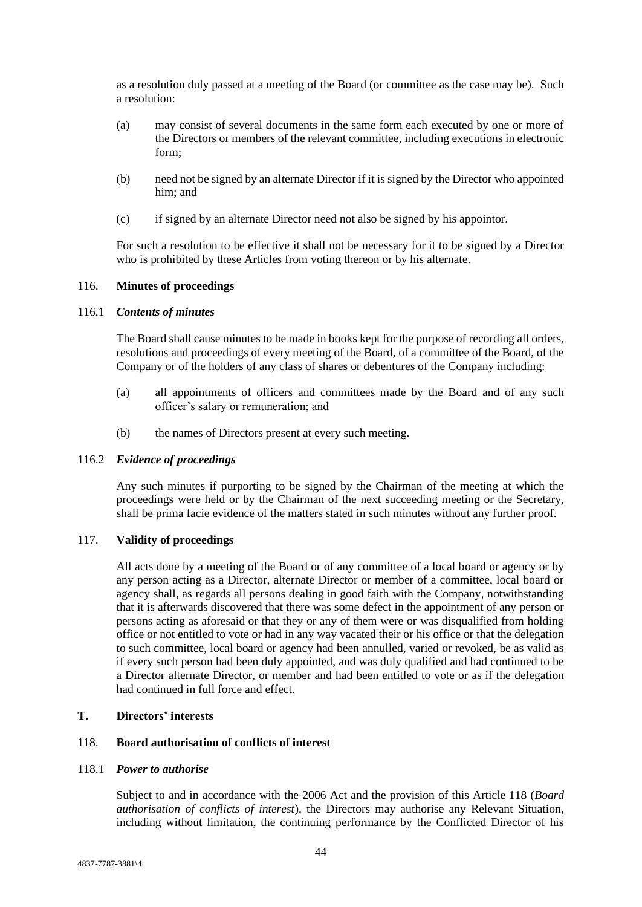as a resolution duly passed at a meeting of the Board (or committee as the case may be). Such a resolution:

(a) may consist of several documents in the same form each executed by one or more of the Directors or members of the relevant committee, including executions in electronic form;

(b) need not be signed by an alternate Director if it is signed by the Director who appointed him; and

(c) if signed by an alternate Director need not also be signed by his appointor.

For such a resolution to be effective it shall not be necessary for it to be signed by a Director who is prohibited by these Articles from voting thereon or by his alternate.

## 116. Minutes of proceedings

### 116.1 *Contents of minutes*

The Board shall cause minutes to be made in books kept for the purpose of recording all orders, resolutions and proceedings of every meeting of the Board, of a committee of the Board, of the Company or of the holders of any class of shares or debentures of the Company including:

(a) all appointments of officers and committees made by the Board and of any such officer's salary or remuneration; and

(b) the names of Directors present at every such meeting.

### 116.2 *Evidence of proceedings*

Any such minutes if purporting to be signed by the Chairman of the meeting at which the proceedings were held or by the Chairman of the next succeeding meeting or the Secretary, shall be prima facie evidence of the matters stated in such minutes without any further proof.

## 117. Validity of proceedings

All acts done by a meeting of the Board or of any committee of a local board or agency or by any person acting as a Director, alternate Director or member of a committee, local board or agency shall, as regards all persons dealing in good faith with the Company, notwithstanding that it is afterwards discovered that there was some defect in the appointment of any person or persons acting as aforesaid or that they or any of them were or was disqualified from holding office or not entitled to vote or had in any way vacated their or his office or that the delegation to such committee, local board or agency had been annulled, varied or revoked, be as valid as if every such person had been duly appointed, and was duly qualified and had continued to be a Director alternate Director, or member and had been entitled to vote or as if the delegation had continued in full force and effect.

# T. Directors' interests

## 118. Board authorisation of conflicts of interest

### 118.1 *Power to authorise*

Subject to and in accordance with the 2006 Act and the provision of this Article 118 (*Board authorisation of conflicts of interest*), the Directors may authorise any Relevant Situation, including without limitation, the continuing performance by the Conflicted Director of his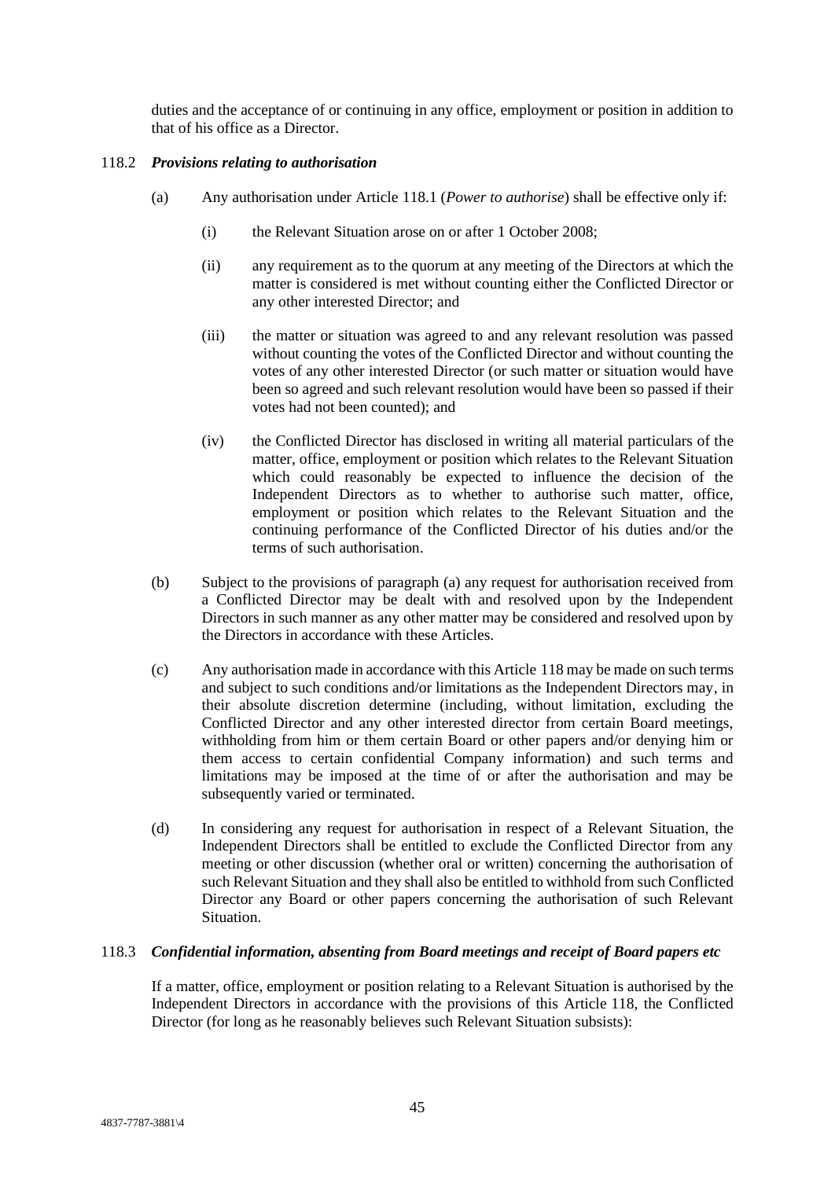duties and the acceptance of or continuing in any office, employment or position in addition to that of his office as a Director.

118.2 ***Provisions relating to authorisation***

(a) Any authorisation under Article 118.1 (*Power to authorise*) shall be effective only if:

(i) the Relevant Situation arose on or after 1 October 2008;

(ii) any requirement as to the quorum at any meeting of the Directors at which the matter is considered is met without counting either the Conflicted Director or any other interested Director; and

(iii) the matter or situation was agreed to and any relevant resolution was passed without counting the votes of the Conflicted Director and without counting the votes of any other interested Director (or such matter or situation would have been so agreed and such relevant resolution would have been so passed if their votes had not been counted); and

(iv) the Conflicted Director has disclosed in writing all material particulars of the matter, office, employment or position which relates to the Relevant Situation which could reasonably be expected to influence the decision of the Independent Directors as to whether to authorise such matter, office, employment or position which relates to the Relevant Situation and the continuing performance of the Conflicted Director of his duties and/or the terms of such authorisation.

(b) Subject to the provisions of paragraph (a) any request for authorisation received from a Conflicted Director may be dealt with and resolved upon by the Independent Directors in such manner as any other matter may be considered and resolved upon by the Directors in accordance with these Articles.

(c) Any authorisation made in accordance with this Article 118 may be made on such terms and subject to such conditions and/or limitations as the Independent Directors may, in their absolute discretion determine (including, without limitation, excluding the Conflicted Director and any other interested director from certain Board meetings, withholding from him or them certain Board or other papers and/or denying him or them access to certain confidential Company information) and such terms and limitations may be imposed at the time of or after the authorisation and may be subsequently varied or terminated.

(d) In considering any request for authorisation in respect of a Relevant Situation, the Independent Directors shall be entitled to exclude the Conflicted Director from any meeting or other discussion (whether oral or written) concerning the authorisation of such Relevant Situation and they shall also be entitled to withhold from such Conflicted Director any Board or other papers concerning the authorisation of such Relevant Situation.

118.3 ***Confidential information, absenting from Board meetings and receipt of Board papers etc***

If a matter, office, employment or position relating to a Relevant Situation is authorised by the Independent Directors in accordance with the provisions of this Article 118, the Conflicted Director (for long as he reasonably believes such Relevant Situation subsists):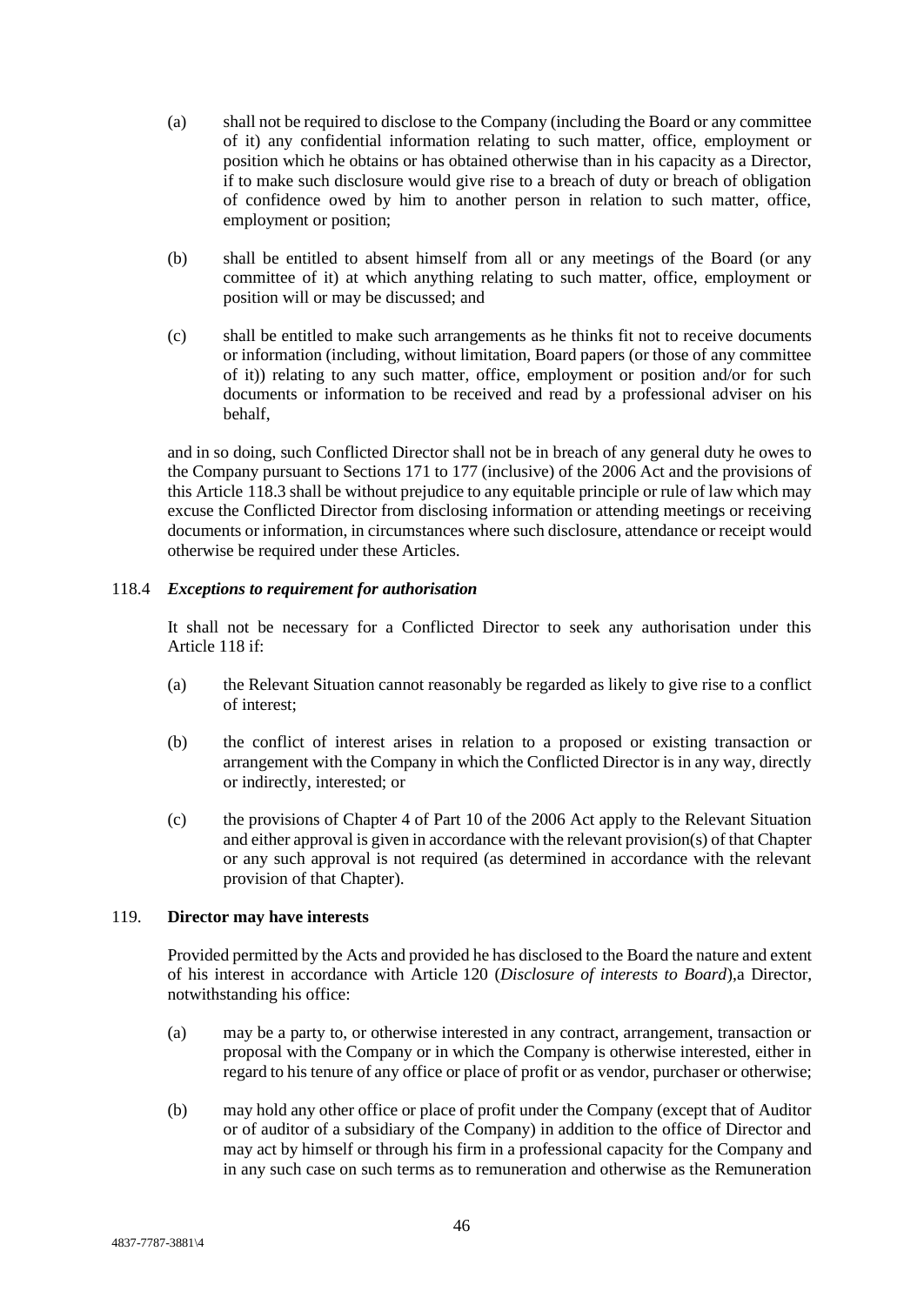(a) shall not be required to disclose to the Company (including the Board or any committee of it) any confidential information relating to such matter, office, employment or position which he obtains or has obtained otherwise than in his capacity as a Director, if to make such disclosure would give rise to a breach of duty or breach of obligation of confidence owed by him to another person in relation to such matter, office, employment or position;

(b) shall be entitled to absent himself from all or any meetings of the Board (or any committee of it) at which anything relating to such matter, office, employment or position will or may be discussed; and

(c) shall be entitled to make such arrangements as he thinks fit not to receive documents or information (including, without limitation, Board papers (or those of any committee of it)) relating to any such matter, office, employment or position and/or for such documents or information to be received and read by a professional adviser on his behalf,

and in so doing, such Conflicted Director shall not be in breach of any general duty he owes to the Company pursuant to Sections 171 to 177 (inclusive) of the 2006 Act and the provisions of this Article 118.3 shall be without prejudice to any equitable principle or rule of law which may excuse the Conflicted Director from disclosing information or attending meetings or receiving documents or information, in circumstances where such disclosure, attendance or receipt would otherwise be required under these Articles.

118.4 ***Exceptions to requirement for authorisation***

It shall not be necessary for a Conflicted Director to seek any authorisation under this Article 118 if:

(a) the Relevant Situation cannot reasonably be regarded as likely to give rise to a conflict of interest;

(b) the conflict of interest arises in relation to a proposed or existing transaction or arrangement with the Company in which the Conflicted Director is in any way, directly or indirectly, interested; or

(c) the provisions of Chapter 4 of Part 10 of the 2006 Act apply to the Relevant Situation and either approval is given in accordance with the relevant provision(s) of that Chapter or any such approval is not required (as determined in accordance with the relevant provision of that Chapter).

119. **Director may have interests**

Provided permitted by the Acts and provided he has disclosed to the Board the nature and extent of his interest in accordance with Article 120 (*Disclosure of interests to Board*),a Director, notwithstanding his office:

(a) may be a party to, or otherwise interested in any contract, arrangement, transaction or proposal with the Company or in which the Company is otherwise interested, either in regard to his tenure of any office or place of profit or as vendor, purchaser or otherwise;

(b) may hold any other office or place of profit under the Company (except that of Auditor or of auditor of a subsidiary of the Company) in addition to the office of Director and may act by himself or through his firm in a professional capacity for the Company and in any such case on such terms as to remuneration and otherwise as the Remuneration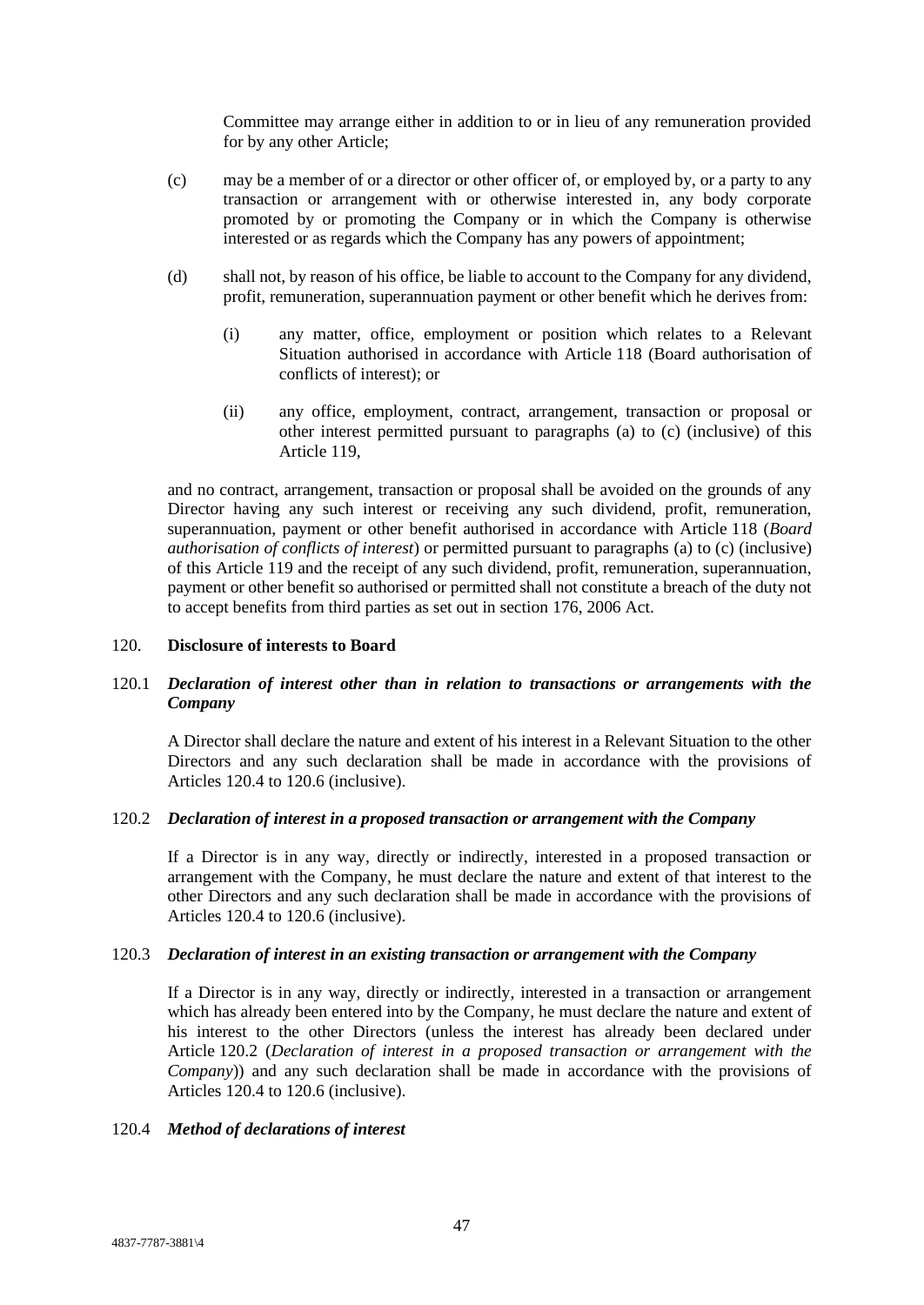Committee may arrange either in addition to or in lieu of any remuneration provided for by any other Article;

(c) may be a member of or a director or other officer of, or employed by, or a party to any transaction or arrangement with or otherwise interested in, any body corporate promoted by or promoting the Company or in which the Company is otherwise interested or as regards which the Company has any powers of appointment;

(d) shall not, by reason of his office, be liable to account to the Company for any dividend, profit, remuneration, superannuation payment or other benefit which he derives from:

(i) any matter, office, employment or position which relates to a Relevant Situation authorised in accordance with Article 118 (Board authorisation of conflicts of interest); or

(ii) any office, employment, contract, arrangement, transaction or proposal or other interest permitted pursuant to paragraphs (a) to (c) (inclusive) of this Article 119,

and no contract, arrangement, transaction or proposal shall be avoided on the grounds of any Director having any such interest or receiving any such dividend, profit, remuneration, superannuation, payment or other benefit authorised in accordance with Article 118 (*Board authorisation of conflicts of interest*) or permitted pursuant to paragraphs (a) to (c) (inclusive) of this Article 119 and the receipt of any such dividend, profit, remuneration, superannuation, payment or other benefit so authorised or permitted shall not constitute a breach of the duty not to accept benefits from third parties as set out in section 176, 2006 Act.

## 120. Disclosure of interests to Board

### 120.1 *Declaration of interest other than in relation to transactions or arrangements with the Company*

A Director shall declare the nature and extent of his interest in a Relevant Situation to the other Directors and any such declaration shall be made in accordance with the provisions of Articles 120.4 to 120.6 (inclusive).

### 120.2 *Declaration of interest in a proposed transaction or arrangement with the Company*

If a Director is in any way, directly or indirectly, interested in a proposed transaction or arrangement with the Company, he must declare the nature and extent of that interest to the other Directors and any such declaration shall be made in accordance with the provisions of Articles 120.4 to 120.6 (inclusive).

### 120.3 *Declaration of interest in an existing transaction or arrangement with the Company*

If a Director is in any way, directly or indirectly, interested in a transaction or arrangement which has already been entered into by the Company, he must declare the nature and extent of his interest to the other Directors (unless the interest has already been declared under Article 120.2 (*Declaration of interest in a proposed transaction or arrangement with the Company*)) and any such declaration shall be made in accordance with the provisions of Articles 120.4 to 120.6 (inclusive).

### 120.4 *Method of declarations of interest*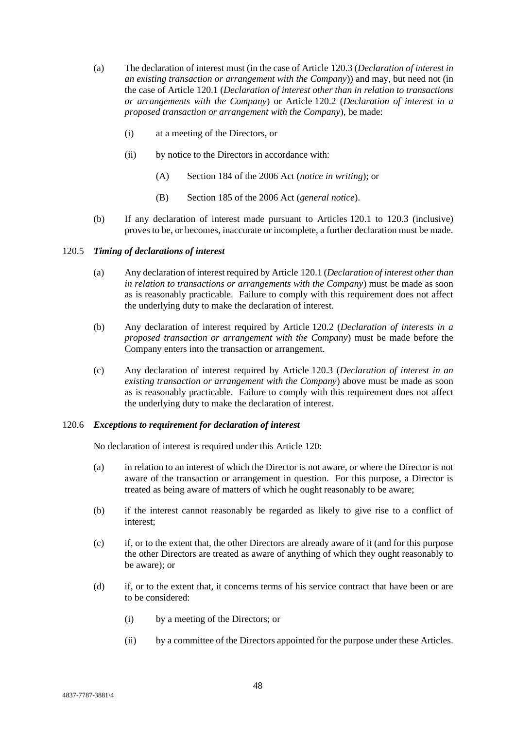(a) The declaration of interest must (in the case of Article 120.3 (*Declaration of interest in an existing transaction or arrangement with the Company*)) and may, but need not (in the case of Article 120.1 (*Declaration of interest other than in relation to transactions or arrangements with the Company*) or Article 120.2 (*Declaration of interest in a proposed transaction or arrangement with the Company*), be made:

(i) at a meeting of the Directors, or

(ii) by notice to the Directors in accordance with:

(A) Section 184 of the 2006 Act (*notice in writing*); or

(B) Section 185 of the 2006 Act (*general notice*).

(b) If any declaration of interest made pursuant to Articles 120.1 to 120.3 (inclusive) proves to be, or becomes, inaccurate or incomplete, a further declaration must be made.

120.5 ***Timing of declarations of interest***

(a) Any declaration of interest required by Article 120.1 (*Declaration of interest other than in relation to transactions or arrangements with the Company*) must be made as soon as is reasonably practicable. Failure to comply with this requirement does not affect the underlying duty to make the declaration of interest.

(b) Any declaration of interest required by Article 120.2 (*Declaration of interests in a proposed transaction or arrangement with the Company*) must be made before the Company enters into the transaction or arrangement.

(c) Any declaration of interest required by Article 120.3 (*Declaration of interest in an existing transaction or arrangement with the Company*) above must be made as soon as is reasonably practicable. Failure to comply with this requirement does not affect the underlying duty to make the declaration of interest.

120.6 ***Exceptions to requirement for declaration of interest***

No declaration of interest is required under this Article 120:

(a) in relation to an interest of which the Director is not aware, or where the Director is not aware of the transaction or arrangement in question. For this purpose, a Director is treated as being aware of matters of which he ought reasonably to be aware;

(b) if the interest cannot reasonably be regarded as likely to give rise to a conflict of interest;

(c) if, or to the extent that, the other Directors are already aware of it (and for this purpose the other Directors are treated as aware of anything of which they ought reasonably to be aware); or

(d) if, or to the extent that, it concerns terms of his service contract that have been or are to be considered:

(i) by a meeting of the Directors; or

(ii) by a committee of the Directors appointed for the purpose under these Articles.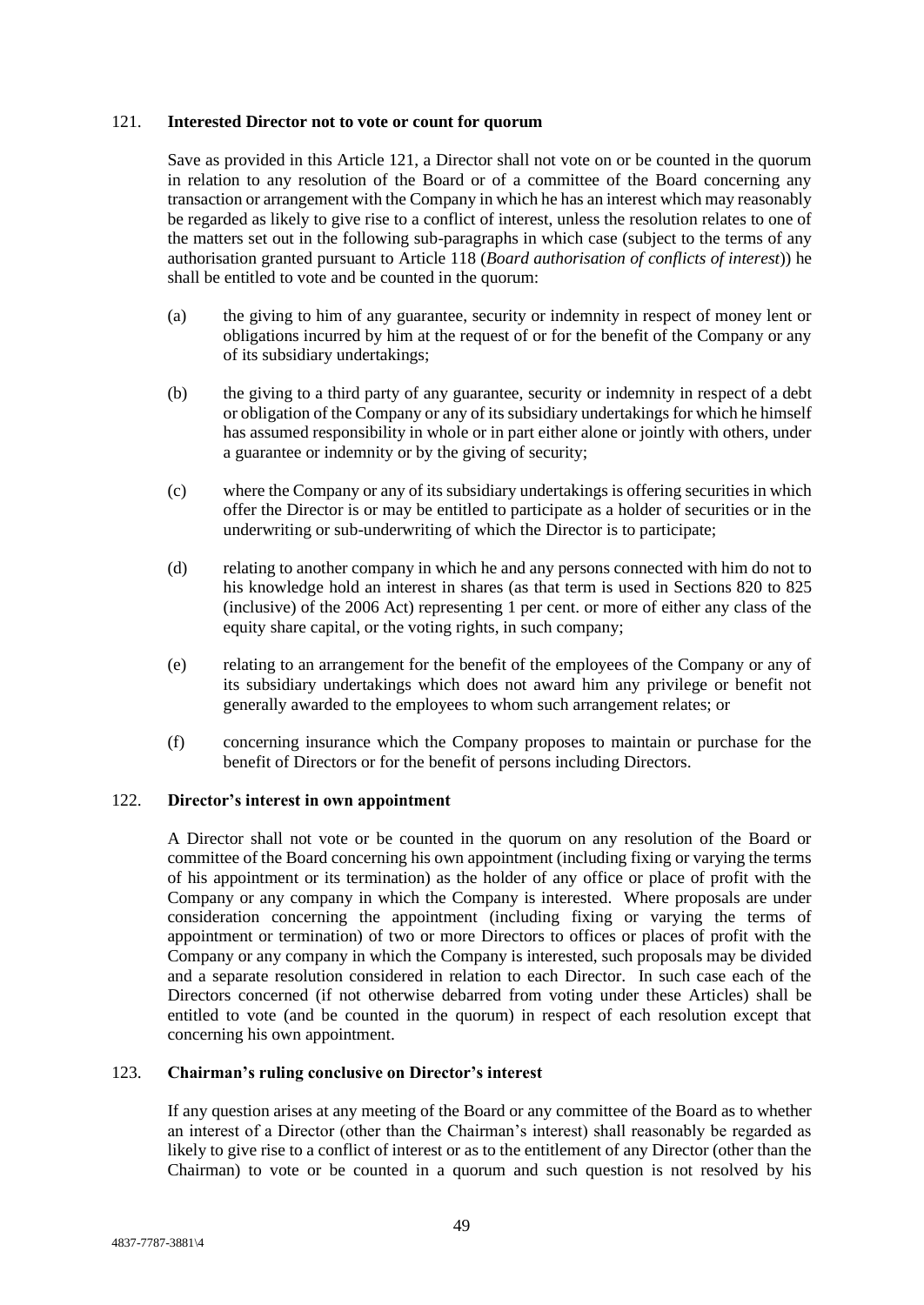121. **Interested Director not to vote or count for quorum**

Save as provided in this Article 121, a Director shall not vote on or be counted in the quorum in relation to any resolution of the Board or of a committee of the Board concerning any transaction or arrangement with the Company in which he has an interest which may reasonably be regarded as likely to give rise to a conflict of interest, unless the resolution relates to one of the matters set out in the following sub-paragraphs in which case (subject to the terms of any authorisation granted pursuant to Article 118 (*Board authorisation of conflicts of interest*)) he shall be entitled to vote and be counted in the quorum:

(a) the giving to him of any guarantee, security or indemnity in respect of money lent or obligations incurred by him at the request of or for the benefit of the Company or any of its subsidiary undertakings;

(b) the giving to a third party of any guarantee, security or indemnity in respect of a debt or obligation of the Company or any of its subsidiary undertakings for which he himself has assumed responsibility in whole or in part either alone or jointly with others, under a guarantee or indemnity or by the giving of security;

(c) where the Company or any of its subsidiary undertakings is offering securities in which offer the Director is or may be entitled to participate as a holder of securities or in the underwriting or sub-underwriting of which the Director is to participate;

(d) relating to another company in which he and any persons connected with him do not to his knowledge hold an interest in shares (as that term is used in Sections 820 to 825 (inclusive) of the 2006 Act) representing 1 per cent. or more of either any class of the equity share capital, or the voting rights, in such company;

(e) relating to an arrangement for the benefit of the employees of the Company or any of its subsidiary undertakings which does not award him any privilege or benefit not generally awarded to the employees to whom such arrangement relates; or

(f) concerning insurance which the Company proposes to maintain or purchase for the benefit of Directors or for the benefit of persons including Directors.

122. **Director's interest in own appointment**

A Director shall not vote or be counted in the quorum on any resolution of the Board or committee of the Board concerning his own appointment (including fixing or varying the terms of his appointment or its termination) as the holder of any office or place of profit with the Company or any company in which the Company is interested. Where proposals are under consideration concerning the appointment (including fixing or varying the terms of appointment or termination) of two or more Directors to offices or places of profit with the Company or any company in which the Company is interested, such proposals may be divided and a separate resolution considered in relation to each Director. In such case each of the Directors concerned (if not otherwise debarred from voting under these Articles) shall be entitled to vote (and be counted in the quorum) in respect of each resolution except that concerning his own appointment.

123. **Chairman's ruling conclusive on Director's interest**

If any question arises at any meeting of the Board or any committee of the Board as to whether an interest of a Director (other than the Chairman's interest) shall reasonably be regarded as likely to give rise to a conflict of interest or as to the entitlement of any Director (other than the Chairman) to vote or be counted in a quorum and such question is not resolved by his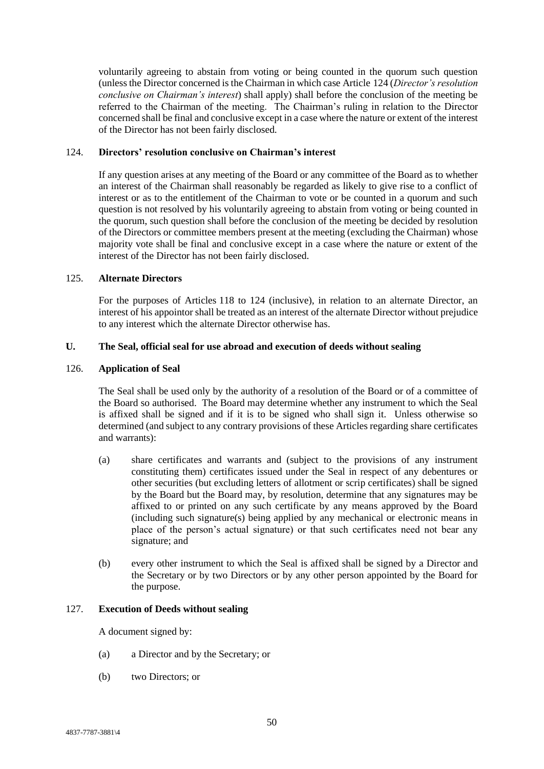voluntarily agreeing to abstain from voting or being counted in the quorum such question (unless the Director concerned is the Chairman in which case Article 124 (*Director's resolution conclusive on Chairman's interest*) shall apply) shall before the conclusion of the meeting be referred to the Chairman of the meeting. The Chairman's ruling in relation to the Director concerned shall be final and conclusive except in a case where the nature or extent of the interest of the Director has not been fairly disclosed.

124. **Directors' resolution conclusive on Chairman's interest**

If any question arises at any meeting of the Board or any committee of the Board as to whether an interest of the Chairman shall reasonably be regarded as likely to give rise to a conflict of interest or as to the entitlement of the Chairman to vote or be counted in a quorum and such question is not resolved by his voluntarily agreeing to abstain from voting or being counted in the quorum, such question shall before the conclusion of the meeting be decided by resolution of the Directors or committee members present at the meeting (excluding the Chairman) whose majority vote shall be final and conclusive except in a case where the nature or extent of the interest of the Director has not been fairly disclosed.

125. **Alternate Directors**

For the purposes of Articles 118 to 124 (inclusive), in relation to an alternate Director, an interest of his appointor shall be treated as an interest of the alternate Director without prejudice to any interest which the alternate Director otherwise has.

**U. The Seal, official seal for use abroad and execution of deeds without sealing**

126. **Application of Seal**

The Seal shall be used only by the authority of a resolution of the Board or of a committee of the Board so authorised. The Board may determine whether any instrument to which the Seal is affixed shall be signed and if it is to be signed who shall sign it. Unless otherwise so determined (and subject to any contrary provisions of these Articles regarding share certificates and warrants):

(a) share certificates and warrants and (subject to the provisions of any instrument constituting them) certificates issued under the Seal in respect of any debentures or other securities (but excluding letters of allotment or scrip certificates) shall be signed by the Board but the Board may, by resolution, determine that any signatures may be affixed to or printed on any such certificate by any means approved by the Board (including such signature(s) being applied by any mechanical or electronic means in place of the person's actual signature) or that such certificates need not bear any signature; and

(b) every other instrument to which the Seal is affixed shall be signed by a Director and the Secretary or by two Directors or by any other person appointed by the Board for the purpose.

127. **Execution of Deeds without sealing**

A document signed by:

(a) a Director and by the Secretary; or

(b) two Directors; or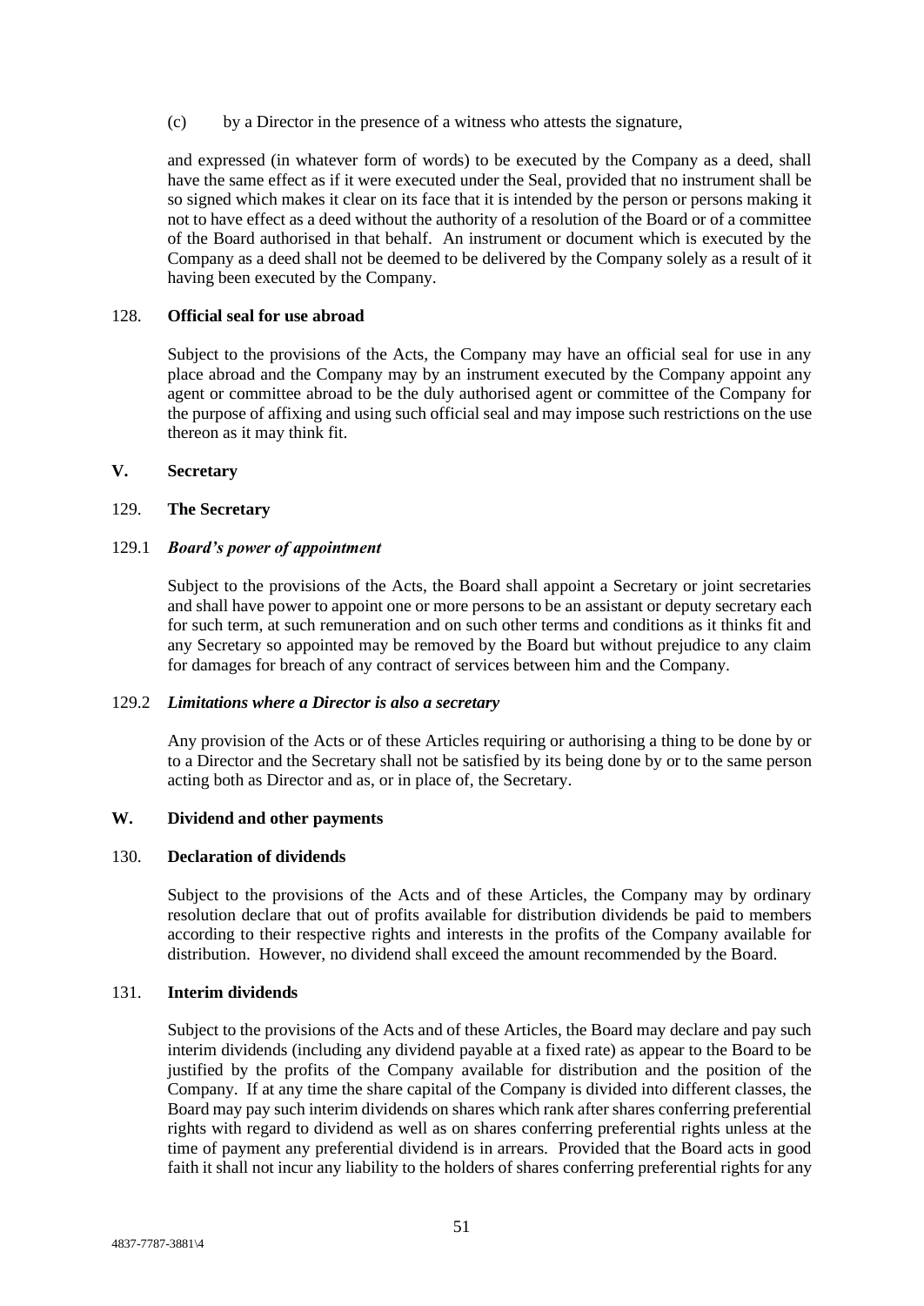(c) by a Director in the presence of a witness who attests the signature,

and expressed (in whatever form of words) to be executed by the Company as a deed, shall have the same effect as if it were executed under the Seal, provided that no instrument shall be so signed which makes it clear on its face that it is intended by the person or persons making it not to have effect as a deed without the authority of a resolution of the Board or of a committee of the Board authorised in that behalf. An instrument or document which is executed by the Company as a deed shall not be deemed to be delivered by the Company solely as a result of it having been executed by the Company.

## 128. **Official seal for use abroad**

Subject to the provisions of the Acts, the Company may have an official seal for use in any place abroad and the Company may by an instrument executed by the Company appoint any agent or committee abroad to be the duly authorised agent or committee of the Company for the purpose of affixing and using such official seal and may impose such restrictions on the use thereon as it may think fit.

## V. **Secretary**

## 129. **The Secretary**

### 129.1 ***Board's power of appointment***

Subject to the provisions of the Acts, the Board shall appoint a Secretary or joint secretaries and shall have power to appoint one or more persons to be an assistant or deputy secretary each for such term, at such remuneration and on such other terms and conditions as it thinks fit and any Secretary so appointed may be removed by the Board but without prejudice to any claim for damages for breach of any contract of services between him and the Company.

### 129.2 ***Limitations where a Director is also a secretary***

Any provision of the Acts or of these Articles requiring or authorising a thing to be done by or to a Director and the Secretary shall not be satisfied by its being done by or to the same person acting both as Director and as, or in place of, the Secretary.

## W. **Dividend and other payments**

## 130. **Declaration of dividends**

Subject to the provisions of the Acts and of these Articles, the Company may by ordinary resolution declare that out of profits available for distribution dividends be paid to members according to their respective rights and interests in the profits of the Company available for distribution. However, no dividend shall exceed the amount recommended by the Board.

## 131. **Interim dividends**

Subject to the provisions of the Acts and of these Articles, the Board may declare and pay such interim dividends (including any dividend payable at a fixed rate) as appear to the Board to be justified by the profits of the Company available for distribution and the position of the Company. If at any time the share capital of the Company is divided into different classes, the Board may pay such interim dividends on shares which rank after shares conferring preferential rights with regard to dividend as well as on shares conferring preferential rights unless at the time of payment any preferential dividend is in arrears. Provided that the Board acts in good faith it shall not incur any liability to the holders of shares conferring preferential rights for any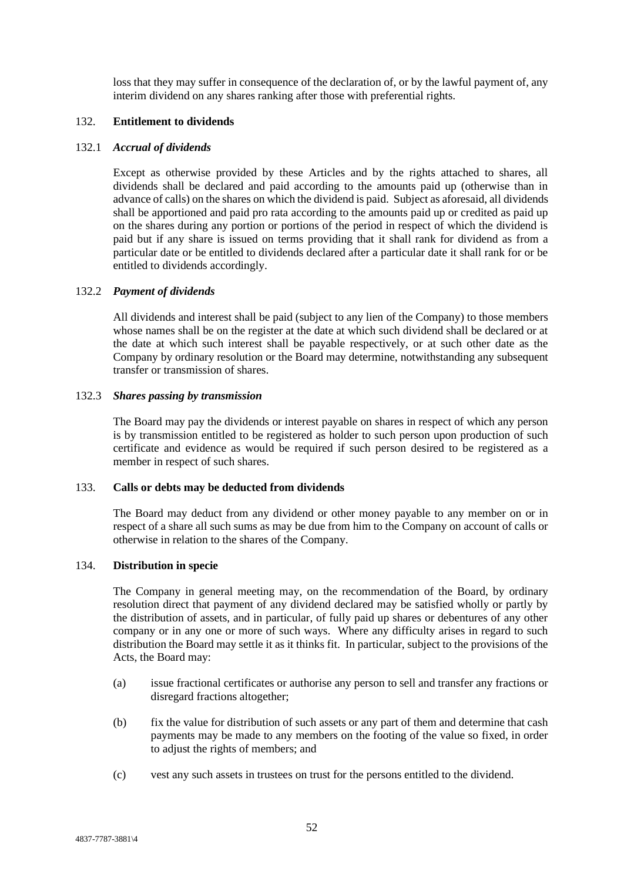loss that they may suffer in consequence of the declaration of, or by the lawful payment of, any interim dividend on any shares ranking after those with preferential rights.

### 132. Entitlement to dividends

#### 132.1 *Accrual of dividends*

Except as otherwise provided by these Articles and by the rights attached to shares, all dividends shall be declared and paid according to the amounts paid up (otherwise than in advance of calls) on the shares on which the dividend is paid. Subject as aforesaid, all dividends shall be apportioned and paid pro rata according to the amounts paid up or credited as paid up on the shares during any portion or portions of the period in respect of which the dividend is paid but if any share is issued on terms providing that it shall rank for dividend as from a particular date or be entitled to dividends declared after a particular date it shall rank for or be entitled to dividends accordingly.

#### 132.2 *Payment of dividends*

All dividends and interest shall be paid (subject to any lien of the Company) to those members whose names shall be on the register at the date at which such dividend shall be declared or at the date at which such interest shall be payable respectively, or at such other date as the Company by ordinary resolution or the Board may determine, notwithstanding any subsequent transfer or transmission of shares.

#### 132.3 *Shares passing by transmission*

The Board may pay the dividends or interest payable on shares in respect of which any person is by transmission entitled to be registered as holder to such person upon production of such certificate and evidence as would be required if such person desired to be registered as a member in respect of such shares.

### 133. Calls or debts may be deducted from dividends

The Board may deduct from any dividend or other money payable to any member on or in respect of a share all such sums as may be due from him to the Company on account of calls or otherwise in relation to the shares of the Company.

### 134. Distribution in specie

The Company in general meeting may, on the recommendation of the Board, by ordinary resolution direct that payment of any dividend declared may be satisfied wholly or partly by the distribution of assets, and in particular, of fully paid up shares or debentures of any other company or in any one or more of such ways. Where any difficulty arises in regard to such distribution the Board may settle it as it thinks fit. In particular, subject to the provisions of the Acts, the Board may:

(a) issue fractional certificates or authorise any person to sell and transfer any fractions or disregard fractions altogether;

(b) fix the value for distribution of such assets or any part of them and determine that cash payments may be made to any members on the footing of the value so fixed, in order to adjust the rights of members; and

(c) vest any such assets in trustees on trust for the persons entitled to the dividend.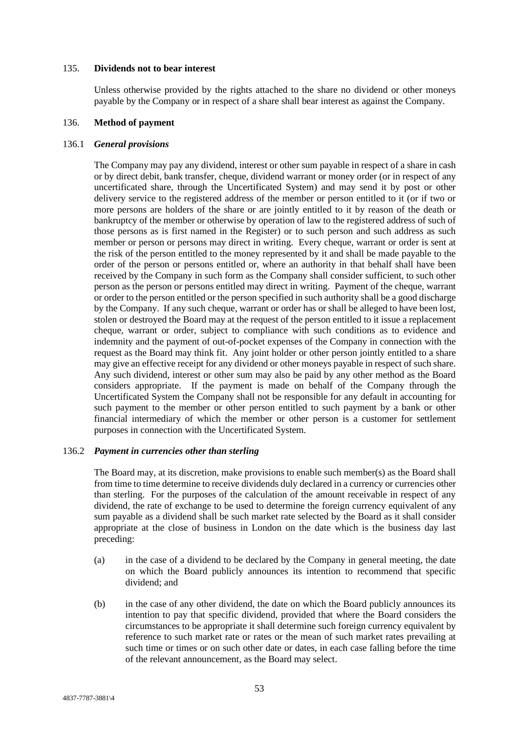## 135. **Dividends not to bear interest**

Unless otherwise provided by the rights attached to the share no dividend or other moneys payable by the Company or in respect of a share shall bear interest as against the Company.

## 136. **Method of payment**

### 136.1 ***General provisions***

The Company may pay any dividend, interest or other sum payable in respect of a share in cash or by direct debit, bank transfer, cheque, dividend warrant or money order (or in respect of any uncertificated share, through the Uncertificated System) and may send it by post or other delivery service to the registered address of the member or person entitled to it (or if two or more persons are holders of the share or are jointly entitled to it by reason of the death or bankruptcy of the member or otherwise by operation of law to the registered address of such of those persons as is first named in the Register) or to such person and such address as such member or person or persons may direct in writing. Every cheque, warrant or order is sent at the risk of the person entitled to the money represented by it and shall be made payable to the order of the person or persons entitled or, where an authority in that behalf shall have been received by the Company in such form as the Company shall consider sufficient, to such other person as the person or persons entitled may direct in writing. Payment of the cheque, warrant or order to the person entitled or the person specified in such authority shall be a good discharge by the Company. If any such cheque, warrant or order has or shall be alleged to have been lost, stolen or destroyed the Board may at the request of the person entitled to it issue a replacement cheque, warrant or order, subject to compliance with such conditions as to evidence and indemnity and the payment of out-of-pocket expenses of the Company in connection with the request as the Board may think fit. Any joint holder or other person jointly entitled to a share may give an effective receipt for any dividend or other moneys payable in respect of such share. Any such dividend, interest or other sum may also be paid by any other method as the Board considers appropriate. If the payment is made on behalf of the Company through the Uncertificated System the Company shall not be responsible for any default in accounting for such payment to the member or other person entitled to such payment by a bank or other financial intermediary of which the member or other person is a customer for settlement purposes in connection with the Uncertificated System.

### 136.2 ***Payment in currencies other than sterling***

The Board may, at its discretion, make provisions to enable such member(s) as the Board shall from time to time determine to receive dividends duly declared in a currency or currencies other than sterling. For the purposes of the calculation of the amount receivable in respect of any dividend, the rate of exchange to be used to determine the foreign currency equivalent of any sum payable as a dividend shall be such market rate selected by the Board as it shall consider appropriate at the close of business in London on the date which is the business day last preceding:

(a) in the case of a dividend to be declared by the Company in general meeting, the date on which the Board publicly announces its intention to recommend that specific dividend; and

(b) in the case of any other dividend, the date on which the Board publicly announces its intention to pay that specific dividend, provided that where the Board considers the circumstances to be appropriate it shall determine such foreign currency equivalent by reference to such market rate or rates or the mean of such market rates prevailing at such time or times or on such other date or dates, in each case falling before the time of the relevant announcement, as the Board may select.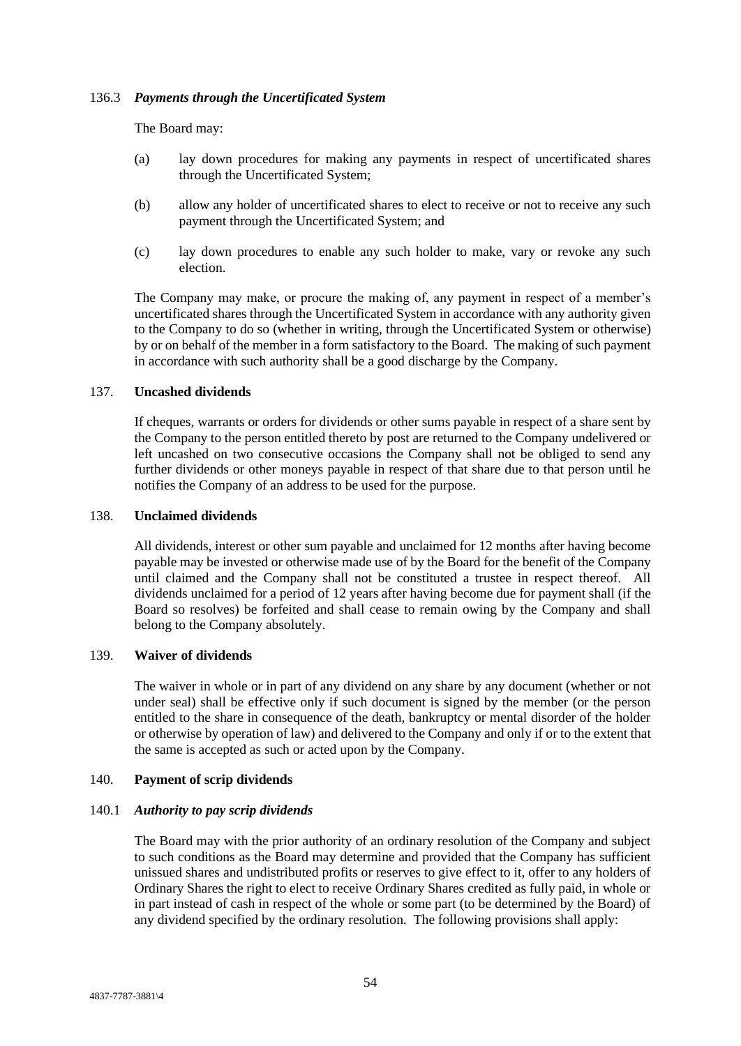#### 136.3 *Payments through the Uncertificated System*

The Board may:

(a) lay down procedures for making any payments in respect of uncertificated shares through the Uncertificated System;

(b) allow any holder of uncertificated shares to elect to receive or not to receive any such payment through the Uncertificated System; and

(c) lay down procedures to enable any such holder to make, vary or revoke any such election.

The Company may make, or procure the making of, any payment in respect of a member's uncertificated shares through the Uncertificated System in accordance with any authority given to the Company to do so (whether in writing, through the Uncertificated System or otherwise) by or on behalf of the member in a form satisfactory to the Board. The making of such payment in accordance with such authority shall be a good discharge by the Company.

### 137. **Uncashed dividends**

If cheques, warrants or orders for dividends or other sums payable in respect of a share sent by the Company to the person entitled thereto by post are returned to the Company undelivered or left uncashed on two consecutive occasions the Company shall not be obliged to send any further dividends or other moneys payable in respect of that share due to that person until he notifies the Company of an address to be used for the purpose.

### 138. **Unclaimed dividends**

All dividends, interest or other sum payable and unclaimed for 12 months after having become payable may be invested or otherwise made use of by the Board for the benefit of the Company until claimed and the Company shall not be constituted a trustee in respect thereof. All dividends unclaimed for a period of 12 years after having become due for payment shall (if the Board so resolves) be forfeited and shall cease to remain owing by the Company and shall belong to the Company absolutely.

### 139. **Waiver of dividends**

The waiver in whole or in part of any dividend on any share by any document (whether or not under seal) shall be effective only if such document is signed by the member (or the person entitled to the share in consequence of the death, bankruptcy or mental disorder of the holder or otherwise by operation of law) and delivered to the Company and only if or to the extent that the same is accepted as such or acted upon by the Company.

### 140. **Payment of scrip dividends**

#### 140.1 *Authority to pay scrip dividends*

The Board may with the prior authority of an ordinary resolution of the Company and subject to such conditions as the Board may determine and provided that the Company has sufficient unissued shares and undistributed profits or reserves to give effect to it, offer to any holders of Ordinary Shares the right to elect to receive Ordinary Shares credited as fully paid, in whole or in part instead of cash in respect of the whole or some part (to be determined by the Board) of any dividend specified by the ordinary resolution. The following provisions shall apply: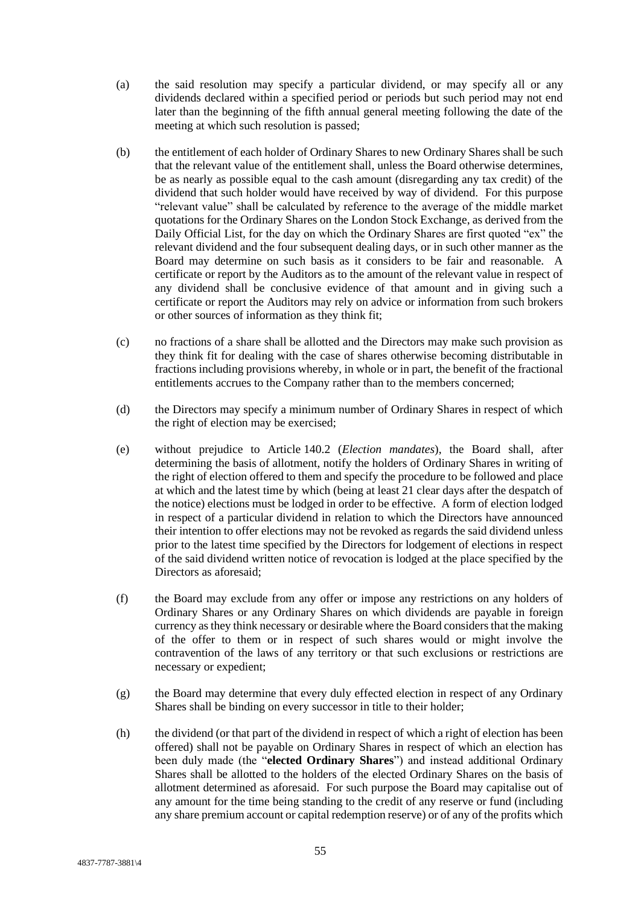(a) the said resolution may specify a particular dividend, or may specify all or any dividends declared within a specified period or periods but such period may not end later than the beginning of the fifth annual general meeting following the date of the meeting at which such resolution is passed;

(b) the entitlement of each holder of Ordinary Shares to new Ordinary Shares shall be such that the relevant value of the entitlement shall, unless the Board otherwise determines, be as nearly as possible equal to the cash amount (disregarding any tax credit) of the dividend that such holder would have received by way of dividend. For this purpose "relevant value" shall be calculated by reference to the average of the middle market quotations for the Ordinary Shares on the London Stock Exchange, as derived from the Daily Official List, for the day on which the Ordinary Shares are first quoted "ex" the relevant dividend and the four subsequent dealing days, or in such other manner as the Board may determine on such basis as it considers to be fair and reasonable. A certificate or report by the Auditors as to the amount of the relevant value in respect of any dividend shall be conclusive evidence of that amount and in giving such a certificate or report the Auditors may rely on advice or information from such brokers or other sources of information as they think fit;

(c) no fractions of a share shall be allotted and the Directors may make such provision as they think fit for dealing with the case of shares otherwise becoming distributable in fractions including provisions whereby, in whole or in part, the benefit of the fractional entitlements accrues to the Company rather than to the members concerned;

(d) the Directors may specify a minimum number of Ordinary Shares in respect of which the right of election may be exercised;

(e) without prejudice to Article 140.2 (*Election mandates*), the Board shall, after determining the basis of allotment, notify the holders of Ordinary Shares in writing of the right of election offered to them and specify the procedure to be followed and place at which and the latest time by which (being at least 21 clear days after the despatch of the notice) elections must be lodged in order to be effective. A form of election lodged in respect of a particular dividend in relation to which the Directors have announced their intention to offer elections may not be revoked as regards the said dividend unless prior to the latest time specified by the Directors for lodgement of elections in respect of the said dividend written notice of revocation is lodged at the place specified by the Directors as aforesaid;

(f) the Board may exclude from any offer or impose any restrictions on any holders of Ordinary Shares or any Ordinary Shares on which dividends are payable in foreign currency as they think necessary or desirable where the Board considers that the making of the offer to them or in respect of such shares would or might involve the contravention of the laws of any territory or that such exclusions or restrictions are necessary or expedient;

(g) the Board may determine that every duly effected election in respect of any Ordinary Shares shall be binding on every successor in title to their holder;

(h) the dividend (or that part of the dividend in respect of which a right of election has been offered) shall not be payable on Ordinary Shares in respect of which an election has been duly made (the "**elected Ordinary Shares**") and instead additional Ordinary Shares shall be allotted to the holders of the elected Ordinary Shares on the basis of allotment determined as aforesaid. For such purpose the Board may capitalise out of any amount for the time being standing to the credit of any reserve or fund (including any share premium account or capital redemption reserve) or of any of the profits which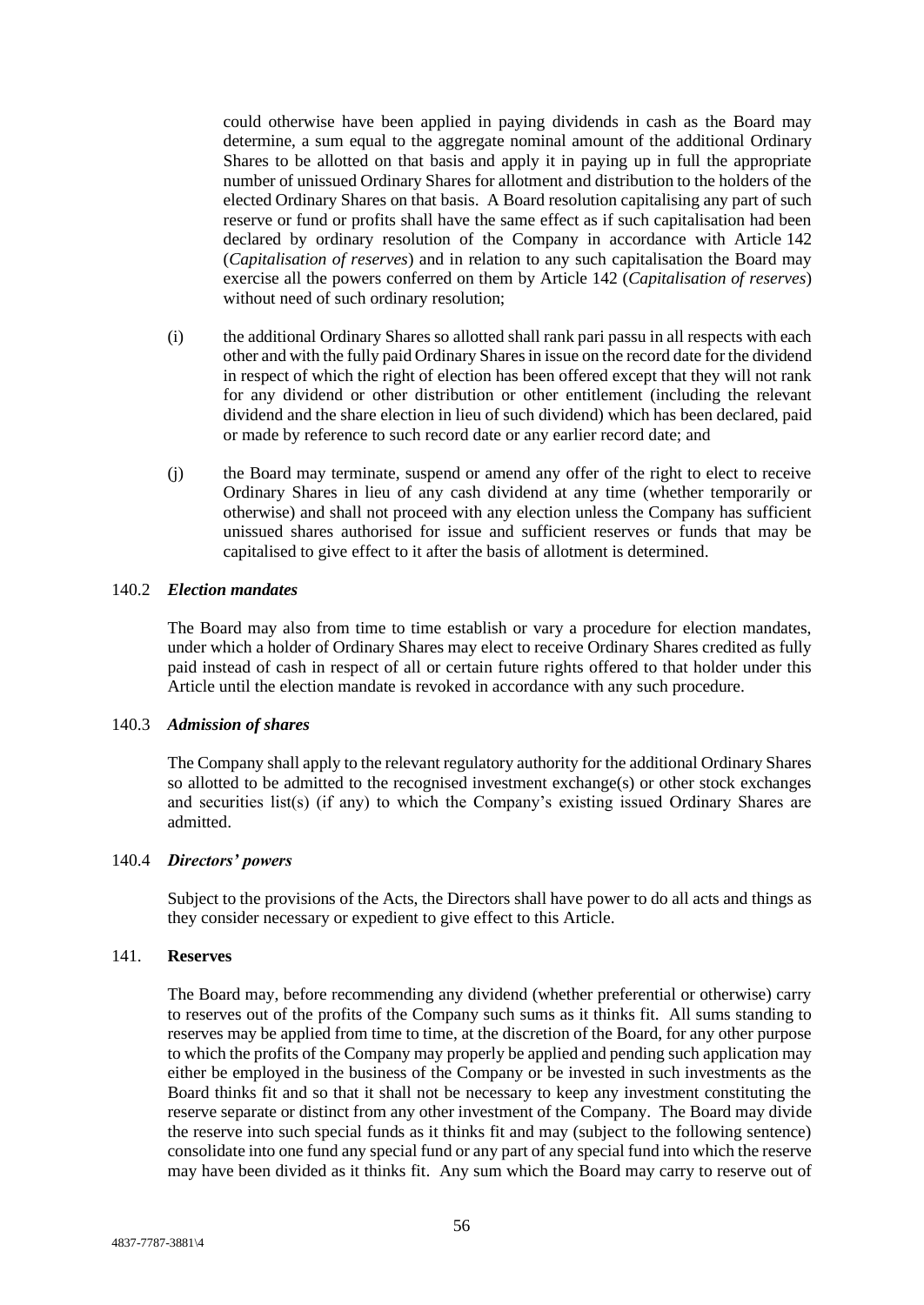could otherwise have been applied in paying dividends in cash as the Board may determine, a sum equal to the aggregate nominal amount of the additional Ordinary Shares to be allotted on that basis and apply it in paying up in full the appropriate number of unissued Ordinary Shares for allotment and distribution to the holders of the elected Ordinary Shares on that basis. A Board resolution capitalising any part of such reserve or fund or profits shall have the same effect as if such capitalisation had been declared by ordinary resolution of the Company in accordance with Article 142 (*Capitalisation of reserves*) and in relation to any such capitalisation the Board may exercise all the powers conferred on them by Article 142 (*Capitalisation of reserves*) without need of such ordinary resolution;

(i) the additional Ordinary Shares so allotted shall rank pari passu in all respects with each other and with the fully paid Ordinary Shares in issue on the record date for the dividend in respect of which the right of election has been offered except that they will not rank for any dividend or other distribution or other entitlement (including the relevant dividend and the share election in lieu of such dividend) which has been declared, paid or made by reference to such record date or any earlier record date; and

(j) the Board may terminate, suspend or amend any offer of the right to elect to receive Ordinary Shares in lieu of any cash dividend at any time (whether temporarily or otherwise) and shall not proceed with any election unless the Company has sufficient unissued shares authorised for issue and sufficient reserves or funds that may be capitalised to give effect to it after the basis of allotment is determined.

140.2 ***Election mandates***

The Board may also from time to time establish or vary a procedure for election mandates, under which a holder of Ordinary Shares may elect to receive Ordinary Shares credited as fully paid instead of cash in respect of all or certain future rights offered to that holder under this Article until the election mandate is revoked in accordance with any such procedure.

140.3 ***Admission of shares***

The Company shall apply to the relevant regulatory authority for the additional Ordinary Shares so allotted to be admitted to the recognised investment exchange(s) or other stock exchanges and securities list(s) (if any) to which the Company's existing issued Ordinary Shares are admitted.

140.4 ***Directors' powers***

Subject to the provisions of the Acts, the Directors shall have power to do all acts and things as they consider necessary or expedient to give effect to this Article.

141. **Reserves**

The Board may, before recommending any dividend (whether preferential or otherwise) carry to reserves out of the profits of the Company such sums as it thinks fit. All sums standing to reserves may be applied from time to time, at the discretion of the Board, for any other purpose to which the profits of the Company may properly be applied and pending such application may either be employed in the business of the Company or be invested in such investments as the Board thinks fit and so that it shall not be necessary to keep any investment constituting the reserve separate or distinct from any other investment of the Company. The Board may divide the reserve into such special funds as it thinks fit and may (subject to the following sentence) consolidate into one fund any special fund or any part of any special fund into which the reserve may have been divided as it thinks fit. Any sum which the Board may carry to reserve out of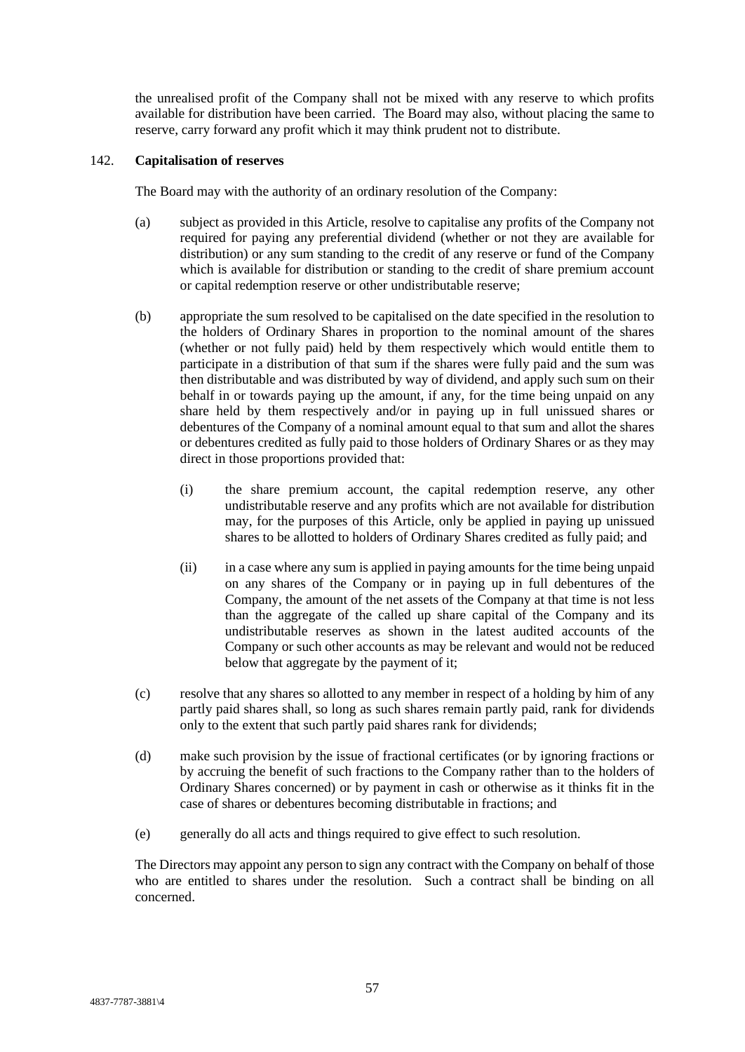the unrealised profit of the Company shall not be mixed with any reserve to which profits available for distribution have been carried. The Board may also, without placing the same to reserve, carry forward any profit which it may think prudent not to distribute.

142. **Capitalisation of reserves**

The Board may with the authority of an ordinary resolution of the Company:

(a) subject as provided in this Article, resolve to capitalise any profits of the Company not required for paying any preferential dividend (whether or not they are available for distribution) or any sum standing to the credit of any reserve or fund of the Company which is available for distribution or standing to the credit of share premium account or capital redemption reserve or other undistributable reserve;

(b) appropriate the sum resolved to be capitalised on the date specified in the resolution to the holders of Ordinary Shares in proportion to the nominal amount of the shares (whether or not fully paid) held by them respectively which would entitle them to participate in a distribution of that sum if the shares were fully paid and the sum was then distributable and was distributed by way of dividend, and apply such sum on their behalf in or towards paying up the amount, if any, for the time being unpaid on any share held by them respectively and/or in paying up in full unissued shares or debentures of the Company of a nominal amount equal to that sum and allot the shares or debentures credited as fully paid to those holders of Ordinary Shares or as they may direct in those proportions provided that:

   (i) the share premium account, the capital redemption reserve, any other undistributable reserve and any profits which are not available for distribution may, for the purposes of this Article, only be applied in paying up unissued shares to be allotted to holders of Ordinary Shares credited as fully paid; and

   (ii) in a case where any sum is applied in paying amounts for the time being unpaid on any shares of the Company or in paying up in full debentures of the Company, the amount of the net assets of the Company at that time is not less than the aggregate of the called up share capital of the Company and its undistributable reserves as shown in the latest audited accounts of the Company or such other accounts as may be relevant and would not be reduced below that aggregate by the payment of it;

(c) resolve that any shares so allotted to any member in respect of a holding by him of any partly paid shares shall, so long as such shares remain partly paid, rank for dividends only to the extent that such partly paid shares rank for dividends;

(d) make such provision by the issue of fractional certificates (or by ignoring fractions or by accruing the benefit of such fractions to the Company rather than to the holders of Ordinary Shares concerned) or by payment in cash or otherwise as it thinks fit in the case of shares or debentures becoming distributable in fractions; and

(e) generally do all acts and things required to give effect to such resolution.

The Directors may appoint any person to sign any contract with the Company on behalf of those who are entitled to shares under the resolution. Such a contract shall be binding on all concerned.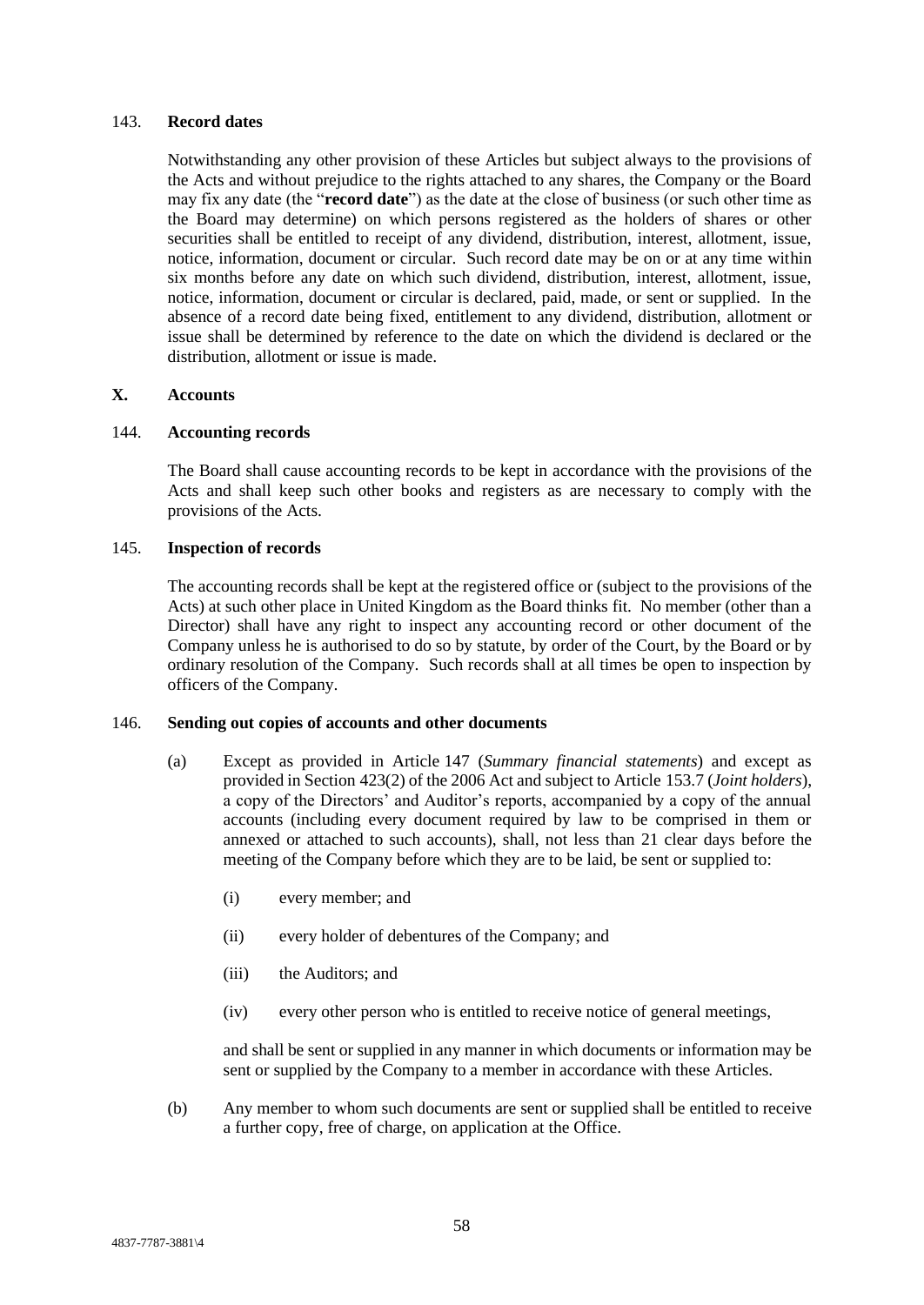### 143. **Record dates**

Notwithstanding any other provision of these Articles but subject always to the provisions of the Acts and without prejudice to the rights attached to any shares, the Company or the Board may fix any date (the "**record date**") as the date at the close of business (or such other time as the Board may determine) on which persons registered as the holders of shares or other securities shall be entitled to receipt of any dividend, distribution, interest, allotment, issue, notice, information, document or circular. Such record date may be on or at any time within six months before any date on which such dividend, distribution, interest, allotment, issue, notice, information, document or circular is declared, paid, made, or sent or supplied. In the absence of a record date being fixed, entitlement to any dividend, distribution, allotment or issue shall be determined by reference to the date on which the dividend is declared or the distribution, allotment or issue is made.

## X. Accounts

### 144. **Accounting records**

The Board shall cause accounting records to be kept in accordance with the provisions of the Acts and shall keep such other books and registers as are necessary to comply with the provisions of the Acts.

### 145. **Inspection of records**

The accounting records shall be kept at the registered office or (subject to the provisions of the Acts) at such other place in United Kingdom as the Board thinks fit. No member (other than a Director) shall have any right to inspect any accounting record or other document of the Company unless he is authorised to do so by statute, by order of the Court, by the Board or by ordinary resolution of the Company. Such records shall at all times be open to inspection by officers of the Company.

### 146. **Sending out copies of accounts and other documents**

(a) Except as provided in Article 147 (*Summary financial statements*) and except as provided in Section 423(2) of the 2006 Act and subject to Article 153.7 (*Joint holders*), a copy of the Directors' and Auditor's reports, accompanied by a copy of the annual accounts (including every document required by law to be comprised in them or annexed or attached to such accounts), shall, not less than 21 clear days before the meeting of the Company before which they are to be laid, be sent or supplied to:

- (i) every member; and
- (ii) every holder of debentures of the Company; and
- (iii) the Auditors; and
- (iv) every other person who is entitled to receive notice of general meetings,

and shall be sent or supplied in any manner in which documents or information may be sent or supplied by the Company to a member in accordance with these Articles.

(b) Any member to whom such documents are sent or supplied shall be entitled to receive a further copy, free of charge, on application at the Office.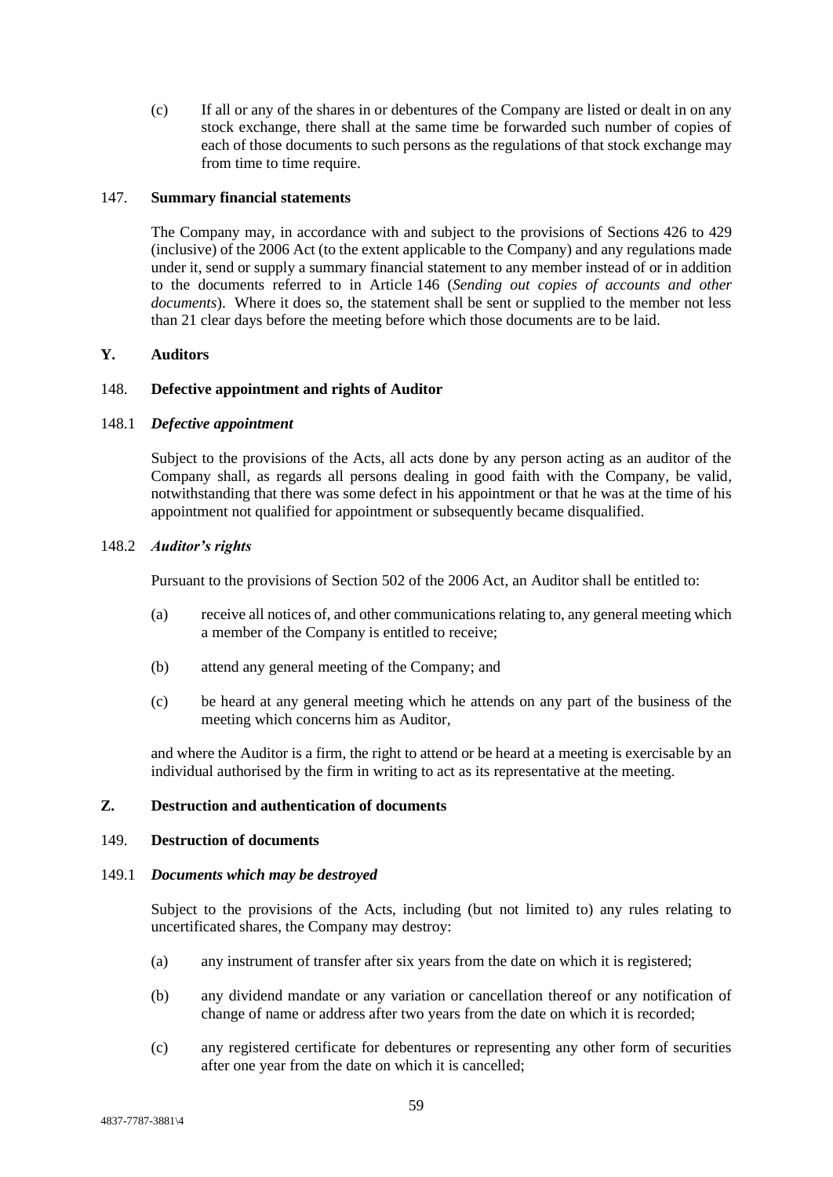(c) If all or any of the shares in or debentures of the Company are listed or dealt in on any stock exchange, there shall at the same time be forwarded such number of copies of each of those documents to such persons as the regulations of that stock exchange may from time to time require.

## 147. Summary financial statements

The Company may, in accordance with and subject to the provisions of Sections 426 to 429 (inclusive) of the 2006 Act (to the extent applicable to the Company) and any regulations made under it, send or supply a summary financial statement to any member instead of or in addition to the documents referred to in Article 146 (*Sending out copies of accounts and other documents*). Where it does so, the statement shall be sent or supplied to the member not less than 21 clear days before the meeting before which those documents are to be laid.

# Y. Auditors

## 148. Defective appointment and rights of Auditor

### 148.1 *Defective appointment*

Subject to the provisions of the Acts, all acts done by any person acting as an auditor of the Company shall, as regards all persons dealing in good faith with the Company, be valid, notwithstanding that there was some defect in his appointment or that he was at the time of his appointment not qualified for appointment or subsequently became disqualified.

### 148.2 *Auditor's rights*

Pursuant to the provisions of Section 502 of the 2006 Act, an Auditor shall be entitled to:

(a) receive all notices of, and other communications relating to, any general meeting which a member of the Company is entitled to receive;

(b) attend any general meeting of the Company; and

(c) be heard at any general meeting which he attends on any part of the business of the meeting which concerns him as Auditor,

and where the Auditor is a firm, the right to attend or be heard at a meeting is exercisable by an individual authorised by the firm in writing to act as its representative at the meeting.

# Z. Destruction and authentication of documents

## 149. Destruction of documents

### 149.1 *Documents which may be destroyed*

Subject to the provisions of the Acts, including (but not limited to) any rules relating to uncertificated shares, the Company may destroy:

(a) any instrument of transfer after six years from the date on which it is registered;

(b) any dividend mandate or any variation or cancellation thereof or any notification of change of name or address after two years from the date on which it is recorded;

(c) any registered certificate for debentures or representing any other form of securities after one year from the date on which it is cancelled;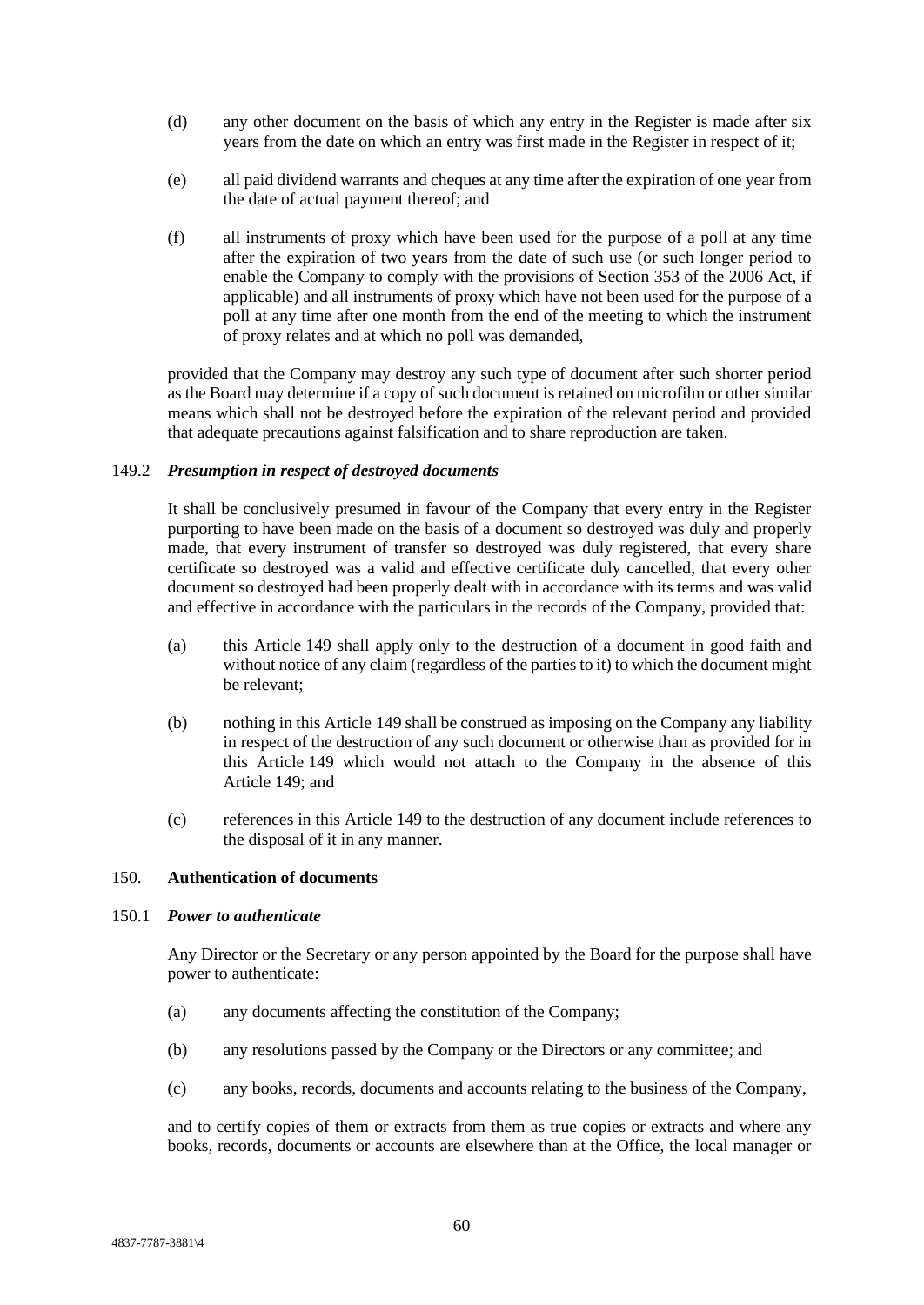(d) any other document on the basis of which any entry in the Register is made after six years from the date on which an entry was first made in the Register in respect of it;

(e) all paid dividend warrants and cheques at any time after the expiration of one year from the date of actual payment thereof; and

(f) all instruments of proxy which have been used for the purpose of a poll at any time after the expiration of two years from the date of such use (or such longer period to enable the Company to comply with the provisions of Section 353 of the 2006 Act, if applicable) and all instruments of proxy which have not been used for the purpose of a poll at any time after one month from the end of the meeting to which the instrument of proxy relates and at which no poll was demanded,

provided that the Company may destroy any such type of document after such shorter period as the Board may determine if a copy of such document is retained on microfilm or other similar means which shall not be destroyed before the expiration of the relevant period and provided that adequate precautions against falsification and to share reproduction are taken.

149.2 ***Presumption in respect of destroyed documents***

It shall be conclusively presumed in favour of the Company that every entry in the Register purporting to have been made on the basis of a document so destroyed was duly and properly made, that every instrument of transfer so destroyed was duly registered, that every share certificate so destroyed was a valid and effective certificate duly cancelled, that every other document so destroyed had been properly dealt with in accordance with its terms and was valid and effective in accordance with the particulars in the records of the Company, provided that:

(a) this Article 149 shall apply only to the destruction of a document in good faith and without notice of any claim (regardless of the parties to it) to which the document might be relevant;

(b) nothing in this Article 149 shall be construed as imposing on the Company any liability in respect of the destruction of any such document or otherwise than as provided for in this Article 149 which would not attach to the Company in the absence of this Article 149; and

(c) references in this Article 149 to the destruction of any document include references to the disposal of it in any manner.

## 150. **Authentication of documents**

150.1 ***Power to authenticate***

Any Director or the Secretary or any person appointed by the Board for the purpose shall have power to authenticate:

(a) any documents affecting the constitution of the Company;

(b) any resolutions passed by the Company or the Directors or any committee; and

(c) any books, records, documents and accounts relating to the business of the Company,

and to certify copies of them or extracts from them as true copies or extracts and where any books, records, documents or accounts are elsewhere than at the Office, the local manager or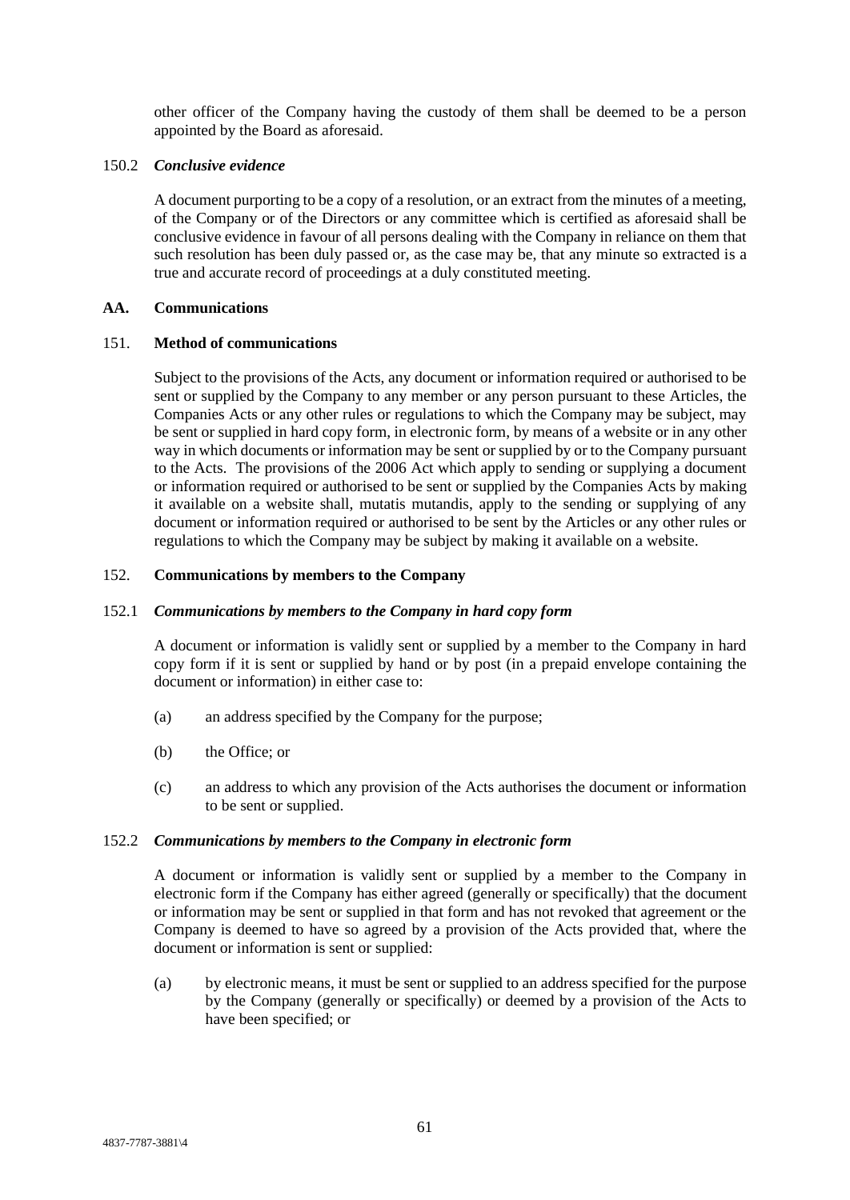other officer of the Company having the custody of them shall be deemed to be a person appointed by the Board as aforesaid.

150.2 ***Conclusive evidence***

A document purporting to be a copy of a resolution, or an extract from the minutes of a meeting, of the Company or of the Directors or any committee which is certified as aforesaid shall be conclusive evidence in favour of all persons dealing with the Company in reliance on them that such resolution has been duly passed or, as the case may be, that any minute so extracted is a true and accurate record of proceedings at a duly constituted meeting.

## AA. Communications

### 151. Method of communications

Subject to the provisions of the Acts, any document or information required or authorised to be sent or supplied by the Company to any member or any person pursuant to these Articles, the Companies Acts or any other rules or regulations to which the Company may be subject, may be sent or supplied in hard copy form, in electronic form, by means of a website or in any other way in which documents or information may be sent or supplied by or to the Company pursuant to the Acts. The provisions of the 2006 Act which apply to sending or supplying a document or information required or authorised to be sent or supplied by the Companies Acts by making it available on a website shall, mutatis mutandis, apply to the sending or supplying of any document or information required or authorised to be sent by the Articles or any other rules or regulations to which the Company may be subject by making it available on a website.

### 152. Communications by members to the Company

152.1 ***Communications by members to the Company in hard copy form***

A document or information is validly sent or supplied by a member to the Company in hard copy form if it is sent or supplied by hand or by post (in a prepaid envelope containing the document or information) in either case to:

(a) an address specified by the Company for the purpose;

(b) the Office; or

(c) an address to which any provision of the Acts authorises the document or information to be sent or supplied.

152.2 ***Communications by members to the Company in electronic form***

A document or information is validly sent or supplied by a member to the Company in electronic form if the Company has either agreed (generally or specifically) that the document or information may be sent or supplied in that form and has not revoked that agreement or the Company is deemed to have so agreed by a provision of the Acts provided that, where the document or information is sent or supplied:

(a) by electronic means, it must be sent or supplied to an address specified for the purpose by the Company (generally or specifically) or deemed by a provision of the Acts to have been specified; or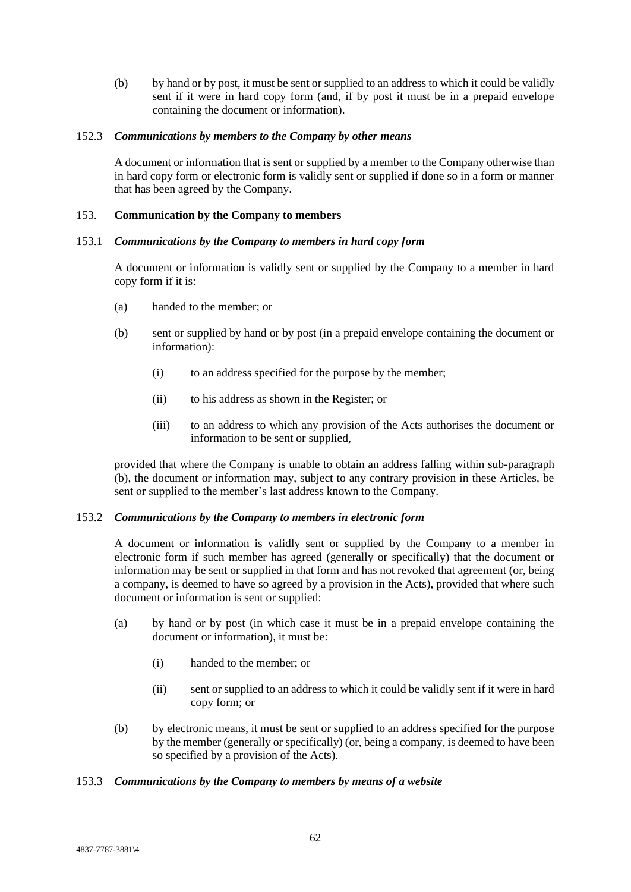(b) by hand or by post, it must be sent or supplied to an address to which it could be validly sent if it were in hard copy form (and, if by post it must be in a prepaid envelope containing the document or information).

### 152.3 *Communications by members to the Company by other means*

A document or information that is sent or supplied by a member to the Company otherwise than in hard copy form or electronic form is validly sent or supplied if done so in a form or manner that has been agreed by the Company.

## 153. **Communication by the Company to members**

### 153.1 *Communications by the Company to members in hard copy form*

A document or information is validly sent or supplied by the Company to a member in hard copy form if it is:

(a) handed to the member; or

(b) sent or supplied by hand or by post (in a prepaid envelope containing the document or information):

  (i) to an address specified for the purpose by the member;

  (ii) to his address as shown in the Register; or

  (iii) to an address to which any provision of the Acts authorises the document or information to be sent or supplied,

provided that where the Company is unable to obtain an address falling within sub-paragraph (b), the document or information may, subject to any contrary provision in these Articles, be sent or supplied to the member's last address known to the Company.

### 153.2 *Communications by the Company to members in electronic form*

A document or information is validly sent or supplied by the Company to a member in electronic form if such member has agreed (generally or specifically) that the document or information may be sent or supplied in that form and has not revoked that agreement (or, being a company, is deemed to have so agreed by a provision in the Acts), provided that where such document or information is sent or supplied:

(a) by hand or by post (in which case it must be in a prepaid envelope containing the document or information), it must be:

  (i) handed to the member; or

  (ii) sent or supplied to an address to which it could be validly sent if it were in hard copy form; or

(b) by electronic means, it must be sent or supplied to an address specified for the purpose by the member (generally or specifically) (or, being a company, is deemed to have been so specified by a provision of the Acts).

### 153.3 *Communications by the Company to members by means of a website*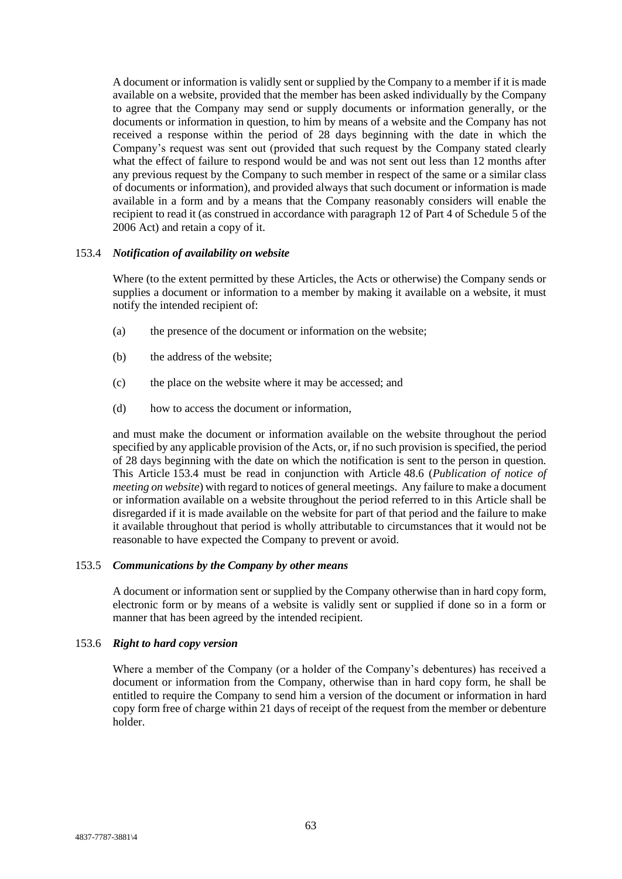A document or information is validly sent or supplied by the Company to a member if it is made available on a website, provided that the member has been asked individually by the Company to agree that the Company may send or supply documents or information generally, or the documents or information in question, to him by means of a website and the Company has not received a response within the period of 28 days beginning with the date in which the Company's request was sent out (provided that such request by the Company stated clearly what the effect of failure to respond would be and was not sent out less than 12 months after any previous request by the Company to such member in respect of the same or a similar class of documents or information), and provided always that such document or information is made available in a form and by a means that the Company reasonably considers will enable the recipient to read it (as construed in accordance with paragraph 12 of Part 4 of Schedule 5 of the 2006 Act) and retain a copy of it.

### 153.4 *Notification of availability on website*

Where (to the extent permitted by these Articles, the Acts or otherwise) the Company sends or supplies a document or information to a member by making it available on a website, it must notify the intended recipient of:

(a) the presence of the document or information on the website;

(b) the address of the website;

(c) the place on the website where it may be accessed; and

(d) how to access the document or information,

and must make the document or information available on the website throughout the period specified by any applicable provision of the Acts, or, if no such provision is specified, the period of 28 days beginning with the date on which the notification is sent to the person in question. This Article 153.4 must be read in conjunction with Article 48.6 (*Publication of notice of meeting on website*) with regard to notices of general meetings. Any failure to make a document or information available on a website throughout the period referred to in this Article shall be disregarded if it is made available on the website for part of that period and the failure to make it available throughout that period is wholly attributable to circumstances that it would not be reasonable to have expected the Company to prevent or avoid.

### 153.5 *Communications by the Company by other means*

A document or information sent or supplied by the Company otherwise than in hard copy form, electronic form or by means of a website is validly sent or supplied if done so in a form or manner that has been agreed by the intended recipient.

### 153.6 *Right to hard copy version*

Where a member of the Company (or a holder of the Company's debentures) has received a document or information from the Company, otherwise than in hard copy form, he shall be entitled to require the Company to send him a version of the document or information in hard copy form free of charge within 21 days of receipt of the request from the member or debenture holder.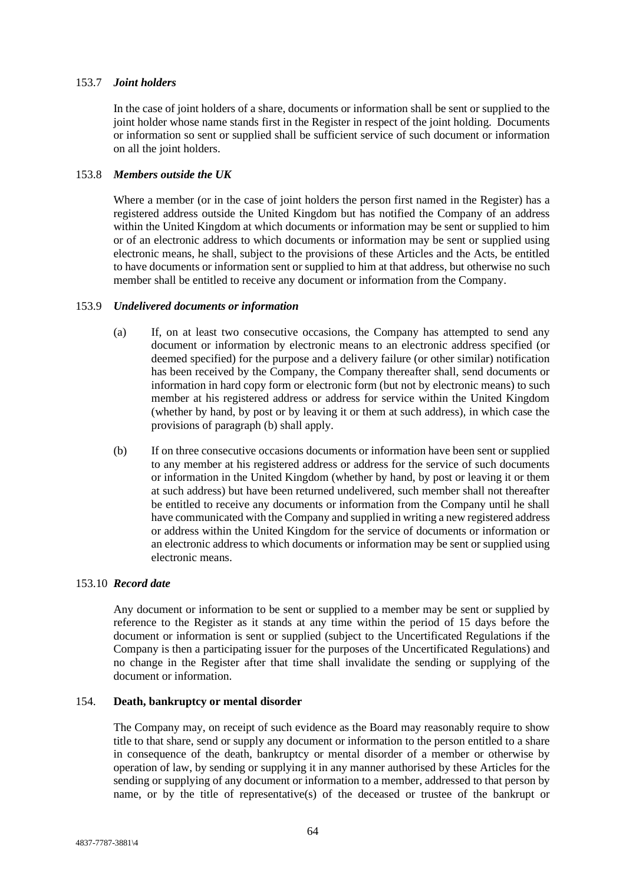153.7 ***Joint holders***

In the case of joint holders of a share, documents or information shall be sent or supplied to the joint holder whose name stands first in the Register in respect of the joint holding. Documents or information so sent or supplied shall be sufficient service of such document or information on all the joint holders.

153.8 ***Members outside the UK***

Where a member (or in the case of joint holders the person first named in the Register) has a registered address outside the United Kingdom but has notified the Company of an address within the United Kingdom at which documents or information may be sent or supplied to him or of an electronic address to which documents or information may be sent or supplied using electronic means, he shall, subject to the provisions of these Articles and the Acts, be entitled to have documents or information sent or supplied to him at that address, but otherwise no such member shall be entitled to receive any document or information from the Company.

153.9 ***Undelivered documents or information***

(a) If, on at least two consecutive occasions, the Company has attempted to send any document or information by electronic means to an electronic address specified (or deemed specified) for the purpose and a delivery failure (or other similar) notification has been received by the Company, the Company thereafter shall, send documents or information in hard copy form or electronic form (but not by electronic means) to such member at his registered address or address for service within the United Kingdom (whether by hand, by post or by leaving it or them at such address), in which case the provisions of paragraph (b) shall apply.

(b) If on three consecutive occasions documents or information have been sent or supplied to any member at his registered address or address for the service of such documents or information in the United Kingdom (whether by hand, by post or leaving it or them at such address) but have been returned undelivered, such member shall not thereafter be entitled to receive any documents or information from the Company until he shall have communicated with the Company and supplied in writing a new registered address or address within the United Kingdom for the service of documents or information or an electronic address to which documents or information may be sent or supplied using electronic means.

153.10 ***Record date***

Any document or information to be sent or supplied to a member may be sent or supplied by reference to the Register as it stands at any time within the period of 15 days before the document or information is sent or supplied (subject to the Uncertificated Regulations if the Company is then a participating issuer for the purposes of the Uncertificated Regulations) and no change in the Register after that time shall invalidate the sending or supplying of the document or information.

154. **Death, bankruptcy or mental disorder**

The Company may, on receipt of such evidence as the Board may reasonably require to show title to that share, send or supply any document or information to the person entitled to a share in consequence of the death, bankruptcy or mental disorder of a member or otherwise by operation of law, by sending or supplying it in any manner authorised by these Articles for the sending or supplying of any document or information to a member, addressed to that person by name, or by the title of representative(s) of the deceased or trustee of the bankrupt or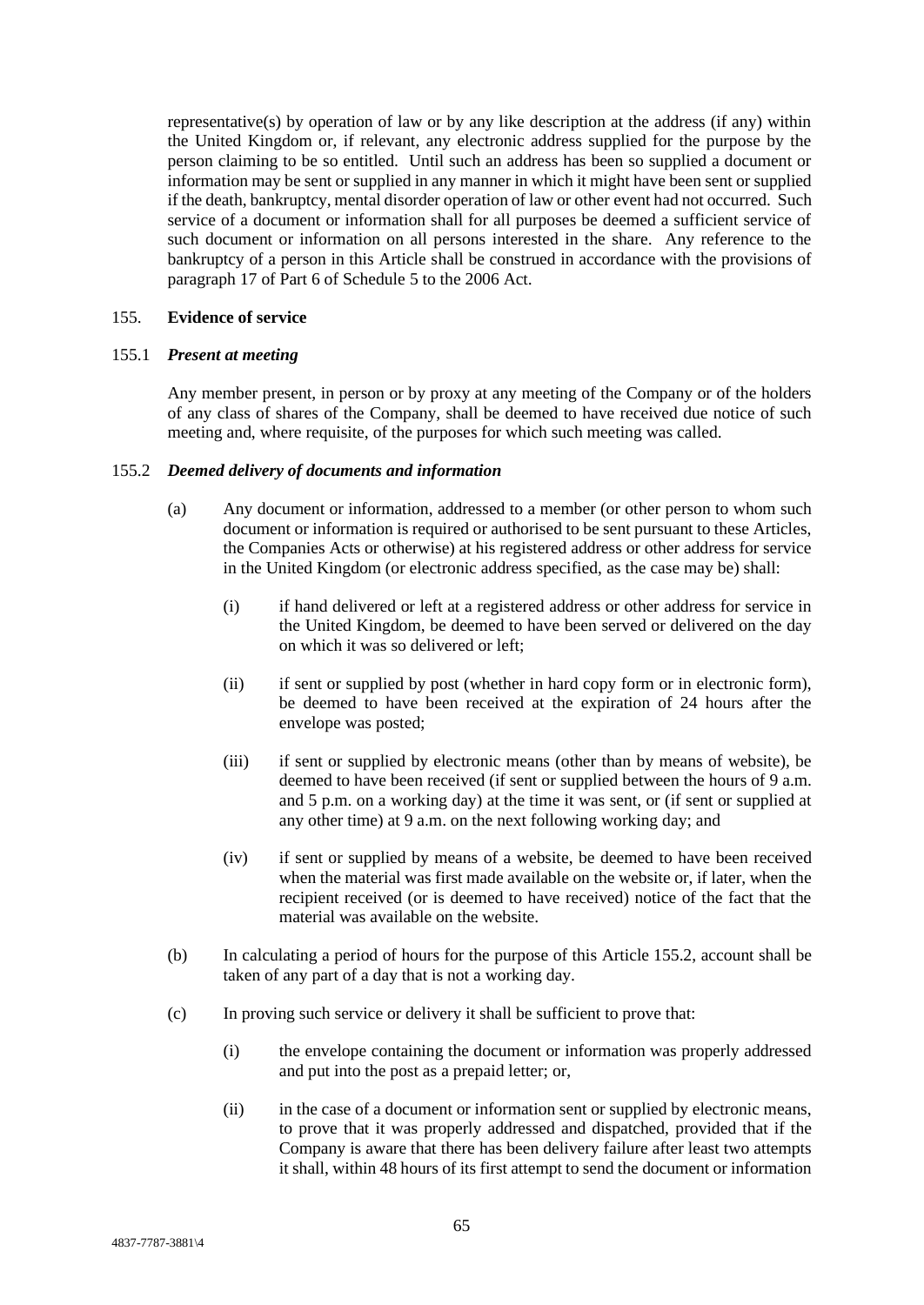representative(s) by operation of law or by any like description at the address (if any) within the United Kingdom or, if relevant, any electronic address supplied for the purpose by the person claiming to be so entitled. Until such an address has been so supplied a document or information may be sent or supplied in any manner in which it might have been sent or supplied if the death, bankruptcy, mental disorder operation of law or other event had not occurred. Such service of a document or information shall for all purposes be deemed a sufficient service of such document or information on all persons interested in the share. Any reference to the bankruptcy of a person in this Article shall be construed in accordance with the provisions of paragraph 17 of Part 6 of Schedule 5 to the 2006 Act.

## 155. **Evidence of service**

### 155.1 ***Present at meeting***

Any member present, in person or by proxy at any meeting of the Company or of the holders of any class of shares of the Company, shall be deemed to have received due notice of such meeting and, where requisite, of the purposes for which such meeting was called.

### 155.2 ***Deemed delivery of documents and information***

(a) Any document or information, addressed to a member (or other person to whom such document or information is required or authorised to be sent pursuant to these Articles, the Companies Acts or otherwise) at his registered address or other address for service in the United Kingdom (or electronic address specified, as the case may be) shall:

(i) if hand delivered or left at a registered address or other address for service in the United Kingdom, be deemed to have been served or delivered on the day on which it was so delivered or left;

(ii) if sent or supplied by post (whether in hard copy form or in electronic form), be deemed to have been received at the expiration of 24 hours after the envelope was posted;

(iii) if sent or supplied by electronic means (other than by means of website), be deemed to have been received (if sent or supplied between the hours of 9 a.m. and 5 p.m. on a working day) at the time it was sent, or (if sent or supplied at any other time) at 9 a.m. on the next following working day; and

(iv) if sent or supplied by means of a website, be deemed to have been received when the material was first made available on the website or, if later, when the recipient received (or is deemed to have received) notice of the fact that the material was available on the website.

(b) In calculating a period of hours for the purpose of this Article 155.2, account shall be taken of any part of a day that is not a working day.

(c) In proving such service or delivery it shall be sufficient to prove that:

(i) the envelope containing the document or information was properly addressed and put into the post as a prepaid letter; or,

(ii) in the case of a document or information sent or supplied by electronic means, to prove that it was properly addressed and dispatched, provided that if the Company is aware that there has been delivery failure after least two attempts it shall, within 48 hours of its first attempt to send the document or information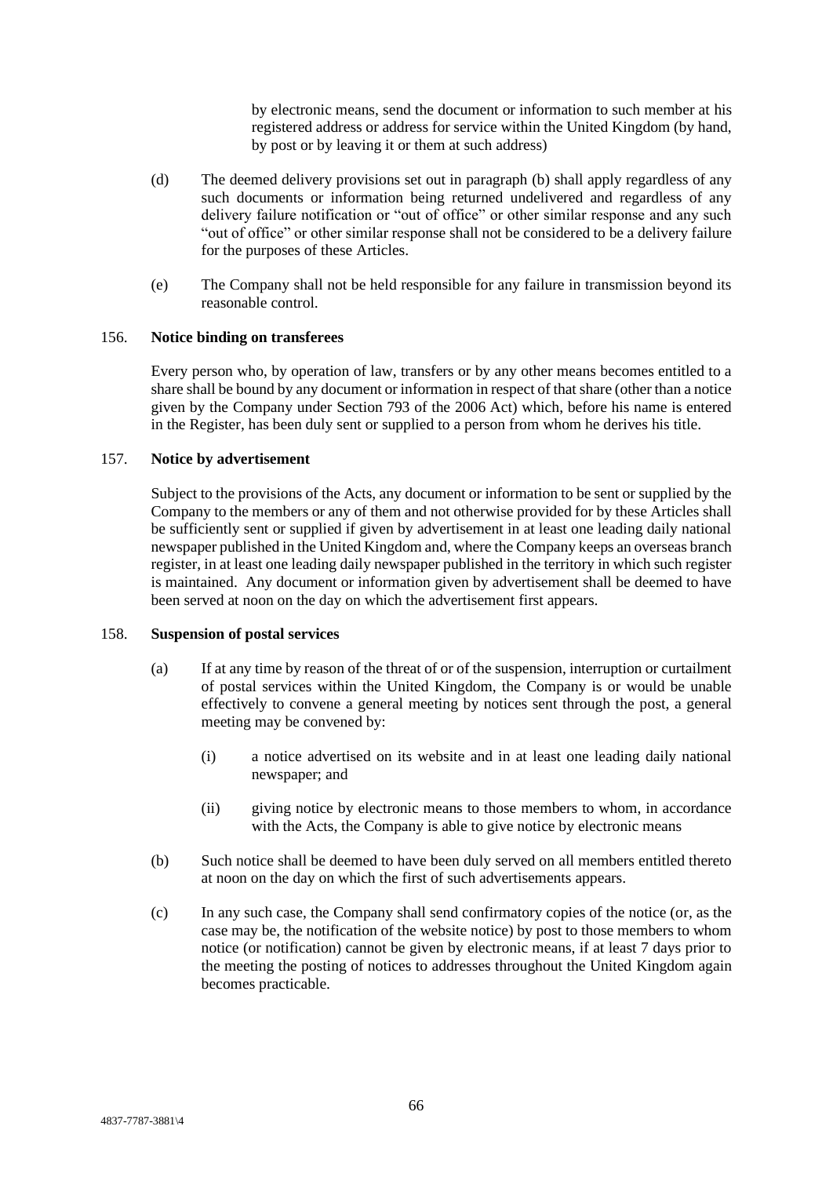by electronic means, send the document or information to such member at his registered address or address for service within the United Kingdom (by hand, by post or by leaving it or them at such address)

(d) The deemed delivery provisions set out in paragraph (b) shall apply regardless of any such documents or information being returned undelivered and regardless of any delivery failure notification or "out of office" or other similar response and any such "out of office" or other similar response shall not be considered to be a delivery failure for the purposes of these Articles.

(e) The Company shall not be held responsible for any failure in transmission beyond its reasonable control.

156. **Notice binding on transferees**

Every person who, by operation of law, transfers or by any other means becomes entitled to a share shall be bound by any document or information in respect of that share (other than a notice given by the Company under Section 793 of the 2006 Act) which, before his name is entered in the Register, has been duly sent or supplied to a person from whom he derives his title.

157. **Notice by advertisement**

Subject to the provisions of the Acts, any document or information to be sent or supplied by the Company to the members or any of them and not otherwise provided for by these Articles shall be sufficiently sent or supplied if given by advertisement in at least one leading daily national newspaper published in the United Kingdom and, where the Company keeps an overseas branch register, in at least one leading daily newspaper published in the territory in which such register is maintained. Any document or information given by advertisement shall be deemed to have been served at noon on the day on which the advertisement first appears.

158. **Suspension of postal services**

(a) If at any time by reason of the threat of or of the suspension, interruption or curtailment of postal services within the United Kingdom, the Company is or would be unable effectively to convene a general meeting by notices sent through the post, a general meeting may be convened by:

(i) a notice advertised on its website and in at least one leading daily national newspaper; and

(ii) giving notice by electronic means to those members to whom, in accordance with the Acts, the Company is able to give notice by electronic means

(b) Such notice shall be deemed to have been duly served on all members entitled thereto at noon on the day on which the first of such advertisements appears.

(c) In any such case, the Company shall send confirmatory copies of the notice (or, as the case may be, the notification of the website notice) by post to those members to whom notice (or notification) cannot be given by electronic means, if at least 7 days prior to the meeting the posting of notices to addresses throughout the United Kingdom again becomes practicable.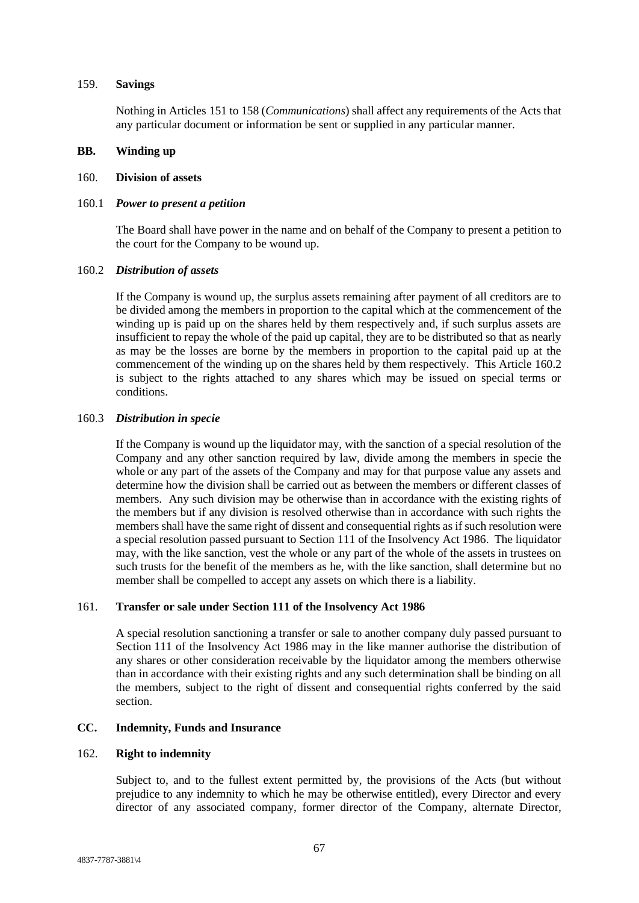## 159. Savings

Nothing in Articles 151 to 158 (*Communications*) shall affect any requirements of the Acts that any particular document or information be sent or supplied in any particular manner.

## BB. Winding up

## 160. Division of assets

### 160.1 *Power to present a petition*

The Board shall have power in the name and on behalf of the Company to present a petition to the court for the Company to be wound up.

### 160.2 *Distribution of assets*

If the Company is wound up, the surplus assets remaining after payment of all creditors are to be divided among the members in proportion to the capital which at the commencement of the winding up is paid up on the shares held by them respectively and, if such surplus assets are insufficient to repay the whole of the paid up capital, they are to be distributed so that as nearly as may be the losses are borne by the members in proportion to the capital paid up at the commencement of the winding up on the shares held by them respectively. This Article 160.2 is subject to the rights attached to any shares which may be issued on special terms or conditions.

### 160.3 *Distribution in specie*

If the Company is wound up the liquidator may, with the sanction of a special resolution of the Company and any other sanction required by law, divide among the members in specie the whole or any part of the assets of the Company and may for that purpose value any assets and determine how the division shall be carried out as between the members or different classes of members. Any such division may be otherwise than in accordance with the existing rights of the members but if any division is resolved otherwise than in accordance with such rights the members shall have the same right of dissent and consequential rights as if such resolution were a special resolution passed pursuant to Section 111 of the Insolvency Act 1986. The liquidator may, with the like sanction, vest the whole or any part of the whole of the assets in trustees on such trusts for the benefit of the members as he, with the like sanction, shall determine but no member shall be compelled to accept any assets on which there is a liability.

## 161. Transfer or sale under Section 111 of the Insolvency Act 1986

A special resolution sanctioning a transfer or sale to another company duly passed pursuant to Section 111 of the Insolvency Act 1986 may in the like manner authorise the distribution of any shares or other consideration receivable by the liquidator among the members otherwise than in accordance with their existing rights and any such determination shall be binding on all the members, subject to the right of dissent and consequential rights conferred by the said section.

## CC. Indemnity, Funds and Insurance

## 162. Right to indemnity

Subject to, and to the fullest extent permitted by, the provisions of the Acts (but without prejudice to any indemnity to which he may be otherwise entitled), every Director and every director of any associated company, former director of the Company, alternate Director,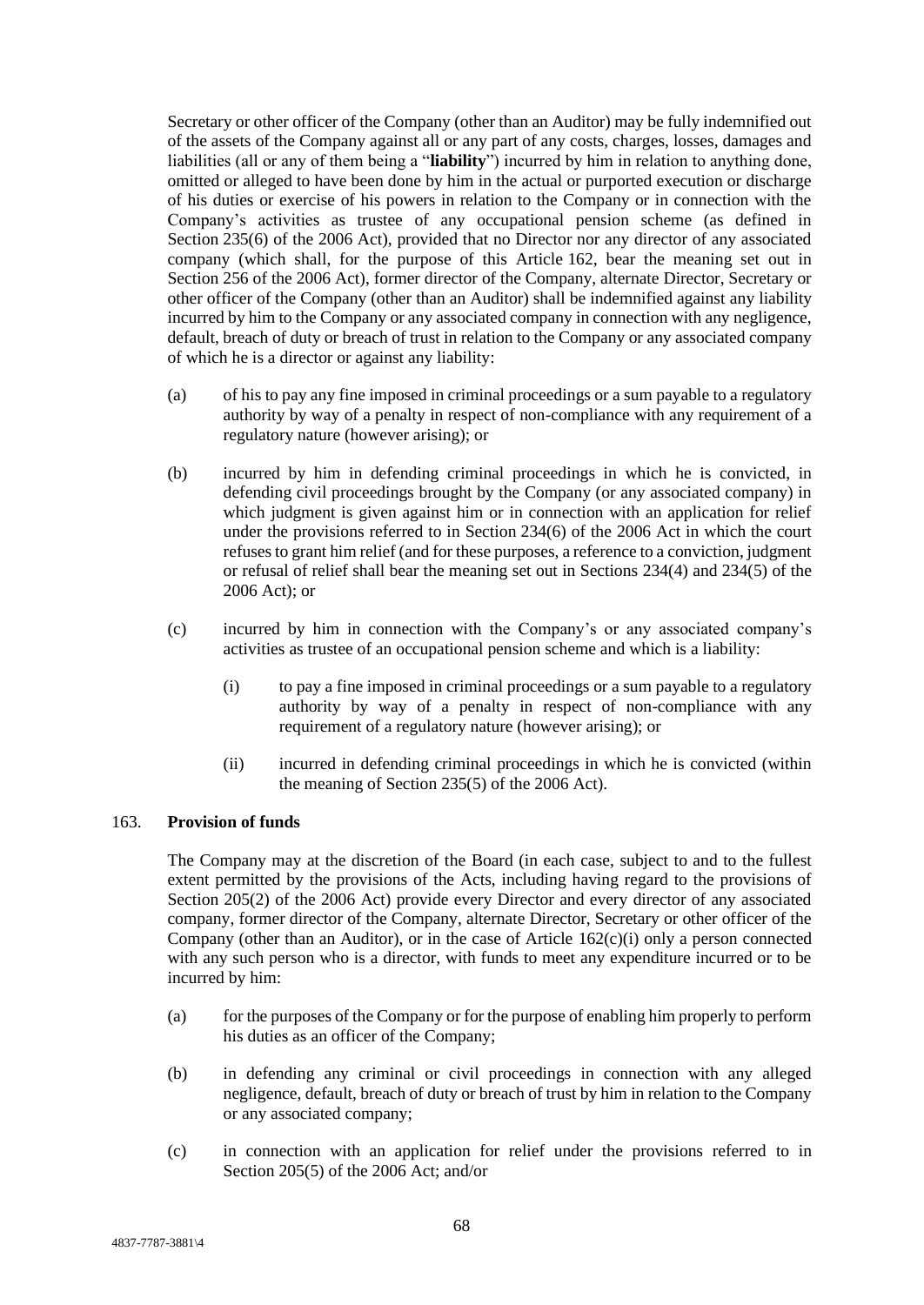Secretary or other officer of the Company (other than an Auditor) may be fully indemnified out of the assets of the Company against all or any part of any costs, charges, losses, damages and liabilities (all or any of them being a "**liability**") incurred by him in relation to anything done, omitted or alleged to have been done by him in the actual or purported execution or discharge of his duties or exercise of his powers in relation to the Company or in connection with the Company's activities as trustee of any occupational pension scheme (as defined in Section 235(6) of the 2006 Act), provided that no Director nor any director of any associated company (which shall, for the purpose of this Article 162, bear the meaning set out in Section 256 of the 2006 Act), former director of the Company, alternate Director, Secretary or other officer of the Company (other than an Auditor) shall be indemnified against any liability incurred by him to the Company or any associated company in connection with any negligence, default, breach of duty or breach of trust in relation to the Company or any associated company of which he is a director or against any liability:

(a) of his to pay any fine imposed in criminal proceedings or a sum payable to a regulatory authority by way of a penalty in respect of non-compliance with any requirement of a regulatory nature (however arising); or

(b) incurred by him in defending criminal proceedings in which he is convicted, in defending civil proceedings brought by the Company (or any associated company) in which judgment is given against him or in connection with an application for relief under the provisions referred to in Section 234(6) of the 2006 Act in which the court refuses to grant him relief (and for these purposes, a reference to a conviction, judgment or refusal of relief shall bear the meaning set out in Sections 234(4) and 234(5) of the 2006 Act); or

(c) incurred by him in connection with the Company's or any associated company's activities as trustee of an occupational pension scheme and which is a liability:

   (i) to pay a fine imposed in criminal proceedings or a sum payable to a regulatory authority by way of a penalty in respect of non-compliance with any requirement of a regulatory nature (however arising); or

   (ii) incurred in defending criminal proceedings in which he is convicted (within the meaning of Section 235(5) of the 2006 Act).

163. **Provision of funds**

The Company may at the discretion of the Board (in each case, subject to and to the fullest extent permitted by the provisions of the Acts, including having regard to the provisions of Section 205(2) of the 2006 Act) provide every Director and every director of any associated company, former director of the Company, alternate Director, Secretary or other officer of the Company (other than an Auditor), or in the case of Article 162(c)(i) only a person connected with any such person who is a director, with funds to meet any expenditure incurred or to be incurred by him:

(a) for the purposes of the Company or for the purpose of enabling him properly to perform his duties as an officer of the Company;

(b) in defending any criminal or civil proceedings in connection with any alleged negligence, default, breach of duty or breach of trust by him in relation to the Company or any associated company;

(c) in connection with an application for relief under the provisions referred to in Section 205(5) of the 2006 Act; and/or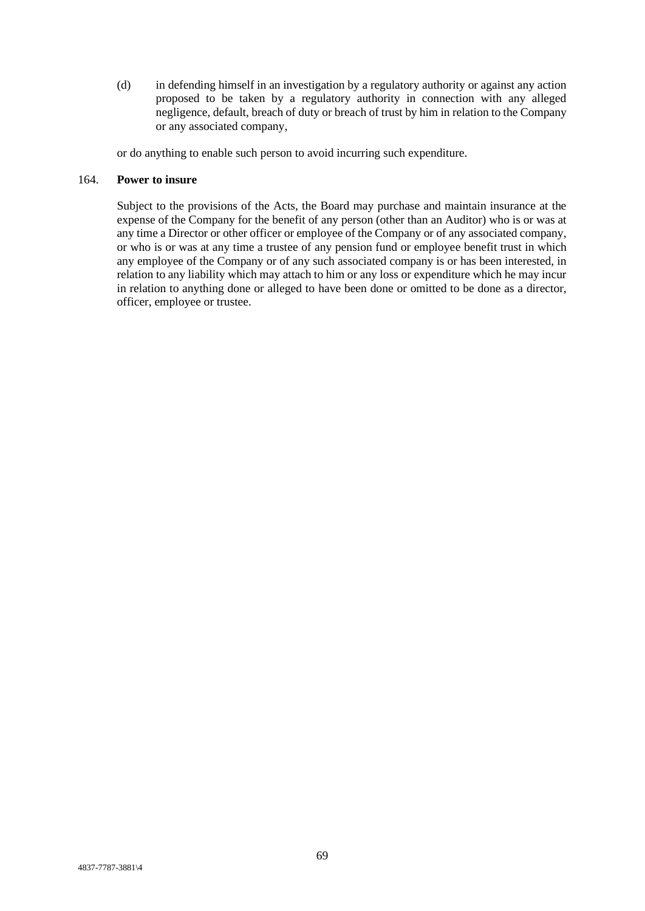(d) in defending himself in an investigation by a regulatory authority or against any action proposed to be taken by a regulatory authority in connection with any alleged negligence, default, breach of duty or breach of trust by him in relation to the Company or any associated company,

or do anything to enable such person to avoid incurring such expenditure.

164. **Power to insure**

Subject to the provisions of the Acts, the Board may purchase and maintain insurance at the expense of the Company for the benefit of any person (other than an Auditor) who is or was at any time a Director or other officer or employee of the Company or of any associated company, or who is or was at any time a trustee of any pension fund or employee benefit trust in which any employee of the Company or of any such associated company is or has been interested, in relation to any liability which may attach to him or any loss or expenditure which he may incur in relation to anything done or alleged to have been done or omitted to be done as a director, officer, employee or trustee.